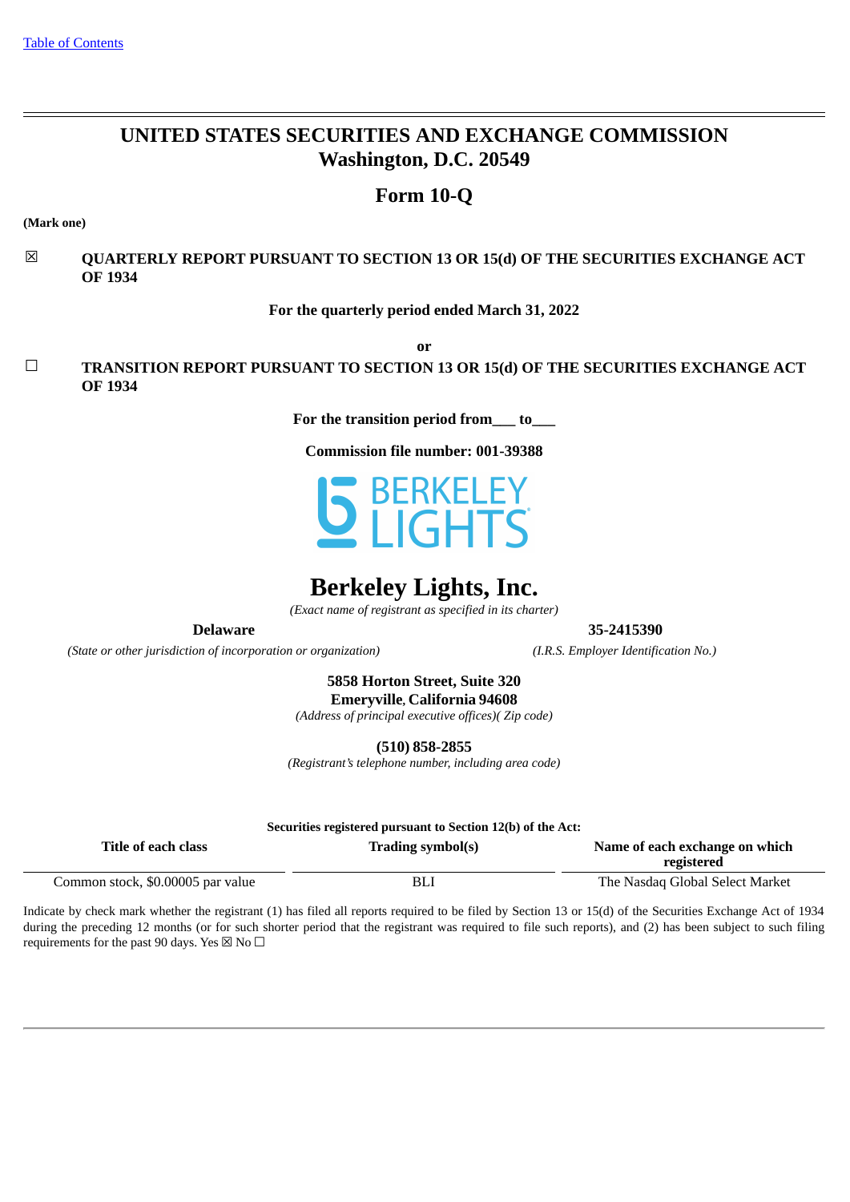[Table of Contents](#)

# UNITED STATES SECURITIES AND EXCHANGE COMMISSION
## Washington, D.C. 20549

## Form 10-Q

**(Mark one)**

☒ **QUARTERLY REPORT PURSUANT TO SECTION 13 OR 15(d) OF THE SECURITIES EXCHANGE ACT OF 1934**

**For the quarterly period ended March 31, 2022**

**or**

☐ **TRANSITION REPORT PURSUANT TO SECTION 13 OR 15(d) OF THE SECURITIES EXCHANGE ACT OF 1934**

**For the transition period from\_\_\_ to\_\_\_**

**Commission file number: 001-39388**

# Berkeley Lights, Inc.

*(Exact name of registrant as specified in its charter)*

| **Delaware** | **35-2415390** |
|---|---|
| *(State or other jurisdiction of incorporation or organization)* | *(I.R.S. Employer Identification No.)* |

**5858 Horton Street, Suite 320**
**Emeryville, California 94608**
*(Address of principal executive offices)( Zip code)*

**(510) 858-2855**
*(Registrant's telephone number, including area code)*

**Securities registered pursuant to Section 12(b) of the Act:**

| Title of each class | Trading symbol(s) | Name of each exchange on which registered |
|---|---|---|
| Common stock, $0.00005 par value | BLI | The Nasdaq Global Select Market |

Indicate by check mark whether the registrant (1) has filed all reports required to be filed by Section 13 or 15(d) of the Securities Exchange Act of 1934 during the preceding 12 months (or for such shorter period that the registrant was required to file such reports), and (2) has been subject to such filing requirements for the past 90 days. Yes ☒ No ☐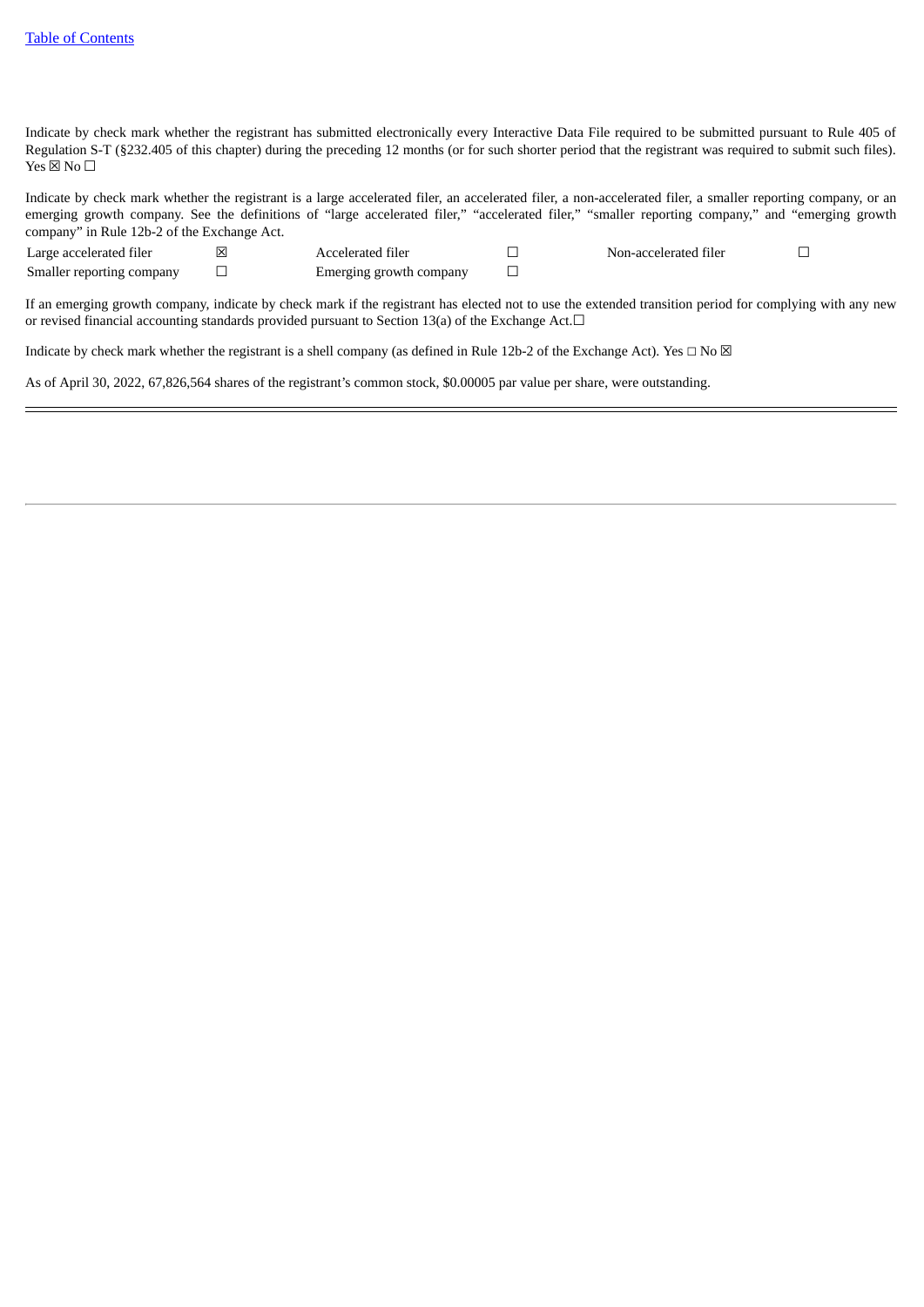Indicate by check mark whether the registrant has submitted electronically every Interactive Data File required to be submitted pursuant to Rule 405 of Regulation S-T (§232.405 of this chapter) during the preceding 12 months (or for such shorter period that the registrant was required to submit such files). Yes ☒ No ☐

Indicate by check mark whether the registrant is a large accelerated filer, an accelerated filer, a non-accelerated filer, a smaller reporting company, or an emerging growth company. See the definitions of "large accelerated filer," "accelerated filer," "smaller reporting company," and "emerging growth company" in Rule 12b-2 of the Exchange Act.

| | | | | | |
|---|---|---|---|---|---|
| Large accelerated filer | ☒ | Accelerated filer | ☐ | Non-accelerated filer | ☐ |
| Smaller reporting company | ☐ | Emerging growth company | ☐ | | |

If an emerging growth company, indicate by check mark if the registrant has elected not to use the extended transition period for complying with any new or revised financial accounting standards provided pursuant to Section 13(a) of the Exchange Act.☐

Indicate by check mark whether the registrant is a shell company (as defined in Rule 12b-2 of the Exchange Act). Yes ☐ No ☒

As of April 30, 2022, 67,826,564 shares of the registrant's common stock, $0.00005 par value per share, were outstanding.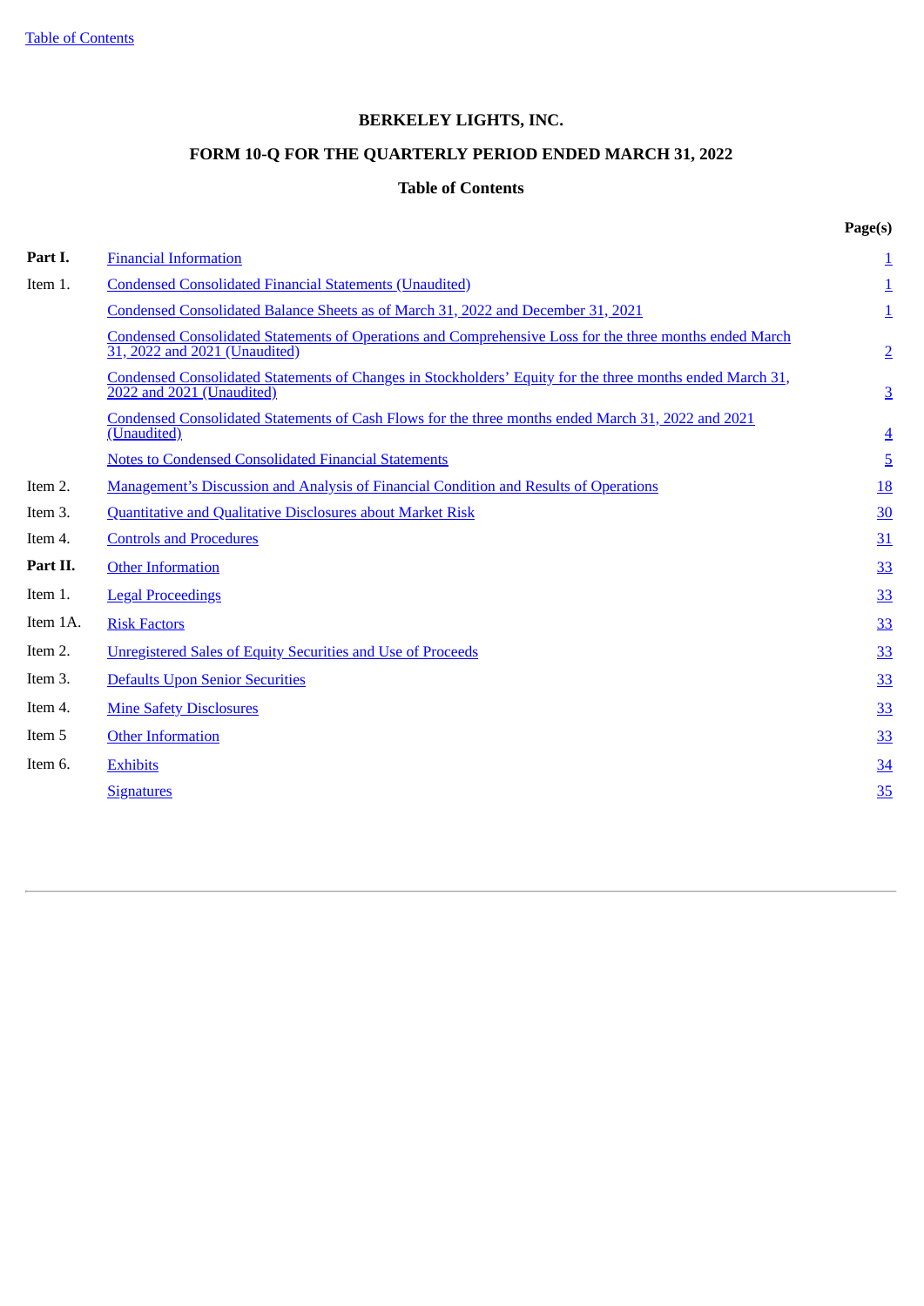[Table of Contents](#)

# BERKELEY LIGHTS, INC.

## FORM 10-Q FOR THE QUARTERLY PERIOD ENDED MARCH 31, 2022

### Table of Contents

| | | Page(s) |
|---|---|---|
| **Part I.** | Financial Information | 1 |
| Item 1. | Condensed Consolidated Financial Statements (Unaudited) | 1 |
| | Condensed Consolidated Balance Sheets as of March 31, 2022 and December 31, 2021 | 1 |
| | Condensed Consolidated Statements of Operations and Comprehensive Loss for the three months ended March 31, 2022 and 2021 (Unaudited) | 2 |
| | Condensed Consolidated Statements of Changes in Stockholders' Equity for the three months ended March 31, 2022 and 2021 (Unaudited) | 3 |
| | Condensed Consolidated Statements of Cash Flows for the three months ended March 31, 2022 and 2021 (Unaudited) | 4 |
| | Notes to Condensed Consolidated Financial Statements | 5 |
| Item 2. | Management's Discussion and Analysis of Financial Condition and Results of Operations | 18 |
| Item 3. | Quantitative and Qualitative Disclosures about Market Risk | 30 |
| Item 4. | Controls and Procedures | 31 |
| **Part II.** | Other Information | 33 |
| Item 1. | Legal Proceedings | 33 |
| Item 1A. | Risk Factors | 33 |
| Item 2. | Unregistered Sales of Equity Securities and Use of Proceeds | 33 |
| Item 3. | Defaults Upon Senior Securities | 33 |
| Item 4. | Mine Safety Disclosures | 33 |
| Item 5 | Other Information | 33 |
| Item 6. | Exhibits | 34 |
| | Signatures | 35 |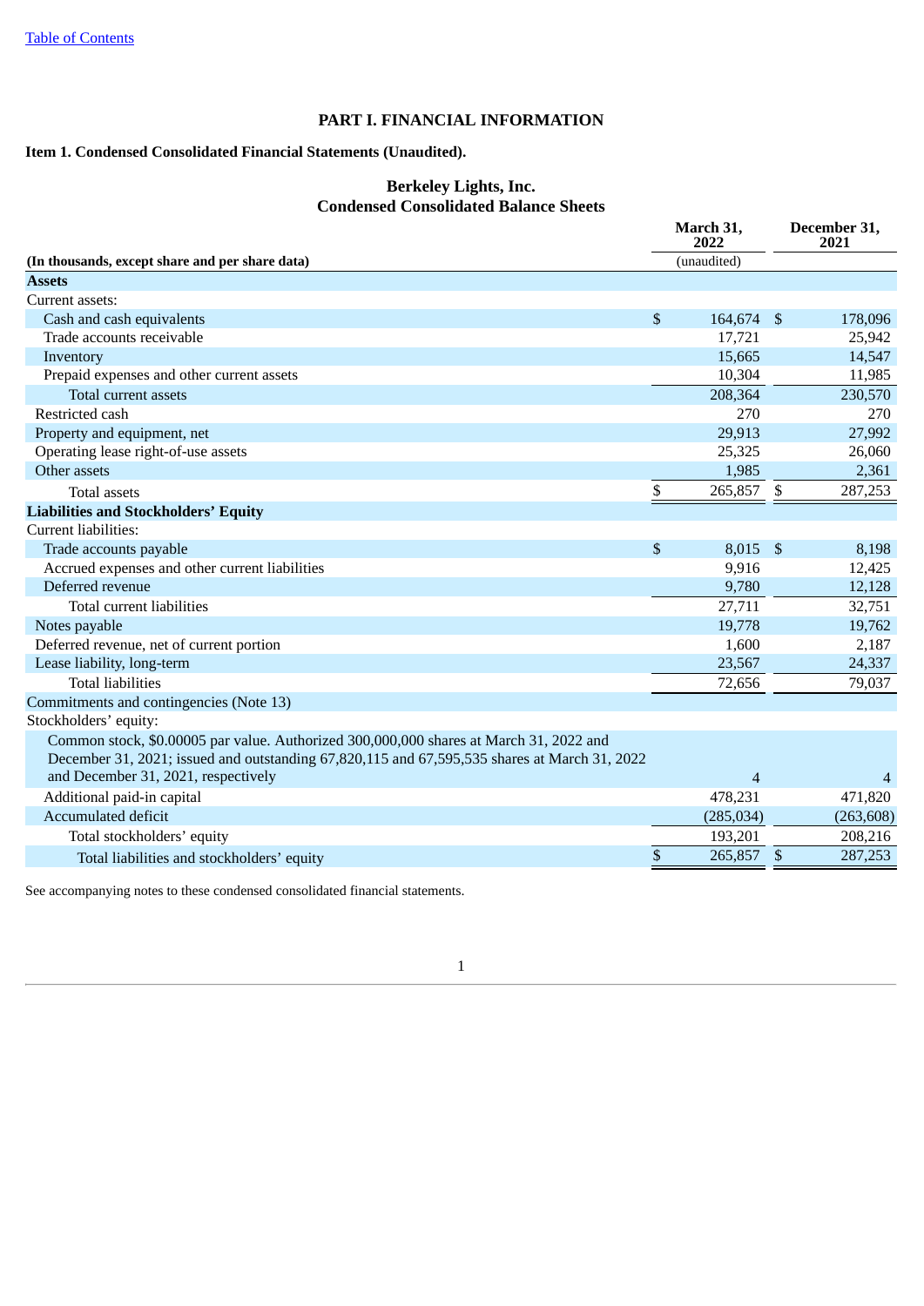# PART I. FINANCIAL INFORMATION

## Item 1. Condensed Consolidated Financial Statements (Unaudited).

### Berkeley Lights, Inc.
### Condensed Consolidated Balance Sheets

| (In thousands, except share and per share data) | March 31, 2022 (unaudited) | December 31, 2021 |
|---|---|---|
| **Assets** | | |
| Current assets: | | |
| Cash and cash equivalents | $ 164,674 | $ 178,096 |
| Trade accounts receivable | 17,721 | 25,942 |
| Inventory | 15,665 | 14,547 |
| Prepaid expenses and other current assets | 10,304 | 11,985 |
| Total current assets | 208,364 | 230,570 |
| Restricted cash | 270 | 270 |
| Property and equipment, net | 29,913 | 27,992 |
| Operating lease right-of-use assets | 25,325 | 26,060 |
| Other assets | 1,985 | 2,361 |
| Total assets | $ 265,857 | $ 287,253 |
| **Liabilities and Stockholders' Equity** | | |
| Current liabilities: | | |
| Trade accounts payable | $ 8,015 | $ 8,198 |
| Accrued expenses and other current liabilities | 9,916 | 12,425 |
| Deferred revenue | 9,780 | 12,128 |
| Total current liabilities | 27,711 | 32,751 |
| Notes payable | 19,778 | 19,762 |
| Deferred revenue, net of current portion | 1,600 | 2,187 |
| Lease liability, long-term | 23,567 | 24,337 |
| Total liabilities | 72,656 | 79,037 |
| Commitments and contingencies (Note 13) | | |
| Stockholders' equity: | | |
| Common stock, $0.00005 par value. Authorized 300,000,000 shares at March 31, 2022 and December 31, 2021; issued and outstanding 67,820,115 and 67,595,535 shares at March 31, 2022 and December 31, 2021, respectively | 4 | 4 |
| Additional paid-in capital | 478,231 | 471,820 |
| Accumulated deficit | (285,034) | (263,608) |
| Total stockholders' equity | 193,201 | 208,216 |
| Total liabilities and stockholders' equity | $ 265,857 | $ 287,253 |

See accompanying notes to these condensed consolidated financial statements.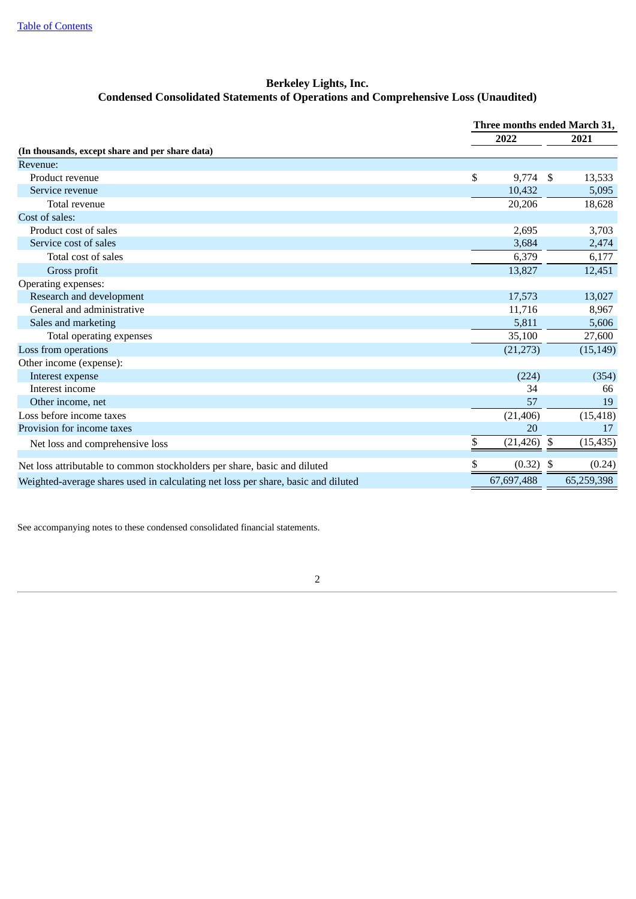**Berkeley Lights, Inc.**
**Condensed Consolidated Statements of Operations and Comprehensive Loss (Unaudited)**

| (In thousands, except share and per share data) | Three months ended March 31, 2022 | Three months ended March 31, 2021 |
|---|---|---|
| Revenue: | | |
| Product revenue | $ 9,774 | $ 13,533 |
| Service revenue | 10,432 | 5,095 |
| Total revenue | 20,206 | 18,628 |
| Cost of sales: | | |
| Product cost of sales | 2,695 | 3,703 |
| Service cost of sales | 3,684 | 2,474 |
| Total cost of sales | 6,379 | 6,177 |
| Gross profit | 13,827 | 12,451 |
| Operating expenses: | | |
| Research and development | 17,573 | 13,027 |
| General and administrative | 11,716 | 8,967 |
| Sales and marketing | 5,811 | 5,606 |
| Total operating expenses | 35,100 | 27,600 |
| Loss from operations | (21,273) | (15,149) |
| Other income (expense): | | |
| Interest expense | (224) | (354) |
| Interest income | 34 | 66 |
| Other income, net | 57 | 19 |
| Loss before income taxes | (21,406) | (15,418) |
| Provision for income taxes | 20 | 17 |
| Net loss and comprehensive loss | $ (21,426) | $ (15,435) |
| Net loss attributable to common stockholders per share, basic and diluted | $ (0.32) | $ (0.24) |
| Weighted-average shares used in calculating net loss per share, basic and diluted | 67,697,488 | 65,259,398 |

See accompanying notes to these condensed consolidated financial statements.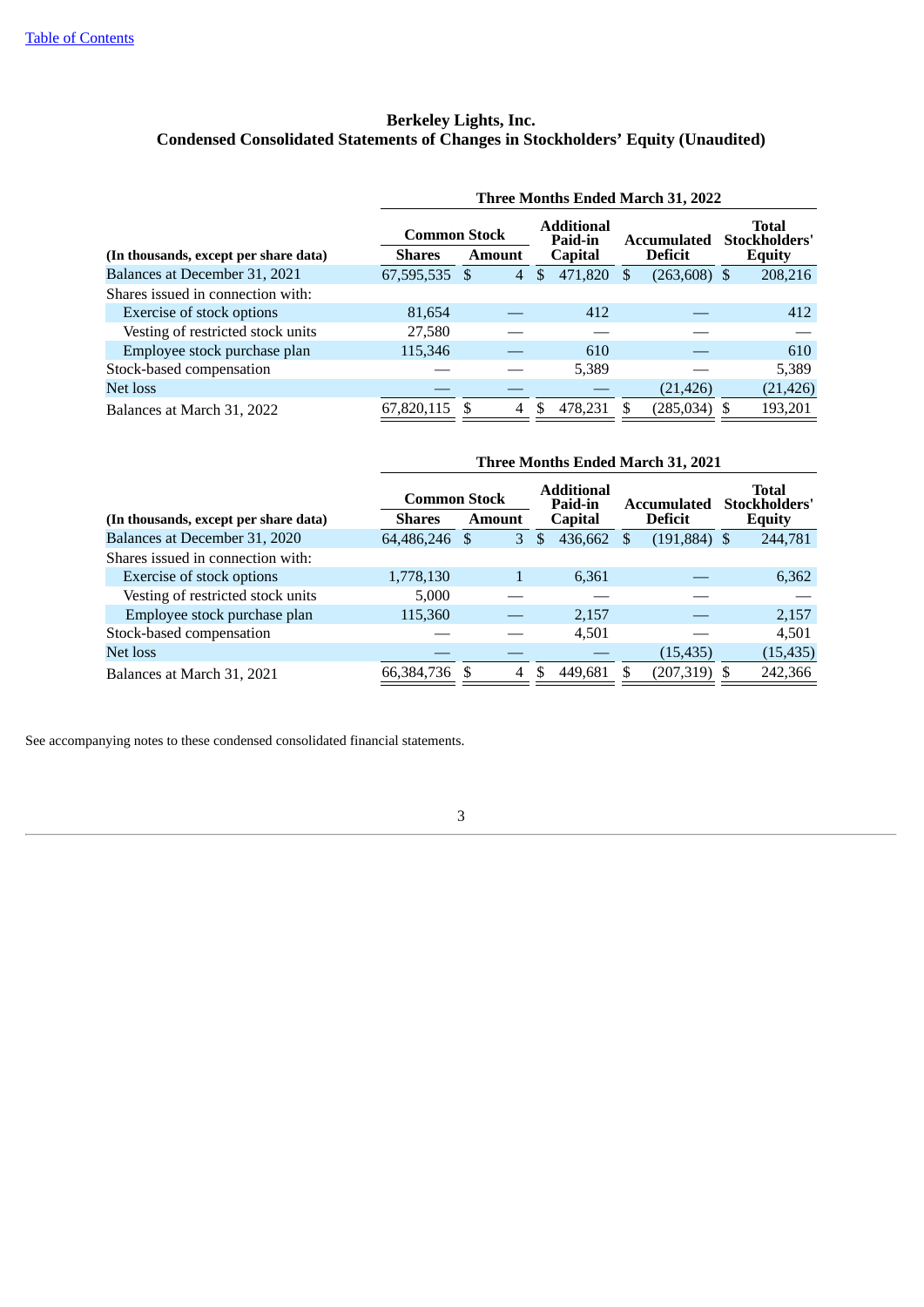# Berkeley Lights, Inc.
## Condensed Consolidated Statements of Changes in Stockholders' Equity (Unaudited)

| | Three Months Ended March 31, 2022 | | | | |
|---|---|---|---|---|---|
| | Common Stock | | Additional Paid-in | Accumulated | Total Stockholders' |
| **(In thousands, except per share data)** | Shares | Amount | Capital | Deficit | Equity |
| Balances at December 31, 2021 | 67,595,535 | $ 4 | $ 471,820 | $ (263,608) | $ 208,216 |
| Shares issued in connection with: | | | | | |
| Exercise of stock options | 81,654 | — | 412 | — | 412 |
| Vesting of restricted stock units | 27,580 | — | — | — | — |
| Employee stock purchase plan | 115,346 | — | 610 | — | 610 |
| Stock-based compensation | — | — | 5,389 | — | 5,389 |
| Net loss | — | — | — | (21,426) | (21,426) |
| Balances at March 31, 2022 | 67,820,115 | $ 4 | $ 478,231 | $ (285,034) | $ 193,201 |

| | Three Months Ended March 31, 2021 | | | | |
|---|---|---|---|---|---|
| | Common Stock | | Additional Paid-in | Accumulated | Total Stockholders' |
| **(In thousands, except per share data)** | Shares | Amount | Capital | Deficit | Equity |
| Balances at December 31, 2020 | 64,486,246 | $ 3 | $ 436,662 | $ (191,884) | $ 244,781 |
| Shares issued in connection with: | | | | | |
| Exercise of stock options | 1,778,130 | 1 | 6,361 | — | 6,362 |
| Vesting of restricted stock units | 5,000 | — | — | — | — |
| Employee stock purchase plan | 115,360 | — | 2,157 | — | 2,157 |
| Stock-based compensation | — | — | 4,501 | — | 4,501 |
| Net loss | — | — | — | (15,435) | (15,435) |
| Balances at March 31, 2021 | 66,384,736 | $ 4 | $ 449,681 | $ (207,319) | $ 242,366 |

See accompanying notes to these condensed consolidated financial statements.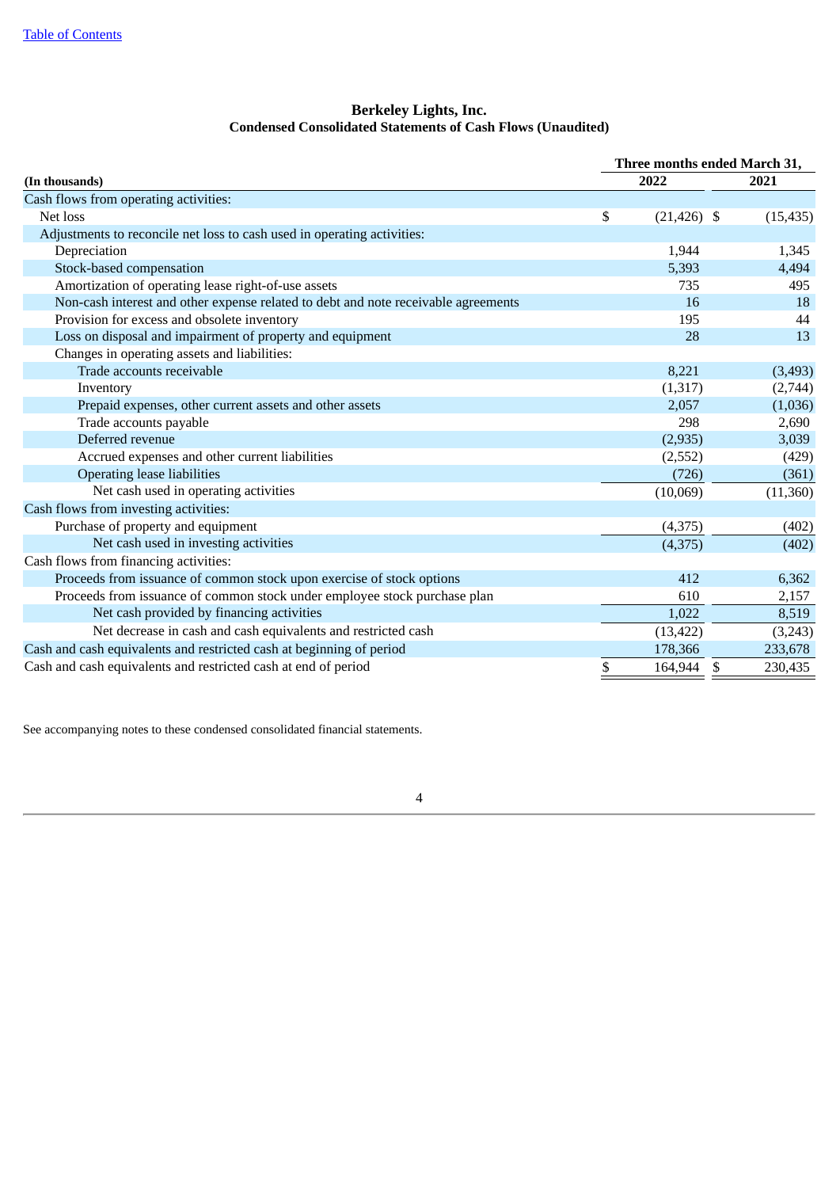Table of Contents

**Berkeley Lights, Inc.**
**Condensed Consolidated Statements of Cash Flows (Unaudited)**

| (In thousands) | Three months ended March 31, 2022 | Three months ended March 31, 2021 |
|---|---|---|
| Cash flows from operating activities: | | |
| Net loss | $ (21,426) | $ (15,435) |
| Adjustments to reconcile net loss to cash used in operating activities: | | |
| Depreciation | 1,944 | 1,345 |
| Stock-based compensation | 5,393 | 4,494 |
| Amortization of operating lease right-of-use assets | 735 | 495 |
| Non-cash interest and other expense related to debt and note receivable agreements | 16 | 18 |
| Provision for excess and obsolete inventory | 195 | 44 |
| Loss on disposal and impairment of property and equipment | 28 | 13 |
| Changes in operating assets and liabilities: | | |
| Trade accounts receivable | 8,221 | (3,493) |
| Inventory | (1,317) | (2,744) |
| Prepaid expenses, other current assets and other assets | 2,057 | (1,036) |
| Trade accounts payable | 298 | 2,690 |
| Deferred revenue | (2,935) | 3,039 |
| Accrued expenses and other current liabilities | (2,552) | (429) |
| Operating lease liabilities | (726) | (361) |
| Net cash used in operating activities | (10,069) | (11,360) |
| Cash flows from investing activities: | | |
| Purchase of property and equipment | (4,375) | (402) |
| Net cash used in investing activities | (4,375) | (402) |
| Cash flows from financing activities: | | |
| Proceeds from issuance of common stock upon exercise of stock options | 412 | 6,362 |
| Proceeds from issuance of common stock under employee stock purchase plan | 610 | 2,157 |
| Net cash provided by financing activities | 1,022 | 8,519 |
| Net decrease in cash and cash equivalents and restricted cash | (13,422) | (3,243) |
| Cash and cash equivalents and restricted cash at beginning of period | 178,366 | 233,678 |
| Cash and cash equivalents and restricted cash at end of period | $ 164,944 | $ 230,435 |

See accompanying notes to these condensed consolidated financial statements.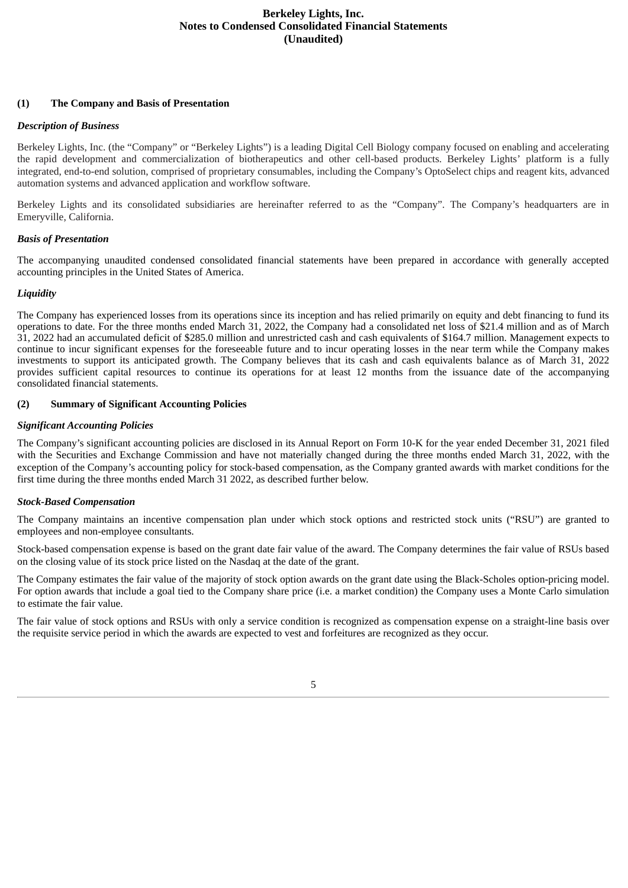# Berkeley Lights, Inc.
## Notes to Condensed Consolidated Financial Statements
## (Unaudited)

### (1) The Company and Basis of Presentation

***Description of Business***

Berkeley Lights, Inc. (the "Company" or "Berkeley Lights") is a leading Digital Cell Biology company focused on enabling and accelerating the rapid development and commercialization of biotherapeutics and other cell-based products. Berkeley Lights' platform is a fully integrated, end-to-end solution, comprised of proprietary consumables, including the Company's OptoSelect chips and reagent kits, advanced automation systems and advanced application and workflow software.

Berkeley Lights and its consolidated subsidiaries are hereinafter referred to as the "Company". The Company's headquarters are in Emeryville, California.

***Basis of Presentation***

The accompanying unaudited condensed consolidated financial statements have been prepared in accordance with generally accepted accounting principles in the United States of America.

***Liquidity***

The Company has experienced losses from its operations since its inception and has relied primarily on equity and debt financing to fund its operations to date. For the three months ended March 31, 2022, the Company had a consolidated net loss of $21.4 million and as of March 31, 2022 had an accumulated deficit of $285.0 million and unrestricted cash and cash equivalents of $164.7 million. Management expects to continue to incur significant expenses for the foreseeable future and to incur operating losses in the near term while the Company makes investments to support its anticipated growth. The Company believes that its cash and cash equivalents balance as of March 31, 2022 provides sufficient capital resources to continue its operations for at least 12 months from the issuance date of the accompanying consolidated financial statements.

### (2) Summary of Significant Accounting Policies

***Significant Accounting Policies***

The Company's significant accounting policies are disclosed in its Annual Report on Form 10-K for the year ended December 31, 2021 filed with the Securities and Exchange Commission and have not materially changed during the three months ended March 31, 2022, with the exception of the Company's accounting policy for stock-based compensation, as the Company granted awards with market conditions for the first time during the three months ended March 31 2022, as described further below.

***Stock-Based Compensation***

The Company maintains an incentive compensation plan under which stock options and restricted stock units ("RSU") are granted to employees and non-employee consultants.

Stock-based compensation expense is based on the grant date fair value of the award. The Company determines the fair value of RSUs based on the closing value of its stock price listed on the Nasdaq at the date of the grant.

The Company estimates the fair value of the majority of stock option awards on the grant date using the Black-Scholes option-pricing model. For option awards that include a goal tied to the Company share price (i.e. a market condition) the Company uses a Monte Carlo simulation to estimate the fair value.

The fair value of stock options and RSUs with only a service condition is recognized as compensation expense on a straight-line basis over the requisite service period in which the awards are expected to vest and forfeitures are recognized as they occur.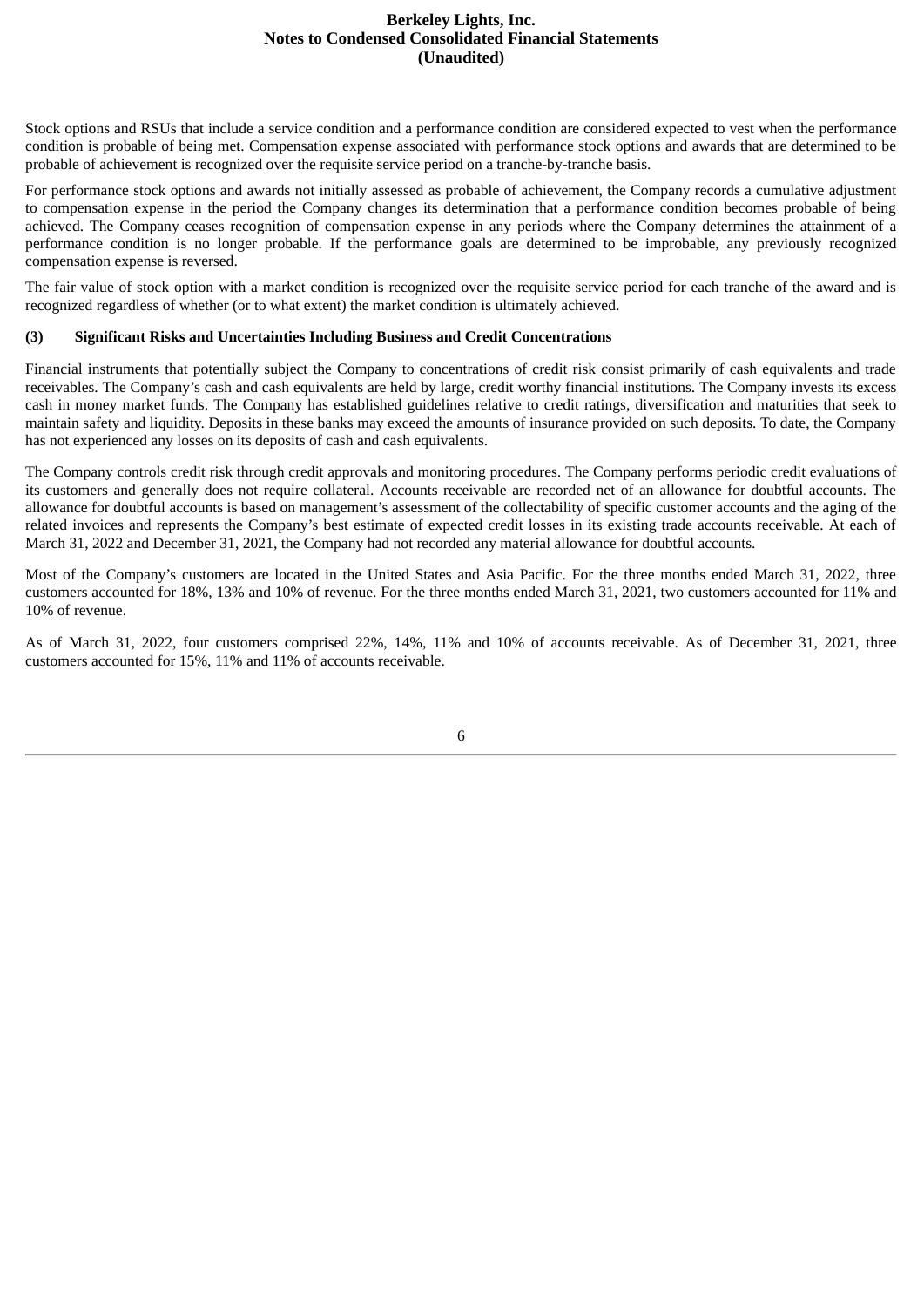Stock options and RSUs that include a service condition and a performance condition are considered expected to vest when the performance condition is probable of being met. Compensation expense associated with performance stock options and awards that are determined to be probable of achievement is recognized over the requisite service period on a tranche-by-tranche basis.

For performance stock options and awards not initially assessed as probable of achievement, the Company records a cumulative adjustment to compensation expense in the period the Company changes its determination that a performance condition becomes probable of being achieved. The Company ceases recognition of compensation expense in any periods where the Company determines the attainment of a performance condition is no longer probable. If the performance goals are determined to be improbable, any previously recognized compensation expense is reversed.

The fair value of stock option with a market condition is recognized over the requisite service period for each tranche of the award and is recognized regardless of whether (or to what extent) the market condition is ultimately achieved.

### (3) Significant Risks and Uncertainties Including Business and Credit Concentrations

Financial instruments that potentially subject the Company to concentrations of credit risk consist primarily of cash equivalents and trade receivables. The Company's cash and cash equivalents are held by large, credit worthy financial institutions. The Company invests its excess cash in money market funds. The Company has established guidelines relative to credit ratings, diversification and maturities that seek to maintain safety and liquidity. Deposits in these banks may exceed the amounts of insurance provided on such deposits. To date, the Company has not experienced any losses on its deposits of cash and cash equivalents.

The Company controls credit risk through credit approvals and monitoring procedures. The Company performs periodic credit evaluations of its customers and generally does not require collateral. Accounts receivable are recorded net of an allowance for doubtful accounts. The allowance for doubtful accounts is based on management's assessment of the collectability of specific customer accounts and the aging of the related invoices and represents the Company's best estimate of expected credit losses in its existing trade accounts receivable. At each of March 31, 2022 and December 31, 2021, the Company had not recorded any material allowance for doubtful accounts.

Most of the Company's customers are located in the United States and Asia Pacific. For the three months ended March 31, 2022, three customers accounted for 18%, 13% and 10% of revenue. For the three months ended March 31, 2021, two customers accounted for 11% and 10% of revenue.

As of March 31, 2022, four customers comprised 22%, 14%, 11% and 10% of accounts receivable. As of December 31, 2021, three customers accounted for 15%, 11% and 11% of accounts receivable.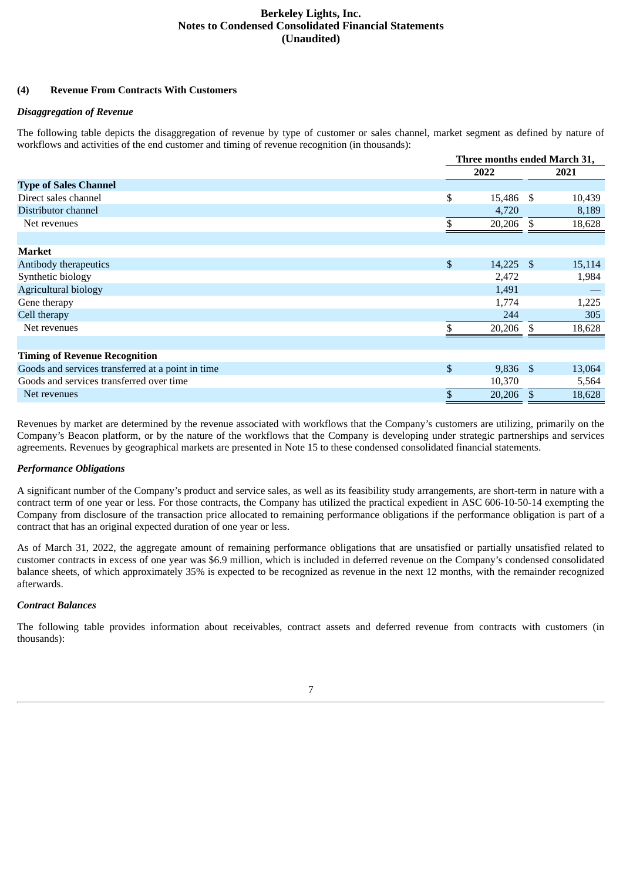### (4) Revenue From Contracts With Customers

***Disaggregation of Revenue***

The following table depicts the disaggregation of revenue by type of customer or sales channel, market segment as defined by nature of workflows and activities of the end customer and timing of revenue recognition (in thousands):

| | Three months ended March 31, | |
|---|---|---|
| | 2022 | 2021 |
| **Type of Sales Channel** | | |
| Direct sales channel | $ 15,486 | $ 10,439 |
| Distributor channel | 4,720 | 8,189 |
| Net revenues | $ 20,206 | $ 18,628 |
| | | |
| **Market** | | |
| Antibody therapeutics | $ 14,225 | $ 15,114 |
| Synthetic biology | 2,472 | 1,984 |
| Agricultural biology | 1,491 | — |
| Gene therapy | 1,774 | 1,225 |
| Cell therapy | 244 | 305 |
| Net revenues | $ 20,206 | $ 18,628 |
| | | |
| **Timing of Revenue Recognition** | | |
| Goods and services transferred at a point in time | $ 9,836 | $ 13,064 |
| Goods and services transferred over time | 10,370 | 5,564 |
| Net revenues | $ 20,206 | $ 18,628 |

Revenues by market are determined by the revenue associated with workflows that the Company's customers are utilizing, primarily on the Company's Beacon platform, or by the nature of the workflows that the Company is developing under strategic partnerships and services agreements. Revenues by geographical markets are presented in Note 15 to these condensed consolidated financial statements.

***Performance Obligations***

A significant number of the Company's product and service sales, as well as its feasibility study arrangements, are short-term in nature with a contract term of one year or less. For those contracts, the Company has utilized the practical expedient in ASC 606-10-50-14 exempting the Company from disclosure of the transaction price allocated to remaining performance obligations if the performance obligation is part of a contract that has an original expected duration of one year or less.

As of March 31, 2022, the aggregate amount of remaining performance obligations that are unsatisfied or partially unsatisfied related to customer contracts in excess of one year was $6.9 million, which is included in deferred revenue on the Company's condensed consolidated balance sheets, of which approximately 35% is expected to be recognized as revenue in the next 12 months, with the remainder recognized afterwards.

***Contract Balances***

The following table provides information about receivables, contract assets and deferred revenue from contracts with customers (in thousands):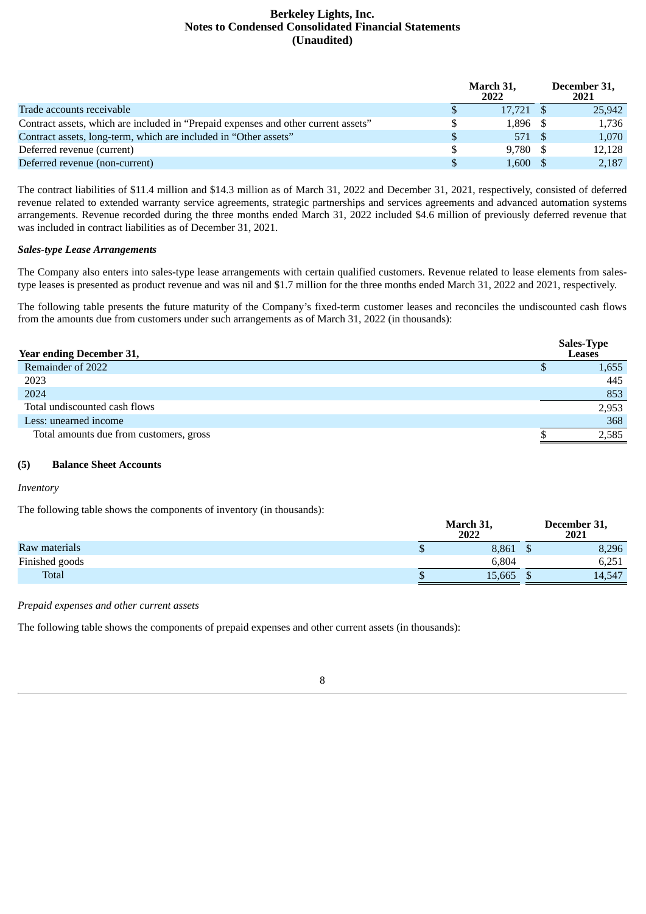| | March 31, 2022 | December 31, 2021 |
|---|---|---|
| Trade accounts receivable | $ 17,721 | $ 25,942 |
| Contract assets, which are included in "Prepaid expenses and other current assets" | $ 1,896 | $ 1,736 |
| Contract assets, long-term, which are included in "Other assets" | $ 571 | $ 1,070 |
| Deferred revenue (current) | $ 9,780 | $ 12,128 |
| Deferred revenue (non-current) | $ 1,600 | $ 2,187 |

The contract liabilities of $11.4 million and $14.3 million as of March 31, 2022 and December 31, 2021, respectively, consisted of deferred revenue related to extended warranty service agreements, strategic partnerships and services agreements and advanced automation systems arrangements. Revenue recorded during the three months ended March 31, 2022 included $4.6 million of previously deferred revenue that was included in contract liabilities as of December 31, 2021.

***Sales-type Lease Arrangements***

The Company also enters into sales-type lease arrangements with certain qualified customers. Revenue related to lease elements from sales-type leases is presented as product revenue and was nil and $1.7 million for the three months ended March 31, 2022 and 2021, respectively.

The following table presents the future maturity of the Company's fixed-term customer leases and reconciles the undiscounted cash flows from the amounts due from customers under such arrangements as of March 31, 2022 (in thousands):

| Year ending December 31, | Sales-Type Leases |
|---|---|
| Remainder of 2022 | $ 1,655 |
| 2023 | 445 |
| 2024 | 853 |
| Total undiscounted cash flows | 2,953 |
| Less: unearned income | 368 |
| Total amounts due from customers, gross | $ 2,585 |

## (5) Balance Sheet Accounts

*Inventory*

The following table shows the components of inventory (in thousands):

| | March 31, 2022 | December 31, 2021 |
|---|---|---|
| Raw materials | $ 8,861 | $ 8,296 |
| Finished goods | 6,804 | 6,251 |
| Total | $ 15,665 | $ 14,547 |

*Prepaid expenses and other current assets*

The following table shows the components of prepaid expenses and other current assets (in thousands):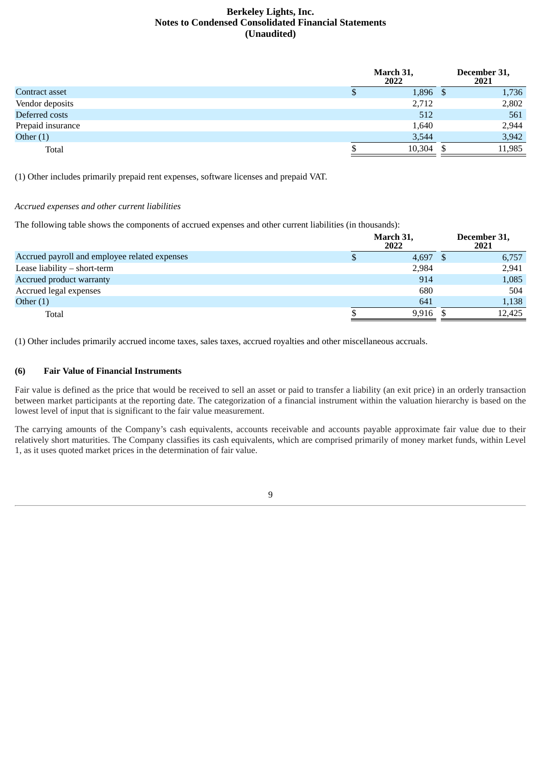| | March 31, 2022 | December 31, 2021 |
|---|---|---|
| Contract asset | $ 1,896 | $ 1,736 |
| Vendor deposits | 2,712 | 2,802 |
| Deferred costs | 512 | 561 |
| Prepaid insurance | 1,640 | 2,944 |
| Other (1) | 3,544 | 3,942 |
| Total | $ 10,304 | $ 11,985 |

(1) Other includes primarily prepaid rent expenses, software licenses and prepaid VAT.

*Accrued expenses and other current liabilities*

The following table shows the components of accrued expenses and other current liabilities (in thousands):

| | March 31, 2022 | December 31, 2021 |
|---|---|---|
| Accrued payroll and employee related expenses | $ 4,697 | $ 6,757 |
| Lease liability – short-term | 2,984 | 2,941 |
| Accrued product warranty | 914 | 1,085 |
| Accrued legal expenses | 680 | 504 |
| Other (1) | 641 | 1,138 |
| Total | $ 9,916 | $ 12,425 |

(1) Other includes primarily accrued income taxes, sales taxes, accrued royalties and other miscellaneous accruals.

## (6) Fair Value of Financial Instruments

Fair value is defined as the price that would be received to sell an asset or paid to transfer a liability (an exit price) in an orderly transaction between market participants at the reporting date. The categorization of a financial instrument within the valuation hierarchy is based on the lowest level of input that is significant to the fair value measurement.

The carrying amounts of the Company's cash equivalents, accounts receivable and accounts payable approximate fair value due to their relatively short maturities. The Company classifies its cash equivalents, which are comprised primarily of money market funds, within Level 1, as it uses quoted market prices in the determination of fair value.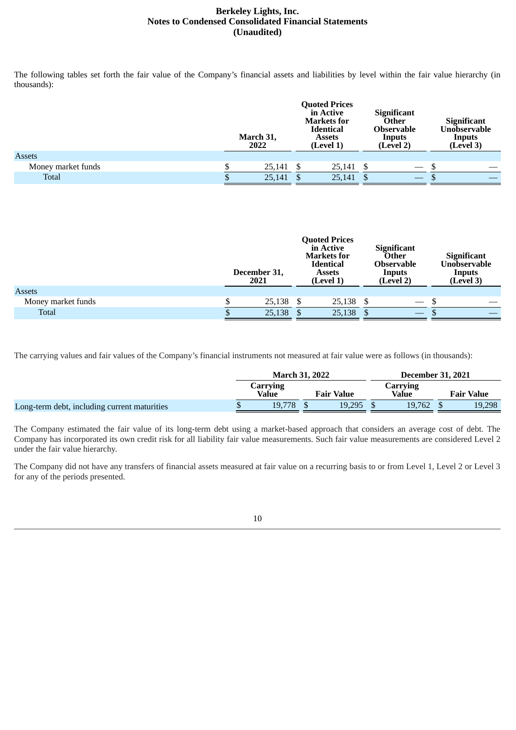The following tables set forth the fair value of the Company's financial assets and liabilities by level within the fair value hierarchy (in thousands):

| | March 31, 2022 | Quoted Prices in Active Markets for Identical Assets (Level 1) | Significant Other Observable Inputs (Level 2) | Significant Unobservable Inputs (Level 3) |
|---|---|---|---|---|
| Assets | | | | |
| Money market funds | $ 25,141 | $ 25,141 | $ — | $ — |
| Total | $ 25,141 | $ 25,141 | $ — | $ — |

| | December 31, 2021 | Quoted Prices in Active Markets for Identical Assets (Level 1) | Significant Other Observable Inputs (Level 2) | Significant Unobservable Inputs (Level 3) |
|---|---|---|---|---|
| Assets | | | | |
| Money market funds | $ 25,138 | $ 25,138 | $ — | $ — |
| Total | $ 25,138 | $ 25,138 | $ — | $ — |

The carrying values and fair values of the Company's financial instruments not measured at fair value were as follows (in thousands):

| | March 31, 2022 | | December 31, 2021 | |
|---|---|---|---|---|
| | Carrying Value | Fair Value | Carrying Value | Fair Value |
| Long-term debt, including current maturities | $ 19,778 | $ 19,295 | $ 19,762 | $ 19,298 |

The Company estimated the fair value of its long-term debt using a market-based approach that considers an average cost of debt. The Company has incorporated its own credit risk for all liability fair value measurements. Such fair value measurements are considered Level 2 under the fair value hierarchy.

The Company did not have any transfers of financial assets measured at fair value on a recurring basis to or from Level 1, Level 2 or Level 3 for any of the periods presented.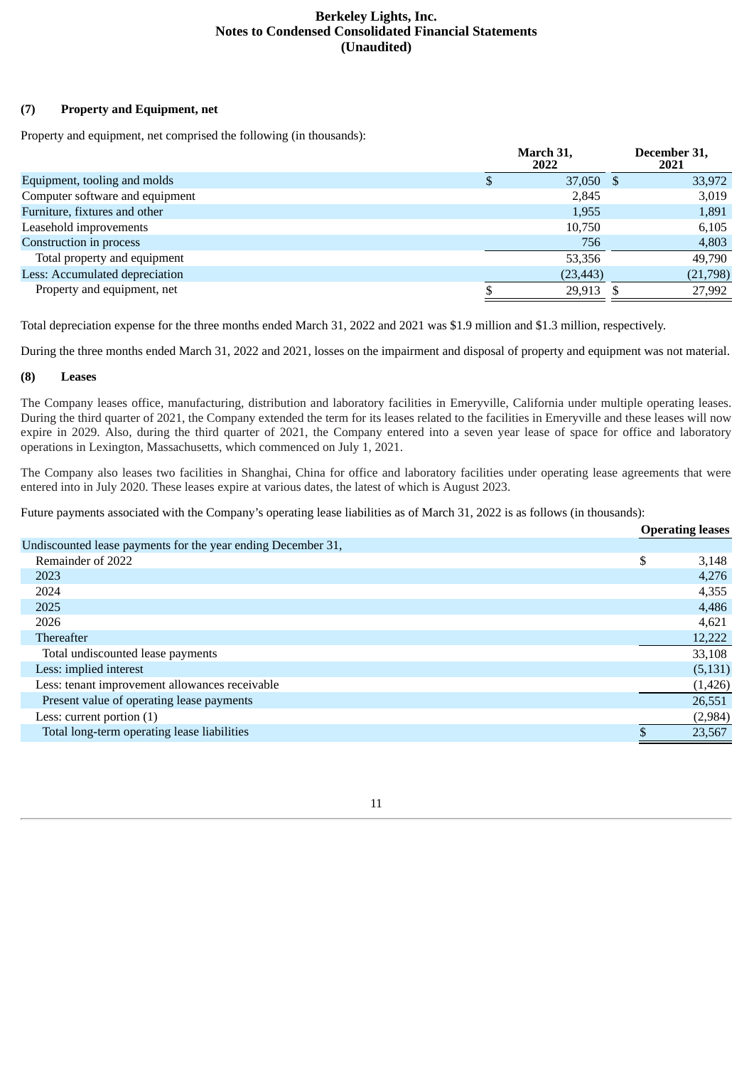### (7) Property and Equipment, net

Property and equipment, net comprised the following (in thousands):

| | March 31, 2022 | December 31, 2021 |
|---|---|---|
| Equipment, tooling and molds | $ 37,050 | $ 33,972 |
| Computer software and equipment | 2,845 | 3,019 |
| Furniture, fixtures and other | 1,955 | 1,891 |
| Leasehold improvements | 10,750 | 6,105 |
| Construction in process | 756 | 4,803 |
| Total property and equipment | 53,356 | 49,790 |
| Less: Accumulated depreciation | (23,443) | (21,798) |
| Property and equipment, net | $ 29,913 | $ 27,992 |

Total depreciation expense for the three months ended March 31, 2022 and 2021 was $1.9 million and $1.3 million, respectively.

During the three months ended March 31, 2022 and 2021, losses on the impairment and disposal of property and equipment was not material.

### (8) Leases

The Company leases office, manufacturing, distribution and laboratory facilities in Emeryville, California under multiple operating leases. During the third quarter of 2021, the Company extended the term for its leases related to the facilities in Emeryville and these leases will now expire in 2029. Also, during the third quarter of 2021, the Company entered into a seven year lease of space for office and laboratory operations in Lexington, Massachusetts, which commenced on July 1, 2021.

The Company also leases two facilities in Shanghai, China for office and laboratory facilities under operating lease agreements that were entered into in July 2020. These leases expire at various dates, the latest of which is August 2023.

Future payments associated with the Company's operating lease liabilities as of March 31, 2022 is as follows (in thousands):

| | Operating leases |
|---|---|
| Undiscounted lease payments for the year ending December 31, | |
| Remainder of 2022 | $ 3,148 |
| 2023 | 4,276 |
| 2024 | 4,355 |
| 2025 | 4,486 |
| 2026 | 4,621 |
| Thereafter | 12,222 |
| Total undiscounted lease payments | 33,108 |
| Less: implied interest | (5,131) |
| Less: tenant improvement allowances receivable | (1,426) |
| Present value of operating lease payments | 26,551 |
| Less: current portion (1) | (2,984) |
| Total long-term operating lease liabilities | $ 23,567 |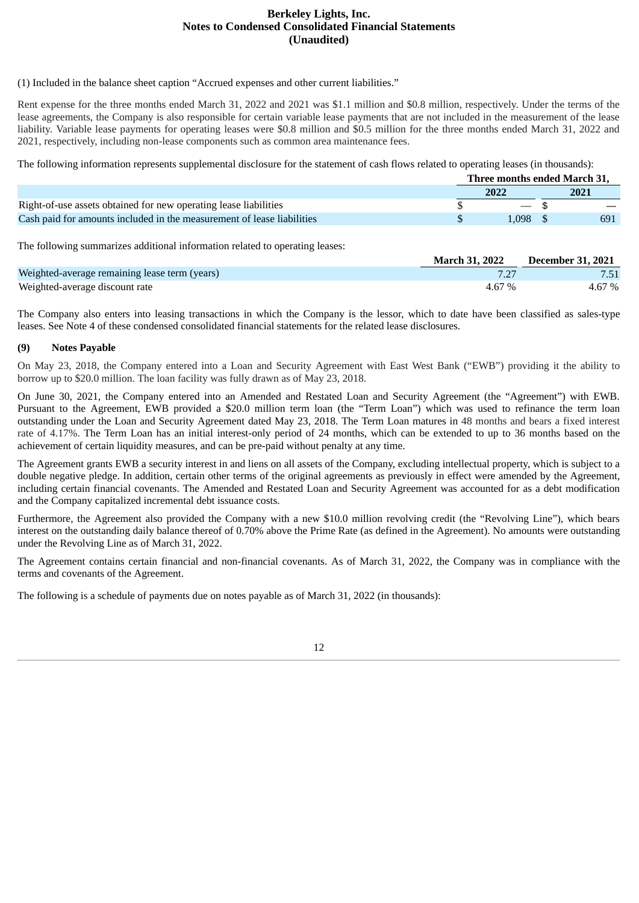(1) Included in the balance sheet caption "Accrued expenses and other current liabilities."

Rent expense for the three months ended March 31, 2022 and 2021 was $1.1 million and $0.8 million, respectively. Under the terms of the lease agreements, the Company is also responsible for certain variable lease payments that are not included in the measurement of the lease liability. Variable lease payments for operating leases were $0.8 million and $0.5 million for the three months ended March 31, 2022 and 2021, respectively, including non-lease components such as common area maintenance fees.

The following information represents supplemental disclosure for the statement of cash flows related to operating leases (in thousands):

| | Three months ended March 31, | |
|---|---|---|
| | 2022 | 2021 |
| Right-of-use assets obtained for new operating lease liabilities | $ — | $ — |
| Cash paid for amounts included in the measurement of lease liabilities | $ 1,098 | $ 691 |

The following summarizes additional information related to operating leases:

| | March 31, 2022 | December 31, 2021 |
|---|---|---|
| Weighted-average remaining lease term (years) | 7.27 | 7.51 |
| Weighted-average discount rate | 4.67 % | 4.67 % |

The Company also enters into leasing transactions in which the Company is the lessor, which to date have been classified as sales-type leases. See Note 4 of these condensed consolidated financial statements for the related lease disclosures.

### (9) Notes Payable

On May 23, 2018, the Company entered into a Loan and Security Agreement with East West Bank ("EWB") providing it the ability to borrow up to $20.0 million. The loan facility was fully drawn as of May 23, 2018.

On June 30, 2021, the Company entered into an Amended and Restated Loan and Security Agreement (the "Agreement") with EWB. Pursuant to the Agreement, EWB provided a $20.0 million term loan (the "Term Loan") which was used to refinance the term loan outstanding under the Loan and Security Agreement dated May 23, 2018. The Term Loan matures in 48 months and bears a fixed interest rate of 4.17%. The Term Loan has an initial interest-only period of 24 months, which can be extended to up to 36 months based on the achievement of certain liquidity measures, and can be pre-paid without penalty at any time.

The Agreement grants EWB a security interest in and liens on all assets of the Company, excluding intellectual property, which is subject to a double negative pledge. In addition, certain other terms of the original agreements as previously in effect were amended by the Agreement, including certain financial covenants. The Amended and Restated Loan and Security Agreement was accounted for as a debt modification and the Company capitalized incremental debt issuance costs.

Furthermore, the Agreement also provided the Company with a new $10.0 million revolving credit (the "Revolving Line"), which bears interest on the outstanding daily balance thereof of 0.70% above the Prime Rate (as defined in the Agreement). No amounts were outstanding under the Revolving Line as of March 31, 2022.

The Agreement contains certain financial and non-financial covenants. As of March 31, 2022, the Company was in compliance with the terms and covenants of the Agreement.

The following is a schedule of payments due on notes payable as of March 31, 2022 (in thousands):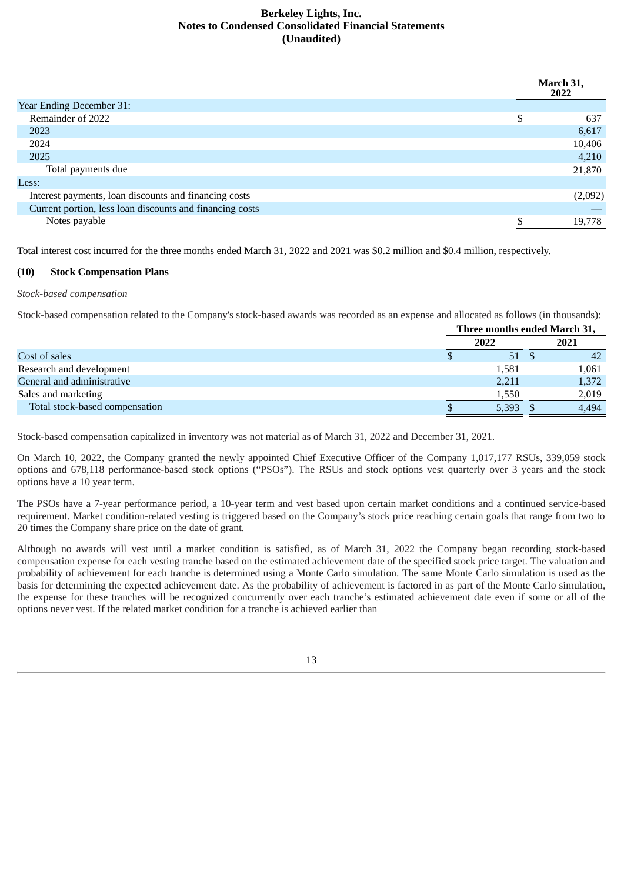|  | March 31, 2022 |
|---|---|
| Year Ending December 31: |  |
| Remainder of 2022 | $ 637 |
| 2023 | 6,617 |
| 2024 | 10,406 |
| 2025 | 4,210 |
| Total payments due | 21,870 |
| Less: |  |
| Interest payments, loan discounts and financing costs | (2,092) |
| Current portion, less loan discounts and financing costs | — |
| Notes payable | $ 19,778 |

Total interest cost incurred for the three months ended March 31, 2022 and 2021 was $0.2 million and $0.4 million, respectively.

## (10) Stock Compensation Plans

*Stock-based compensation*

Stock-based compensation related to the Company's stock-based awards was recorded as an expense and allocated as follows (in thousands):

|  | Three months ended March 31, |  |
|---|---|---|
|  | 2022 | 2021 |
| Cost of sales | $ 51 | $ 42 |
| Research and development | 1,581 | 1,061 |
| General and administrative | 2,211 | 1,372 |
| Sales and marketing | 1,550 | 2,019 |
| Total stock-based compensation | $ 5,393 | $ 4,494 |

Stock-based compensation capitalized in inventory was not material as of March 31, 2022 and December 31, 2021.

On March 10, 2022, the Company granted the newly appointed Chief Executive Officer of the Company 1,017,177 RSUs, 339,059 stock options and 678,118 performance-based stock options ("PSOs"). The RSUs and stock options vest quarterly over 3 years and the stock options have a 10 year term.

The PSOs have a 7-year performance period, a 10-year term and vest based upon certain market conditions and a continued service-based requirement. Market condition-related vesting is triggered based on the Company's stock price reaching certain goals that range from two to 20 times the Company share price on the date of grant.

Although no awards will vest until a market condition is satisfied, as of March 31, 2022 the Company began recording stock-based compensation expense for each vesting tranche based on the estimated achievement date of the specified stock price target. The valuation and probability of achievement for each tranche is determined using a Monte Carlo simulation. The same Monte Carlo simulation is used as the basis for determining the expected achievement date. As the probability of achievement is factored in as part of the Monte Carlo simulation, the expense for these tranches will be recognized concurrently over each tranche's estimated achievement date even if some or all of the options never vest. If the related market condition for a tranche is achieved earlier than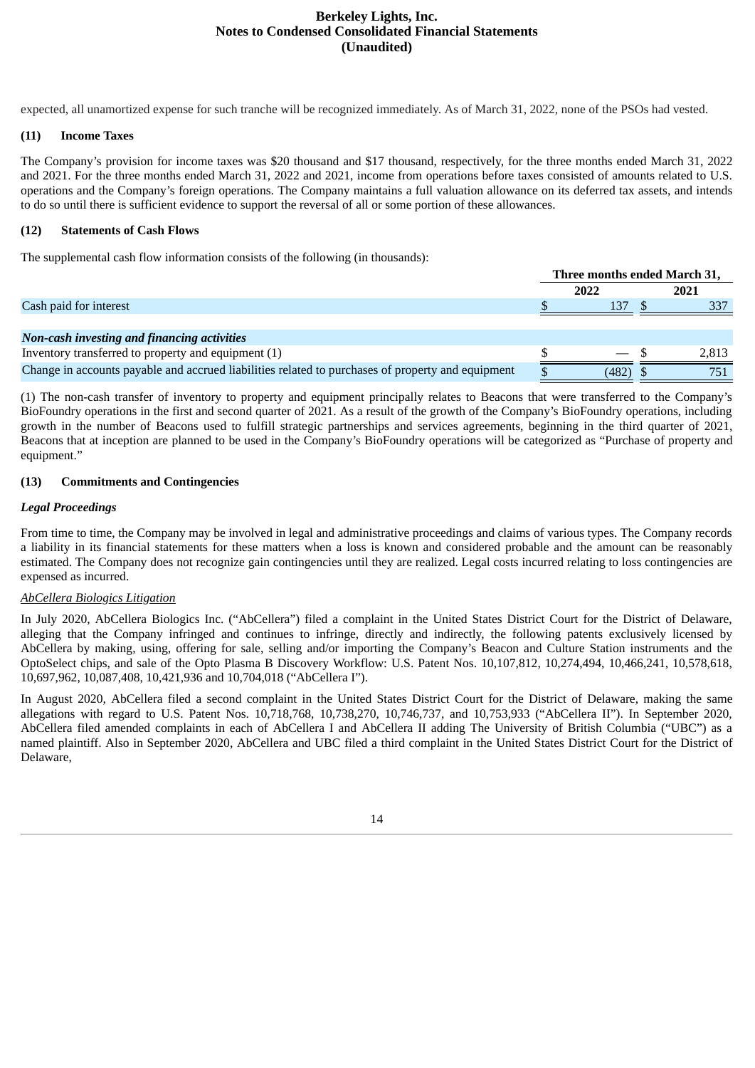expected, all unamortized expense for such tranche will be recognized immediately. As of March 31, 2022, none of the PSOs had vested.

### (11) Income Taxes

The Company's provision for income taxes was $20 thousand and $17 thousand, respectively, for the three months ended March 31, 2022 and 2021. For the three months ended March 31, 2022 and 2021, income from operations before taxes consisted of amounts related to U.S. operations and the Company's foreign operations. The Company maintains a full valuation allowance on its deferred tax assets, and intends to do so until there is sufficient evidence to support the reversal of all or some portion of these allowances.

### (12) Statements of Cash Flows

The supplemental cash flow information consists of the following (in thousands):

| | Three months ended March 31, | |
|---|---|---|
| | 2022 | 2021 |
| Cash paid for interest | $ 137 | $ 337 |
| | | |
| ***Non-cash investing and financing activities*** | | |
| Inventory transferred to property and equipment (1) | $ — | $ 2,813 |
| Change in accounts payable and accrued liabilities related to purchases of property and equipment | $ (482) | $ 751 |

(1) The non-cash transfer of inventory to property and equipment principally relates to Beacons that were transferred to the Company's BioFoundry operations in the first and second quarter of 2021. As a result of the growth of the Company's BioFoundry operations, including growth in the number of Beacons used to fulfill strategic partnerships and services agreements, beginning in the third quarter of 2021, Beacons that at inception are planned to be used in the Company's BioFoundry operations will be categorized as "Purchase of property and equipment."

### (13) Commitments and Contingencies

#### *Legal Proceedings*

From time to time, the Company may be involved in legal and administrative proceedings and claims of various types. The Company records a liability in its financial statements for these matters when a loss is known and considered probable and the amount can be reasonably estimated. The Company does not recognize gain contingencies until they are realized. Legal costs incurred relating to loss contingencies are expensed as incurred.

*AbCellera Biologics Litigation*

In July 2020, AbCellera Biologics Inc. ("AbCellera") filed a complaint in the United States District Court for the District of Delaware, alleging that the Company infringed and continues to infringe, directly and indirectly, the following patents exclusively licensed by AbCellera by making, using, offering for sale, selling and/or importing the Company's Beacon and Culture Station instruments and the OptoSelect chips, and sale of the Opto Plasma B Discovery Workflow: U.S. Patent Nos. 10,107,812, 10,274,494, 10,466,241, 10,578,618, 10,697,962, 10,087,408, 10,421,936 and 10,704,018 ("AbCellera I").

In August 2020, AbCellera filed a second complaint in the United States District Court for the District of Delaware, making the same allegations with regard to U.S. Patent Nos. 10,718,768, 10,738,270, 10,746,737, and 10,753,933 ("AbCellera II"). In September 2020, AbCellera filed amended complaints in each of AbCellera I and AbCellera II adding The University of British Columbia ("UBC") as a named plaintiff. Also in September 2020, AbCellera and UBC filed a third complaint in the United States District Court for the District of Delaware,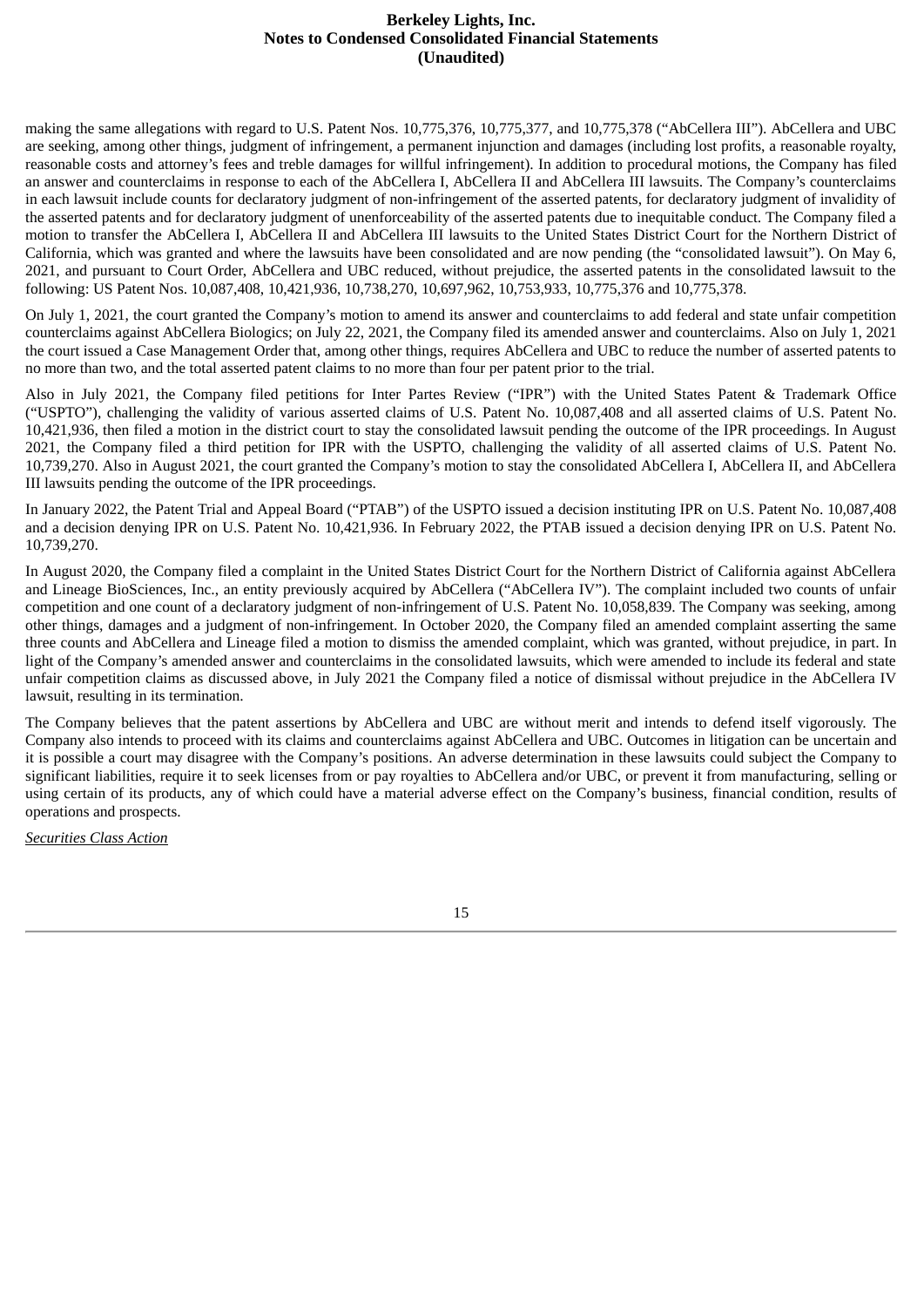making the same allegations with regard to U.S. Patent Nos. 10,775,376, 10,775,377, and 10,775,378 ("AbCellera III"). AbCellera and UBC are seeking, among other things, judgment of infringement, a permanent injunction and damages (including lost profits, a reasonable royalty, reasonable costs and attorney's fees and treble damages for willful infringement). In addition to procedural motions, the Company has filed an answer and counterclaims in response to each of the AbCellera I, AbCellera II and AbCellera III lawsuits. The Company's counterclaims in each lawsuit include counts for declaratory judgment of non-infringement of the asserted patents, for declaratory judgment of invalidity of the asserted patents and for declaratory judgment of unenforceability of the asserted patents due to inequitable conduct. The Company filed a motion to transfer the AbCellera I, AbCellera II and AbCellera III lawsuits to the United States District Court for the Northern District of California, which was granted and where the lawsuits have been consolidated and are now pending (the "consolidated lawsuit"). On May 6, 2021, and pursuant to Court Order, AbCellera and UBC reduced, without prejudice, the asserted patents in the consolidated lawsuit to the following: US Patent Nos. 10,087,408, 10,421,936, 10,738,270, 10,697,962, 10,753,933, 10,775,376 and 10,775,378.

On July 1, 2021, the court granted the Company's motion to amend its answer and counterclaims to add federal and state unfair competition counterclaims against AbCellera Biologics; on July 22, 2021, the Company filed its amended answer and counterclaims. Also on July 1, 2021 the court issued a Case Management Order that, among other things, requires AbCellera and UBC to reduce the number of asserted patents to no more than two, and the total asserted patent claims to no more than four per patent prior to the trial.

Also in July 2021, the Company filed petitions for Inter Partes Review ("IPR") with the United States Patent & Trademark Office ("USPTO"), challenging the validity of various asserted claims of U.S. Patent No. 10,087,408 and all asserted claims of U.S. Patent No. 10,421,936, then filed a motion in the district court to stay the consolidated lawsuit pending the outcome of the IPR proceedings. In August 2021, the Company filed a third petition for IPR with the USPTO, challenging the validity of all asserted claims of U.S. Patent No. 10,739,270. Also in August 2021, the court granted the Company's motion to stay the consolidated AbCellera I, AbCellera II, and AbCellera III lawsuits pending the outcome of the IPR proceedings.

In January 2022, the Patent Trial and Appeal Board ("PTAB") of the USPTO issued a decision instituting IPR on U.S. Patent No. 10,087,408 and a decision denying IPR on U.S. Patent No. 10,421,936. In February 2022, the PTAB issued a decision denying IPR on U.S. Patent No. 10,739,270.

In August 2020, the Company filed a complaint in the United States District Court for the Northern District of California against AbCellera and Lineage BioSciences, Inc., an entity previously acquired by AbCellera ("AbCellera IV"). The complaint included two counts of unfair competition and one count of a declaratory judgment of non-infringement of U.S. Patent No. 10,058,839. The Company was seeking, among other things, damages and a judgment of non-infringement. In October 2020, the Company filed an amended complaint asserting the same three counts and AbCellera and Lineage filed a motion to dismiss the amended complaint, which was granted, without prejudice, in part. In light of the Company's amended answer and counterclaims in the consolidated lawsuits, which were amended to include its federal and state unfair competition claims as discussed above, in July 2021 the Company filed a notice of dismissal without prejudice in the AbCellera IV lawsuit, resulting in its termination.

The Company believes that the patent assertions by AbCellera and UBC are without merit and intends to defend itself vigorously. The Company also intends to proceed with its claims and counterclaims against AbCellera and UBC. Outcomes in litigation can be uncertain and it is possible a court may disagree with the Company's positions. An adverse determination in these lawsuits could subject the Company to significant liabilities, require it to seek licenses from or pay royalties to AbCellera and/or UBC, or prevent it from manufacturing, selling or using certain of its products, any of which could have a material adverse effect on the Company's business, financial condition, results of operations and prospects.

*Securities Class Action*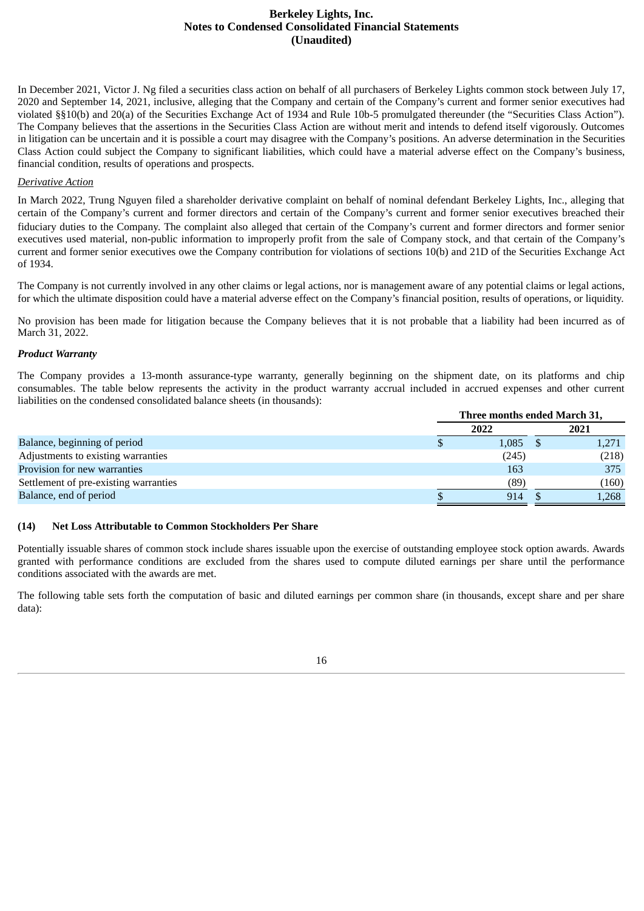In December 2021, Victor J. Ng filed a securities class action on behalf of all purchasers of Berkeley Lights common stock between July 17, 2020 and September 14, 2021, inclusive, alleging that the Company and certain of the Company's current and former senior executives had violated §§10(b) and 20(a) of the Securities Exchange Act of 1934 and Rule 10b-5 promulgated thereunder (the "Securities Class Action"). The Company believes that the assertions in the Securities Class Action are without merit and intends to defend itself vigorously. Outcomes in litigation can be uncertain and it is possible a court may disagree with the Company's positions. An adverse determination in the Securities Class Action could subject the Company to significant liabilities, which could have a material adverse effect on the Company's business, financial condition, results of operations and prospects.

*Derivative Action*

In March 2022, Trung Nguyen filed a shareholder derivative complaint on behalf of nominal defendant Berkeley Lights, Inc., alleging that certain of the Company's current and former directors and certain of the Company's current and former senior executives breached their fiduciary duties to the Company. The complaint also alleged that certain of the Company's current and former directors and former senior executives used material, non-public information to improperly profit from the sale of Company stock, and that certain of the Company's current and former senior executives owe the Company contribution for violations of sections 10(b) and 21D of the Securities Exchange Act of 1934.

The Company is not currently involved in any other claims or legal actions, nor is management aware of any potential claims or legal actions, for which the ultimate disposition could have a material adverse effect on the Company's financial position, results of operations, or liquidity.

No provision has been made for litigation because the Company believes that it is not probable that a liability had been incurred as of March 31, 2022.

***Product Warranty***

The Company provides a 13-month assurance-type warranty, generally beginning on the shipment date, on its platforms and chip consumables. The table below represents the activity in the product warranty accrual included in accrued expenses and other current liabilities on the condensed consolidated balance sheets (in thousands):

| | Three months ended March 31, | |
|---|---|---|
| | **2022** | **2021** |
| Balance, beginning of period | $ 1,085 | $ 1,271 |
| Adjustments to existing warranties | (245) | (218) |
| Provision for new warranties | 163 | 375 |
| Settlement of pre-existing warranties | (89) | (160) |
| Balance, end of period | $ 914 | $ 1,268 |

## (14) Net Loss Attributable to Common Stockholders Per Share

Potentially issuable shares of common stock include shares issuable upon the exercise of outstanding employee stock option awards. Awards granted with performance conditions are excluded from the shares used to compute diluted earnings per share until the performance conditions associated with the awards are met.

The following table sets forth the computation of basic and diluted earnings per common share (in thousands, except share and per share data):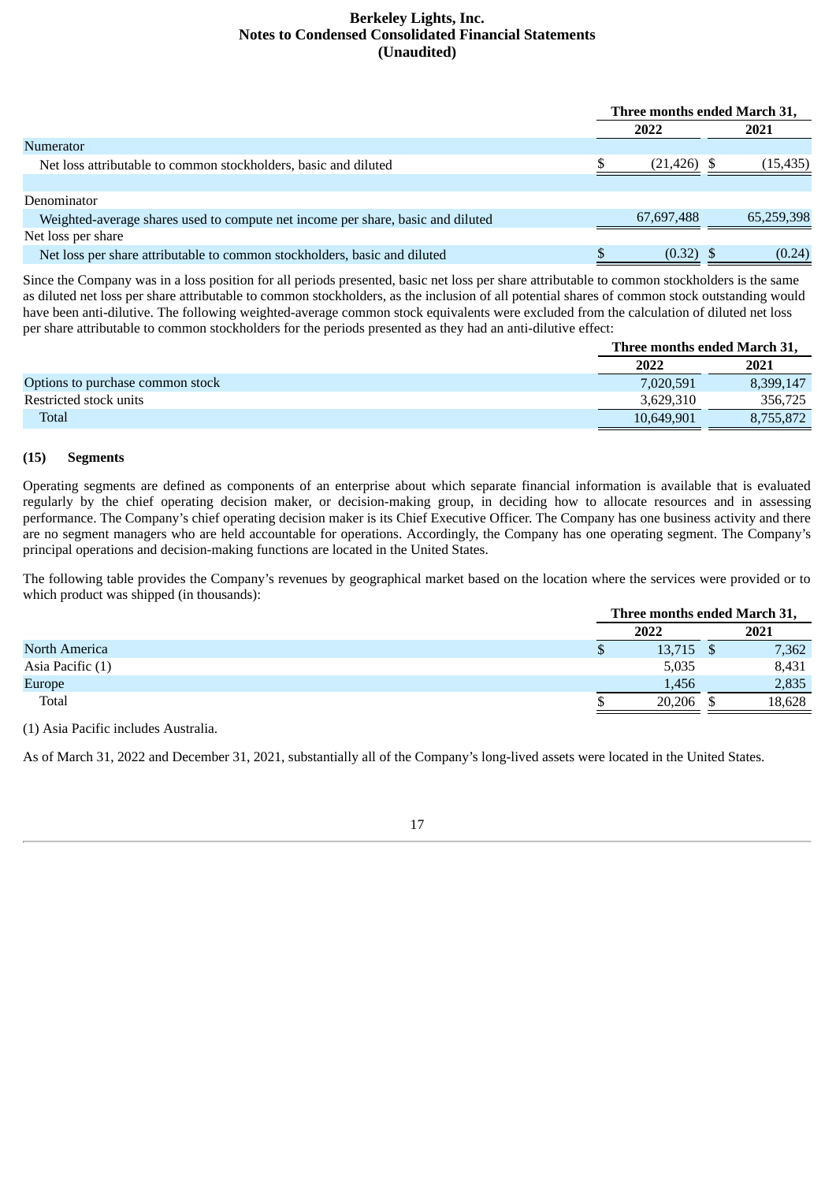| | Three months ended March 31, | |
|---|---|---|
| | 2022 | 2021 |
| Numerator | | |
| Net loss attributable to common stockholders, basic and diluted | $ (21,426) | $ (15,435) |
| | | |
| Denominator | | |
| Weighted-average shares used to compute net income per share, basic and diluted | 67,697,488 | 65,259,398 |
| Net loss per share | | |
| Net loss per share attributable to common stockholders, basic and diluted | $ (0.32) | $ (0.24) |

Since the Company was in a loss position for all periods presented, basic net loss per share attributable to common stockholders is the same as diluted net loss per share attributable to common stockholders, as the inclusion of all potential shares of common stock outstanding would have been anti-dilutive. The following weighted-average common stock equivalents were excluded from the calculation of diluted net loss per share attributable to common stockholders for the periods presented as they had an anti-dilutive effect:

| | Three months ended March 31, | |
|---|---|---|
| | 2022 | 2021 |
| Options to purchase common stock | 7,020,591 | 8,399,147 |
| Restricted stock units | 3,629,310 | 356,725 |
| Total | 10,649,901 | 8,755,872 |

## (15) Segments

Operating segments are defined as components of an enterprise about which separate financial information is available that is evaluated regularly by the chief operating decision maker, or decision-making group, in deciding how to allocate resources and in assessing performance. The Company's chief operating decision maker is its Chief Executive Officer. The Company has one business activity and there are no segment managers who are held accountable for operations. Accordingly, the Company has one operating segment. The Company's principal operations and decision-making functions are located in the United States.

The following table provides the Company's revenues by geographical market based on the location where the services were provided or to which product was shipped (in thousands):

| | Three months ended March 31, | |
|---|---|---|
| | 2022 | 2021 |
| North America | $ 13,715 | $ 7,362 |
| Asia Pacific (1) | 5,035 | 8,431 |
| Europe | 1,456 | 2,835 |
| Total | $ 20,206 | $ 18,628 |

(1) Asia Pacific includes Australia.

As of March 31, 2022 and December 31, 2021, substantially all of the Company's long-lived assets were located in the United States.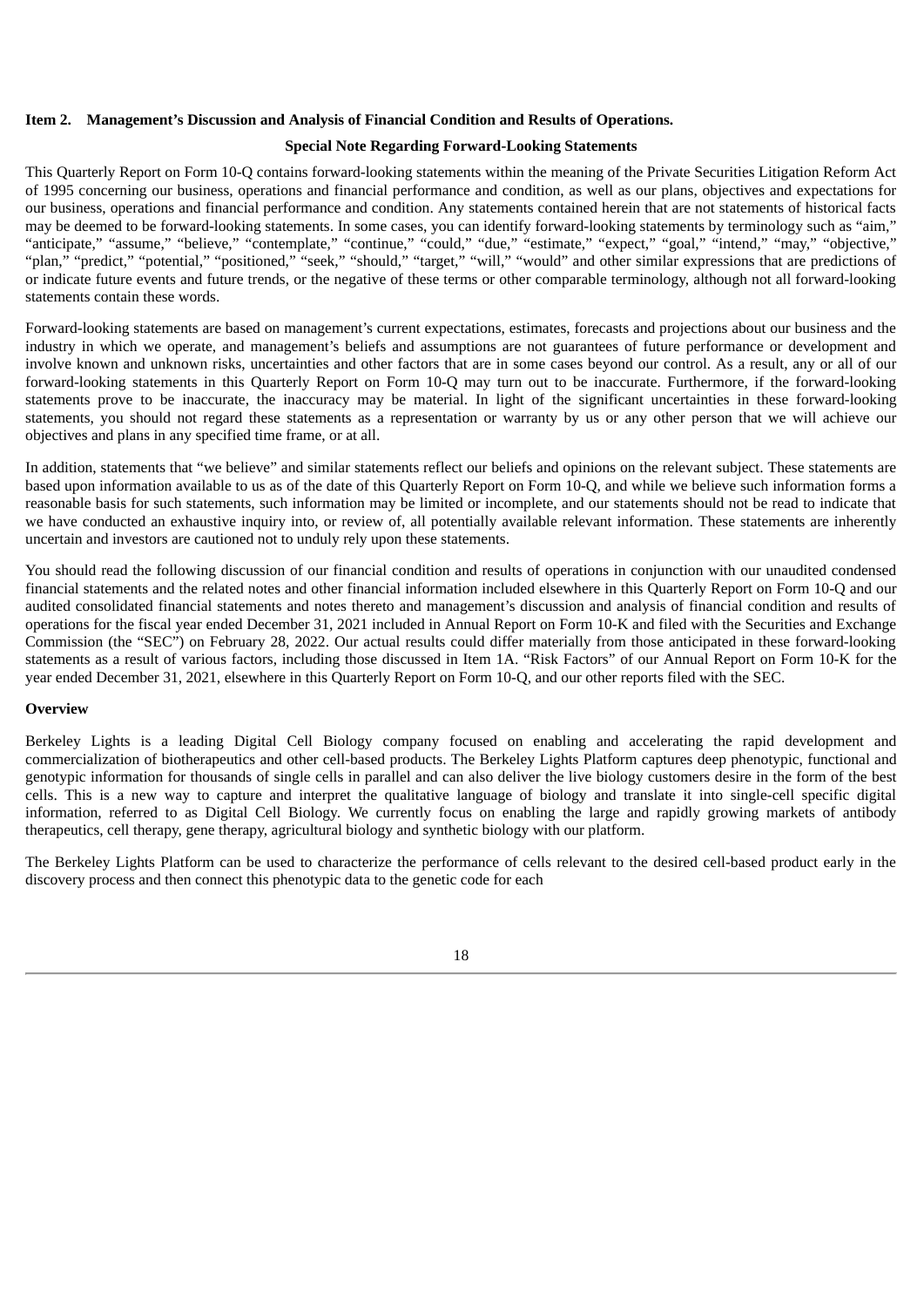**Item 2. Management's Discussion and Analysis of Financial Condition and Results of Operations.**

**Special Note Regarding Forward-Looking Statements**

This Quarterly Report on Form 10-Q contains forward-looking statements within the meaning of the Private Securities Litigation Reform Act of 1995 concerning our business, operations and financial performance and condition, as well as our plans, objectives and expectations for our business, operations and financial performance and condition. Any statements contained herein that are not statements of historical facts may be deemed to be forward-looking statements. In some cases, you can identify forward-looking statements by terminology such as "aim," "anticipate," "assume," "believe," "contemplate," "continue," "could," "due," "estimate," "expect," "goal," "intend," "may," "objective," "plan," "predict," "potential," "positioned," "seek," "should," "target," "will," "would" and other similar expressions that are predictions of or indicate future events and future trends, or the negative of these terms or other comparable terminology, although not all forward-looking statements contain these words.

Forward-looking statements are based on management's current expectations, estimates, forecasts and projections about our business and the industry in which we operate, and management's beliefs and assumptions are not guarantees of future performance or development and involve known and unknown risks, uncertainties and other factors that are in some cases beyond our control. As a result, any or all of our forward-looking statements in this Quarterly Report on Form 10-Q may turn out to be inaccurate. Furthermore, if the forward-looking statements prove to be inaccurate, the inaccuracy may be material. In light of the significant uncertainties in these forward-looking statements, you should not regard these statements as a representation or warranty by us or any other person that we will achieve our objectives and plans in any specified time frame, or at all.

In addition, statements that "we believe" and similar statements reflect our beliefs and opinions on the relevant subject. These statements are based upon information available to us as of the date of this Quarterly Report on Form 10-Q, and while we believe such information forms a reasonable basis for such statements, such information may be limited or incomplete, and our statements should not be read to indicate that we have conducted an exhaustive inquiry into, or review of, all potentially available relevant information. These statements are inherently uncertain and investors are cautioned not to unduly rely upon these statements.

You should read the following discussion of our financial condition and results of operations in conjunction with our unaudited condensed financial statements and the related notes and other financial information included elsewhere in this Quarterly Report on Form 10-Q and our audited consolidated financial statements and notes thereto and management's discussion and analysis of financial condition and results of operations for the fiscal year ended December 31, 2021 included in Annual Report on Form 10-K and filed with the Securities and Exchange Commission (the "SEC") on February 28, 2022. Our actual results could differ materially from those anticipated in these forward-looking statements as a result of various factors, including those discussed in Item 1A. "Risk Factors" of our Annual Report on Form 10-K for the year ended December 31, 2021, elsewhere in this Quarterly Report on Form 10-Q, and our other reports filed with the SEC.

**Overview**

Berkeley Lights is a leading Digital Cell Biology company focused on enabling and accelerating the rapid development and commercialization of biotherapeutics and other cell-based products. The Berkeley Lights Platform captures deep phenotypic, functional and genotypic information for thousands of single cells in parallel and can also deliver the live biology customers desire in the form of the best cells. This is a new way to capture and interpret the qualitative language of biology and translate it into single-cell specific digital information, referred to as Digital Cell Biology. We currently focus on enabling the large and rapidly growing markets of antibody therapeutics, cell therapy, gene therapy, agricultural biology and synthetic biology with our platform.

The Berkeley Lights Platform can be used to characterize the performance of cells relevant to the desired cell-based product early in the discovery process and then connect this phenotypic data to the genetic code for each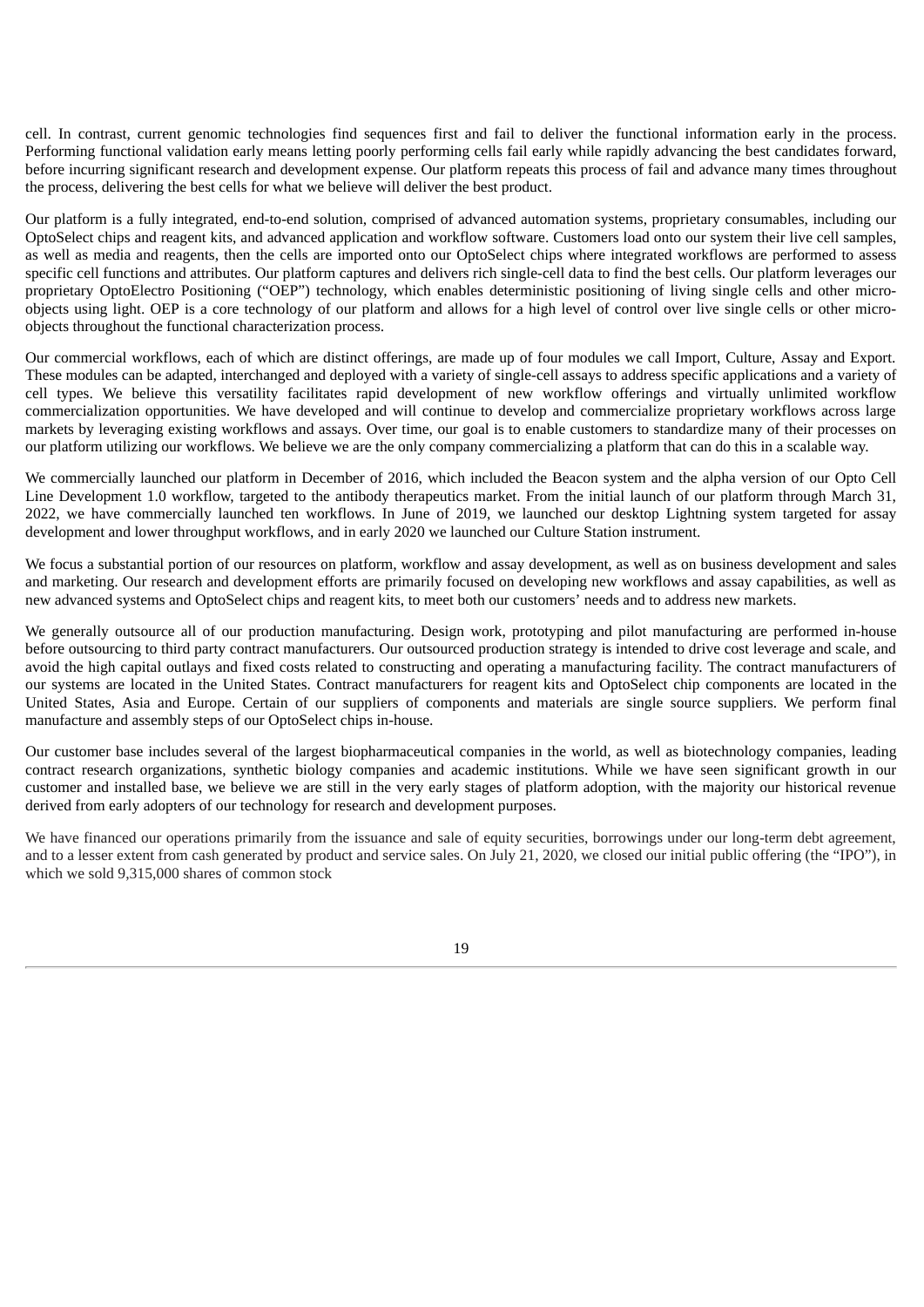cell. In contrast, current genomic technologies find sequences first and fail to deliver the functional information early in the process. Performing functional validation early means letting poorly performing cells fail early while rapidly advancing the best candidates forward, before incurring significant research and development expense. Our platform repeats this process of fail and advance many times throughout the process, delivering the best cells for what we believe will deliver the best product.

Our platform is a fully integrated, end-to-end solution, comprised of advanced automation systems, proprietary consumables, including our OptoSelect chips and reagent kits, and advanced application and workflow software. Customers load onto our system their live cell samples, as well as media and reagents, then the cells are imported onto our OptoSelect chips where integrated workflows are performed to assess specific cell functions and attributes. Our platform captures and delivers rich single-cell data to find the best cells. Our platform leverages our proprietary OptoElectro Positioning ("OEP") technology, which enables deterministic positioning of living single cells and other micro-objects using light. OEP is a core technology of our platform and allows for a high level of control over live single cells or other micro-objects throughout the functional characterization process.

Our commercial workflows, each of which are distinct offerings, are made up of four modules we call Import, Culture, Assay and Export. These modules can be adapted, interchanged and deployed with a variety of single-cell assays to address specific applications and a variety of cell types. We believe this versatility facilitates rapid development of new workflow offerings and virtually unlimited workflow commercialization opportunities. We have developed and will continue to develop and commercialize proprietary workflows across large markets by leveraging existing workflows and assays. Over time, our goal is to enable customers to standardize many of their processes on our platform utilizing our workflows. We believe we are the only company commercializing a platform that can do this in a scalable way.

We commercially launched our platform in December of 2016, which included the Beacon system and the alpha version of our Opto Cell Line Development 1.0 workflow, targeted to the antibody therapeutics market. From the initial launch of our platform through March 31, 2022, we have commercially launched ten workflows. In June of 2019, we launched our desktop Lightning system targeted for assay development and lower throughput workflows, and in early 2020 we launched our Culture Station instrument.

We focus a substantial portion of our resources on platform, workflow and assay development, as well as on business development and sales and marketing. Our research and development efforts are primarily focused on developing new workflows and assay capabilities, as well as new advanced systems and OptoSelect chips and reagent kits, to meet both our customers' needs and to address new markets.

We generally outsource all of our production manufacturing. Design work, prototyping and pilot manufacturing are performed in-house before outsourcing to third party contract manufacturers. Our outsourced production strategy is intended to drive cost leverage and scale, and avoid the high capital outlays and fixed costs related to constructing and operating a manufacturing facility. The contract manufacturers of our systems are located in the United States. Contract manufacturers for reagent kits and OptoSelect chip components are located in the United States, Asia and Europe. Certain of our suppliers of components and materials are single source suppliers. We perform final manufacture and assembly steps of our OptoSelect chips in-house.

Our customer base includes several of the largest biopharmaceutical companies in the world, as well as biotechnology companies, leading contract research organizations, synthetic biology companies and academic institutions. While we have seen significant growth in our customer and installed base, we believe we are still in the very early stages of platform adoption, with the majority our historical revenue derived from early adopters of our technology for research and development purposes.

We have financed our operations primarily from the issuance and sale of equity securities, borrowings under our long-term debt agreement, and to a lesser extent from cash generated by product and service sales. On July 21, 2020, we closed our initial public offering (the "IPO"), in which we sold 9,315,000 shares of common stock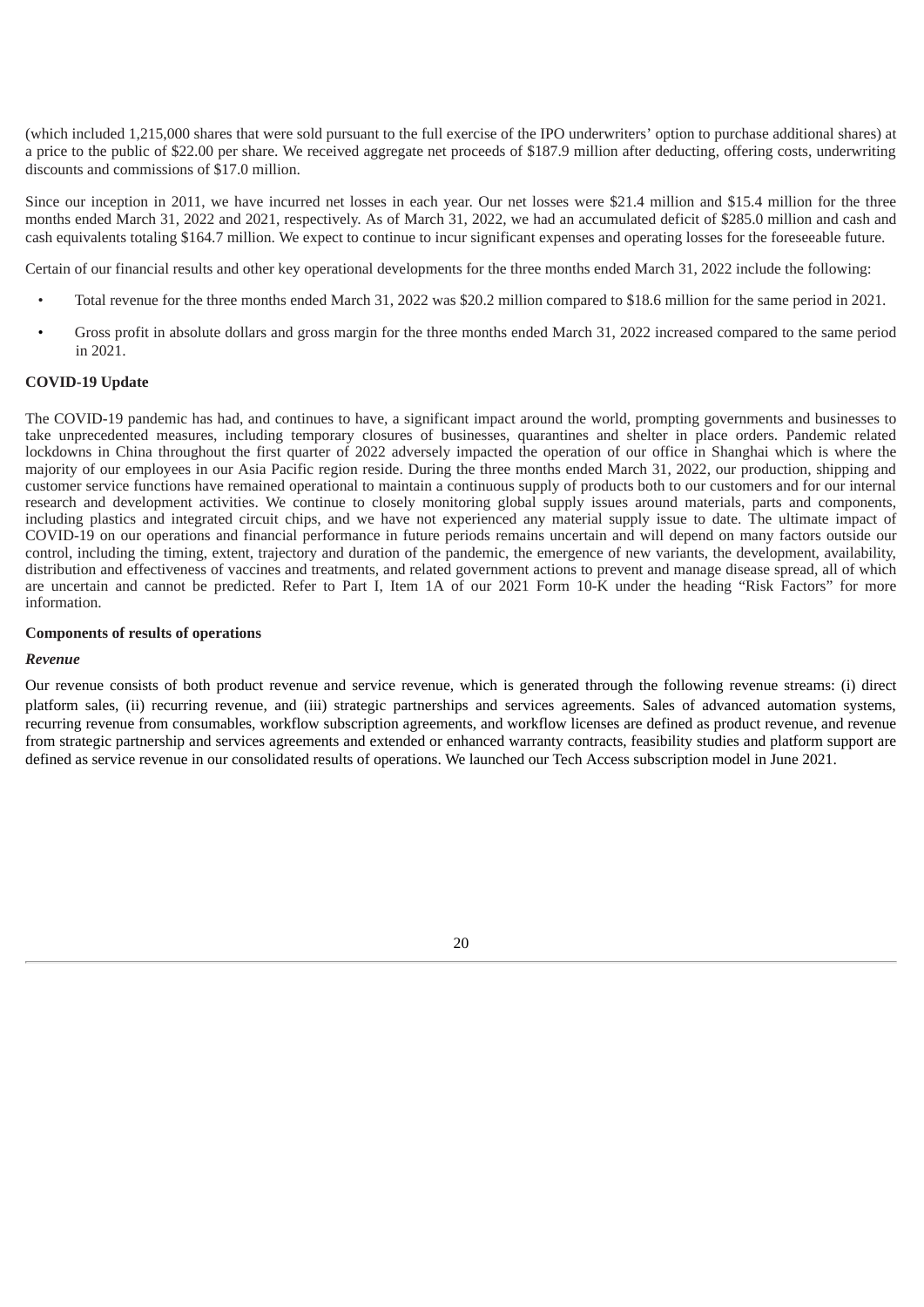(which included 1,215,000 shares that were sold pursuant to the full exercise of the IPO underwriters' option to purchase additional shares) at a price to the public of $22.00 per share. We received aggregate net proceeds of $187.9 million after deducting, offering costs, underwriting discounts and commissions of $17.0 million.

Since our inception in 2011, we have incurred net losses in each year. Our net losses were $21.4 million and $15.4 million for the three months ended March 31, 2022 and 2021, respectively. As of March 31, 2022, we had an accumulated deficit of $285.0 million and cash and cash equivalents totaling $164.7 million. We expect to continue to incur significant expenses and operating losses for the foreseeable future.

Certain of our financial results and other key operational developments for the three months ended March 31, 2022 include the following:

- Total revenue for the three months ended March 31, 2022 was $20.2 million compared to $18.6 million for the same period in 2021.
- Gross profit in absolute dollars and gross margin for the three months ended March 31, 2022 increased compared to the same period in 2021.

**COVID-19 Update**

The COVID-19 pandemic has had, and continues to have, a significant impact around the world, prompting governments and businesses to take unprecedented measures, including temporary closures of businesses, quarantines and shelter in place orders. Pandemic related lockdowns in China throughout the first quarter of 2022 adversely impacted the operation of our office in Shanghai which is where the majority of our employees in our Asia Pacific region reside. During the three months ended March 31, 2022, our production, shipping and customer service functions have remained operational to maintain a continuous supply of products both to our customers and for our internal research and development activities. We continue to closely monitoring global supply issues around materials, parts and components, including plastics and integrated circuit chips, and we have not experienced any material supply issue to date. The ultimate impact of COVID-19 on our operations and financial performance in future periods remains uncertain and will depend on many factors outside our control, including the timing, extent, trajectory and duration of the pandemic, the emergence of new variants, the development, availability, distribution and effectiveness of vaccines and treatments, and related government actions to prevent and manage disease spread, all of which are uncertain and cannot be predicted. Refer to Part I, Item 1A of our 2021 Form 10-K under the heading "Risk Factors" for more information.

**Components of results of operations**

***Revenue***

Our revenue consists of both product revenue and service revenue, which is generated through the following revenue streams: (i) direct platform sales, (ii) recurring revenue, and (iii) strategic partnerships and services agreements. Sales of advanced automation systems, recurring revenue from consumables, workflow subscription agreements, and workflow licenses are defined as product revenue, and revenue from strategic partnership and services agreements and extended or enhanced warranty contracts, feasibility studies and platform support are defined as service revenue in our consolidated results of operations. We launched our Tech Access subscription model in June 2021.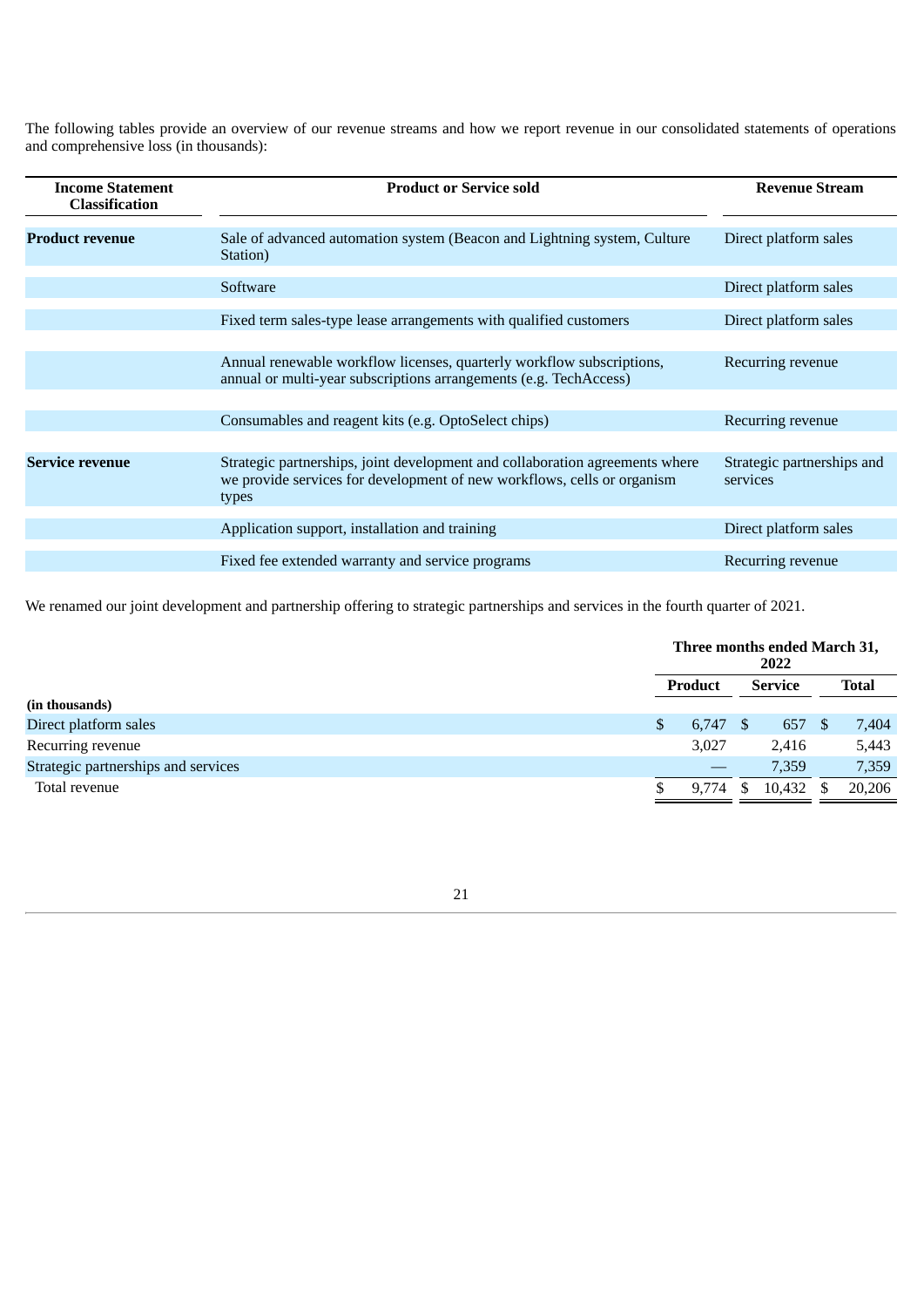The following tables provide an overview of our revenue streams and how we report revenue in our consolidated statements of operations and comprehensive loss (in thousands):

| Income Statement Classification | Product or Service sold | Revenue Stream |
|---|---|---|
| **Product revenue** | Sale of advanced automation system (Beacon and Lightning system, Culture Station) | Direct platform sales |
| | Software | Direct platform sales |
| | Fixed term sales-type lease arrangements with qualified customers | Direct platform sales |
| | Annual renewable workflow licenses, quarterly workflow subscriptions, annual or multi-year subscriptions arrangements (e.g. TechAccess) | Recurring revenue |
| | Consumables and reagent kits (e.g. OptoSelect chips) | Recurring revenue |
| **Service revenue** | Strategic partnerships, joint development and collaboration agreements where we provide services for development of new workflows, cells or organism types | Strategic partnerships and services |
| | Application support, installation and training | Direct platform sales |
| | Fixed fee extended warranty and service programs | Recurring revenue |

We renamed our joint development and partnership offering to strategic partnerships and services in the fourth quarter of 2021.

| | Three months ended March 31, 2022 | | |
|---|---|---|---|
| | Product | Service | Total |
| **(in thousands)** | | | |
| Direct platform sales | $ 6,747 | $ 657 | $ 7,404 |
| Recurring revenue | 3,027 | 2,416 | 5,443 |
| Strategic partnerships and services | — | 7,359 | 7,359 |
| Total revenue | $ 9,774 | $ 10,432 | $ 20,206 |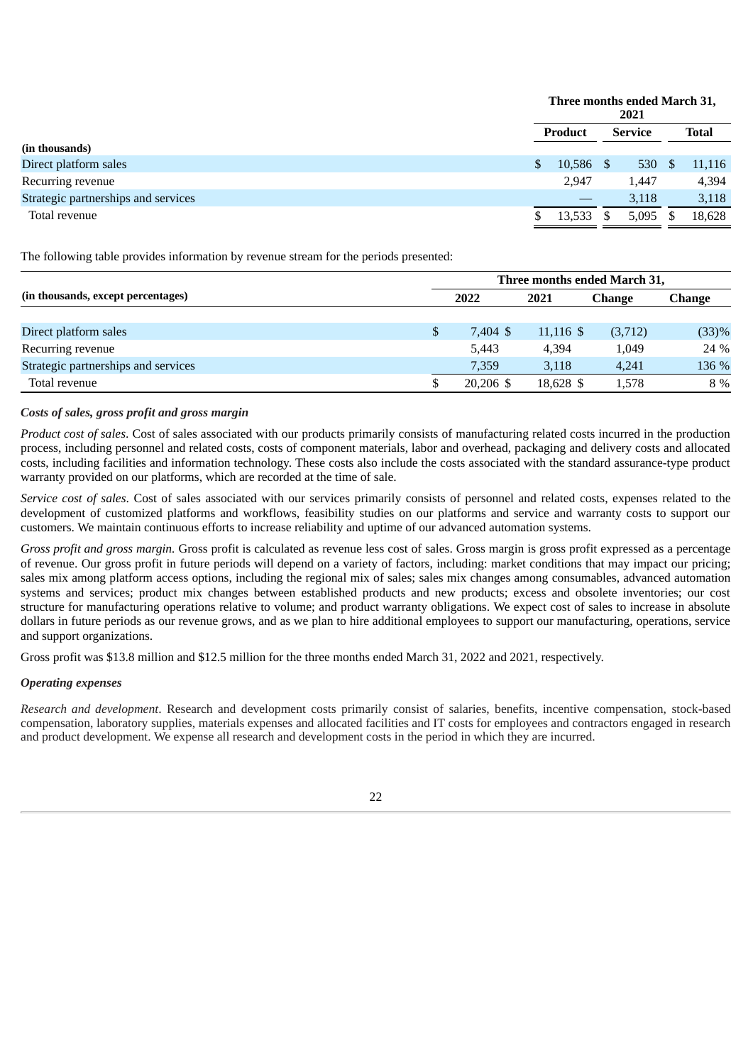| | Three months ended March 31, 2021 | | |
|---|---|---|---|
| | Product | Service | Total |
| (in thousands) | | | |
| Direct platform sales | $ 10,586 | $ 530 | $ 11,116 |
| Recurring revenue | 2,947 | 1,447 | 4,394 |
| Strategic partnerships and services | — | 3,118 | 3,118 |
| Total revenue | $ 13,533 | $ 5,095 | $ 18,628 |

The following table provides information by revenue stream for the periods presented:

| | Three months ended March 31, | | | |
|---|---|---|---|---|
| (in thousands, except percentages) | 2022 | 2021 | Change | Change |
| Direct platform sales | $ 7,404 | $ 11,116 | $ (3,712) | (33)% |
| Recurring revenue | 5,443 | 4,394 | 1,049 | 24 % |
| Strategic partnerships and services | 7,359 | 3,118 | 4,241 | 136 % |
| Total revenue | $ 20,206 | $ 18,628 | $ 1,578 | 8 % |

***Costs of sales, gross profit and gross margin***

*Product cost of sales*. Cost of sales associated with our products primarily consists of manufacturing related costs incurred in the production process, including personnel and related costs, costs of component materials, labor and overhead, packaging and delivery costs and allocated costs, including facilities and information technology. These costs also include the costs associated with the standard assurance-type product warranty provided on our platforms, which are recorded at the time of sale.

*Service cost of sales*. Cost of sales associated with our services primarily consists of personnel and related costs, expenses related to the development of customized platforms and workflows, feasibility studies on our platforms and service and warranty costs to support our customers. We maintain continuous efforts to increase reliability and uptime of our advanced automation systems.

*Gross profit and gross margin.* Gross profit is calculated as revenue less cost of sales. Gross margin is gross profit expressed as a percentage of revenue. Our gross profit in future periods will depend on a variety of factors, including: market conditions that may impact our pricing; sales mix among platform access options, including the regional mix of sales; sales mix changes among consumables, advanced automation systems and services; product mix changes between established products and new products; excess and obsolete inventories; our cost structure for manufacturing operations relative to volume; and product warranty obligations. We expect cost of sales to increase in absolute dollars in future periods as our revenue grows, and as we plan to hire additional employees to support our manufacturing, operations, service and support organizations.

Gross profit was $13.8 million and $12.5 million for the three months ended March 31, 2022 and 2021, respectively.

***Operating expenses***

*Research and development*. Research and development costs primarily consist of salaries, benefits, incentive compensation, stock-based compensation, laboratory supplies, materials expenses and allocated facilities and IT costs for employees and contractors engaged in research and product development. We expense all research and development costs in the period in which they are incurred.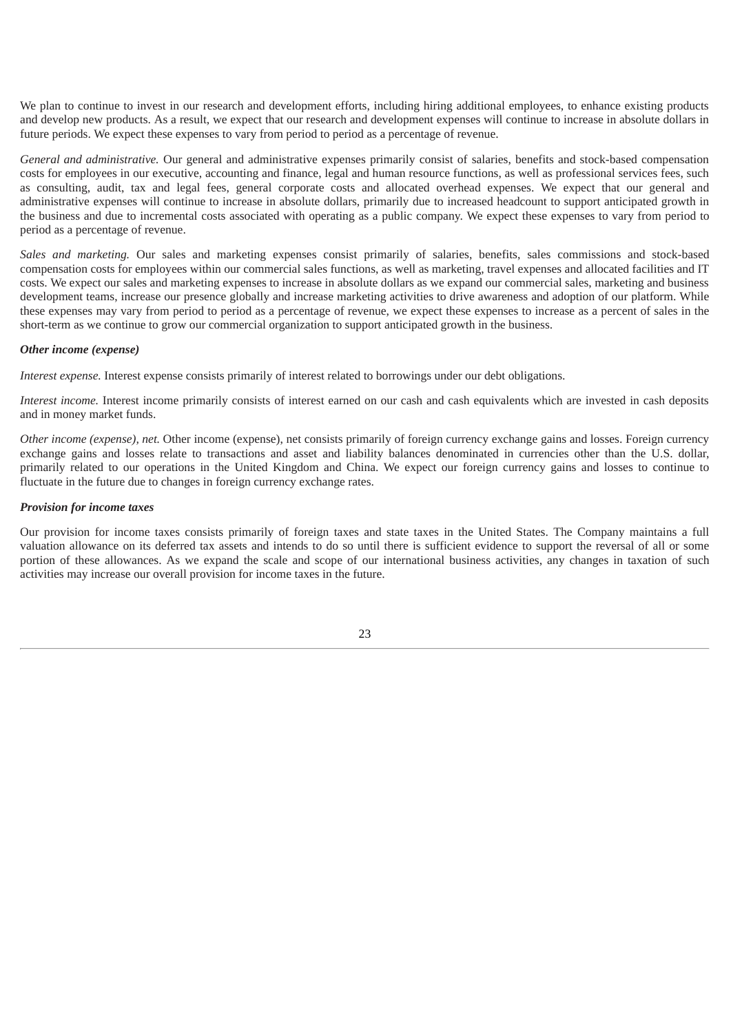We plan to continue to invest in our research and development efforts, including hiring additional employees, to enhance existing products and develop new products. As a result, we expect that our research and development expenses will continue to increase in absolute dollars in future periods. We expect these expenses to vary from period to period as a percentage of revenue.

*General and administrative.* Our general and administrative expenses primarily consist of salaries, benefits and stock-based compensation costs for employees in our executive, accounting and finance, legal and human resource functions, as well as professional services fees, such as consulting, audit, tax and legal fees, general corporate costs and allocated overhead expenses. We expect that our general and administrative expenses will continue to increase in absolute dollars, primarily due to increased headcount to support anticipated growth in the business and due to incremental costs associated with operating as a public company. We expect these expenses to vary from period to period as a percentage of revenue.

*Sales and marketing.* Our sales and marketing expenses consist primarily of salaries, benefits, sales commissions and stock-based compensation costs for employees within our commercial sales functions, as well as marketing, travel expenses and allocated facilities and IT costs. We expect our sales and marketing expenses to increase in absolute dollars as we expand our commercial sales, marketing and business development teams, increase our presence globally and increase marketing activities to drive awareness and adoption of our platform. While these expenses may vary from period to period as a percentage of revenue, we expect these expenses to increase as a percent of sales in the short-term as we continue to grow our commercial organization to support anticipated growth in the business.

***Other income (expense)***

*Interest expense.* Interest expense consists primarily of interest related to borrowings under our debt obligations.

*Interest income.* Interest income primarily consists of interest earned on our cash and cash equivalents which are invested in cash deposits and in money market funds.

*Other income (expense), net.* Other income (expense), net consists primarily of foreign currency exchange gains and losses. Foreign currency exchange gains and losses relate to transactions and asset and liability balances denominated in currencies other than the U.S. dollar, primarily related to our operations in the United Kingdom and China. We expect our foreign currency gains and losses to continue to fluctuate in the future due to changes in foreign currency exchange rates.

***Provision for income taxes***

Our provision for income taxes consists primarily of foreign taxes and state taxes in the United States. The Company maintains a full valuation allowance on its deferred tax assets and intends to do so until there is sufficient evidence to support the reversal of all or some portion of these allowances. As we expand the scale and scope of our international business activities, any changes in taxation of such activities may increase our overall provision for income taxes in the future.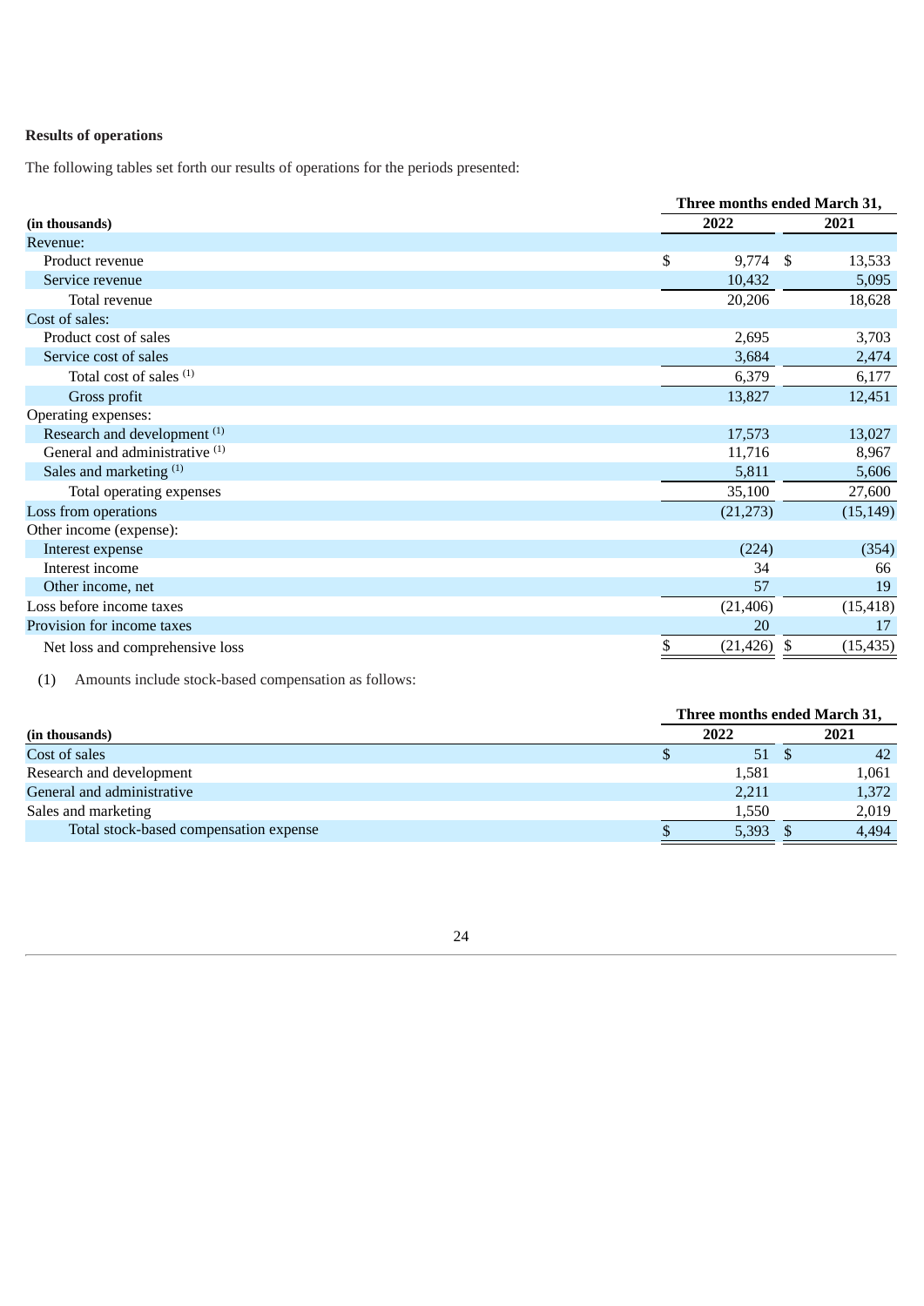**Results of operations**

The following tables set forth our results of operations for the periods presented:

| (in thousands) | Three months ended March 31, 2022 | Three months ended March 31, 2021 |
|---|---|---|
| Revenue: | | |
| Product revenue | $ 9,774 | $ 13,533 |
| Service revenue | 10,432 | 5,095 |
| Total revenue | 20,206 | 18,628 |
| Cost of sales: | | |
| Product cost of sales | 2,695 | 3,703 |
| Service cost of sales | 3,684 | 2,474 |
| Total cost of sales [(1)] | 6,379 | 6,177 |
| Gross profit | 13,827 | 12,451 |
| Operating expenses: | | |
| Research and development [(1)] | 17,573 | 13,027 |
| General and administrative [(1)] | 11,716 | 8,967 |
| Sales and marketing [(1)] | 5,811 | 5,606 |
| Total operating expenses | 35,100 | 27,600 |
| Loss from operations | (21,273) | (15,149) |
| Other income (expense): | | |
| Interest expense | (224) | (354) |
| Interest income | 34 | 66 |
| Other income, net | 57 | 19 |
| Loss before income taxes | (21,406) | (15,418) |
| Provision for income taxes | 20 | 17 |
| Net loss and comprehensive loss | $ (21,426) | $ (15,435) |

(1) Amounts include stock-based compensation as follows:

| (in thousands) | Three months ended March 31, 2022 | Three months ended March 31, 2021 |
|---|---|---|
| Cost of sales | $ 51 | $ 42 |
| Research and development | 1,581 | 1,061 |
| General and administrative | 2,211 | 1,372 |
| Sales and marketing | 1,550 | 2,019 |
| Total stock-based compensation expense | $ 5,393 | $ 4,494 |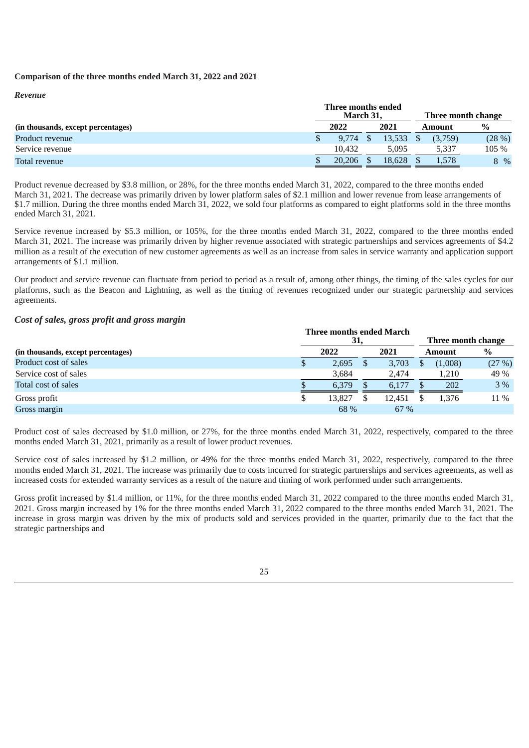**Comparison of the three months ended March 31, 2022 and 2021**

***Revenue***

| (in thousands, except percentages) | Three months ended March 31, | | Three month change | |
|---|---|---|---|---|
| | 2022 | 2021 | Amount | % |
| Product revenue | $ 9,774 | $ 13,533 | $ (3,759) | (28 %) |
| Service revenue | 10,432 | 5,095 | 5,337 | 105 % |
| Total revenue | $ 20,206 | $ 18,628 | $ 1,578 | 8 % |

Product revenue decreased by $3.8 million, or 28%, for the three months ended March 31, 2022, compared to the three months ended March 31, 2021. The decrease was primarily driven by lower platform sales of $2.1 million and lower revenue from lease arrangements of $1.7 million. During the three months ended March 31, 2022, we sold four platforms as compared to eight platforms sold in the three months ended March 31, 2021.

Service revenue increased by $5.3 million, or 105%, for the three months ended March 31, 2022, compared to the three months ended March 31, 2021. The increase was primarily driven by higher revenue associated with strategic partnerships and services agreements of $4.2 million as a result of the execution of new customer agreements as well as an increase from sales in service warranty and application support arrangements of $1.1 million.

Our product and service revenue can fluctuate from period to period as a result of, among other things, the timing of the sales cycles for our platforms, such as the Beacon and Lightning, as well as the timing of revenues recognized under our strategic partnership and services agreements.

***Cost of sales, gross profit and gross margin***

| (in thousands, except percentages) | Three months ended March 31, | | Three month change | |
|---|---|---|---|---|
| | 2022 | 2021 | Amount | % |
| Product cost of sales | $ 2,695 | $ 3,703 | $ (1,008) | (27 %) |
| Service cost of sales | 3,684 | 2,474 | 1,210 | 49 % |
| Total cost of sales | $ 6,379 | $ 6,177 | $ 202 | 3 % |
| Gross profit | $ 13,827 | $ 12,451 | $ 1,376 | 11 % |
| Gross margin | 68 % | 67 % | | |

Product cost of sales decreased by $1.0 million, or 27%, for the three months ended March 31, 2022, respectively, compared to the three months ended March 31, 2021, primarily as a result of lower product revenues.

Service cost of sales increased by $1.2 million, or 49% for the three months ended March 31, 2022, respectively, compared to the three months ended March 31, 2021. The increase was primarily due to costs incurred for strategic partnerships and services agreements, as well as increased costs for extended warranty services as a result of the nature and timing of work performed under such arrangements.

Gross profit increased by $1.4 million, or 11%, for the three months ended March 31, 2022 compared to the three months ended March 31, 2021. Gross margin increased by 1% for the three months ended March 31, 2022 compared to the three months ended March 31, 2021. The increase in gross margin was driven by the mix of products sold and services provided in the quarter, primarily due to the fact that the strategic partnerships and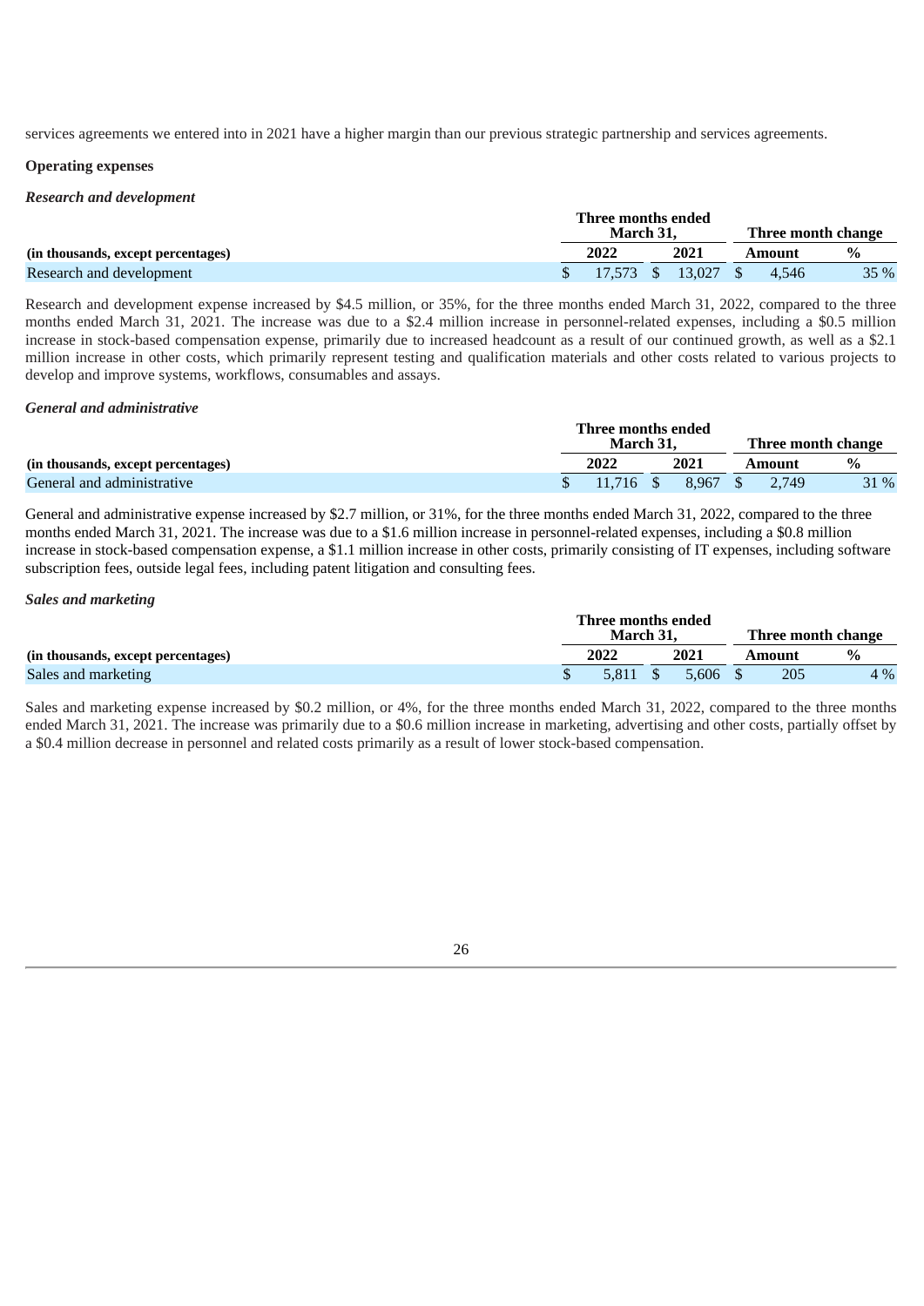services agreements we entered into in 2021 have a higher margin than our previous strategic partnership and services agreements.

**Operating expenses**

***Research and development***

| (in thousands, except percentages) | Three months ended March 31, 2022 | Three months ended March 31, 2021 | Three month change Amount | Three month change % |
|---|---|---|---|---|
| Research and development | $ 17,573 | $ 13,027 | $ 4,546 | 35 % |

Research and development expense increased by $4.5 million, or 35%, for the three months ended March 31, 2022, compared to the three months ended March 31, 2021. The increase was due to a $2.4 million increase in personnel-related expenses, including a $0.5 million increase in stock-based compensation expense, primarily due to increased headcount as a result of our continued growth, as well as a $2.1 million increase in other costs, which primarily represent testing and qualification materials and other costs related to various projects to develop and improve systems, workflows, consumables and assays.

***General and administrative***

| (in thousands, except percentages) | Three months ended March 31, 2022 | Three months ended March 31, 2021 | Three month change Amount | Three month change % |
|---|---|---|---|---|
| General and administrative | $ 11,716 | $ 8,967 | $ 2,749 | 31 % |

General and administrative expense increased by $2.7 million, or 31%, for the three months ended March 31, 2022, compared to the three months ended March 31, 2021. The increase was due to a $1.6 million increase in personnel-related expenses, including a $0.8 million increase in stock-based compensation expense, a $1.1 million increase in other costs, primarily consisting of IT expenses, including software subscription fees, outside legal fees, including patent litigation and consulting fees.

***Sales and marketing***

| (in thousands, except percentages) | Three months ended March 31, 2022 | Three months ended March 31, 2021 | Three month change Amount | Three month change % |
|---|---|---|---|---|
| Sales and marketing | $ 5,811 | $ 5,606 | $ 205 | 4 % |

Sales and marketing expense increased by $0.2 million, or 4%, for the three months ended March 31, 2022, compared to the three months ended March 31, 2021. The increase was primarily due to a $0.6 million increase in marketing, advertising and other costs, partially offset by a $0.4 million decrease in personnel and related costs primarily as a result of lower stock-based compensation.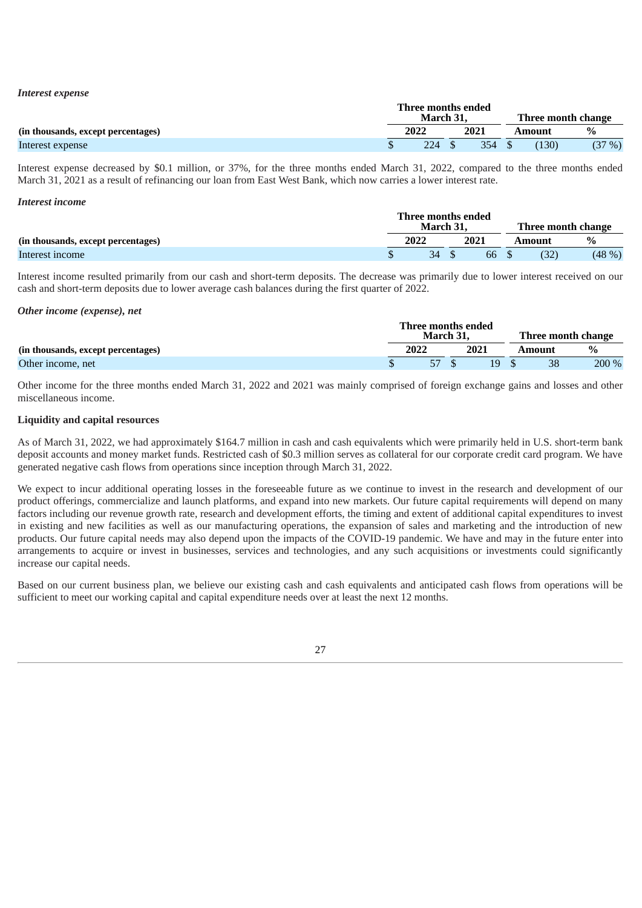*Interest expense*

| (in thousands, except percentages) | Three months ended March 31, | | Three month change | |
|---|---|---|---|---|
| | 2022 | 2021 | Amount | % |
| Interest expense | $ 224 | $ 354 | $ (130) | (37 %) |

Interest expense decreased by $0.1 million, or 37%, for the three months ended March 31, 2022, compared to the three months ended March 31, 2021 as a result of refinancing our loan from East West Bank, which now carries a lower interest rate.

*Interest income*

| (in thousands, except percentages) | Three months ended March 31, | | Three month change | |
|---|---|---|---|---|
| | 2022 | 2021 | Amount | % |
| Interest income | $ 34 | $ 66 | $ (32) | (48 %) |

Interest income resulted primarily from our cash and short-term deposits. The decrease was primarily due to lower interest received on our cash and short-term deposits due to lower average cash balances during the first quarter of 2022.

*Other income (expense), net*

| (in thousands, except percentages) | Three months ended March 31, | | Three month change | |
|---|---|---|---|---|
| | 2022 | 2021 | Amount | % |
| Other income, net | $ 57 | $ 19 | $ 38 | 200 % |

Other income for the three months ended March 31, 2022 and 2021 was mainly comprised of foreign exchange gains and losses and other miscellaneous income.

**Liquidity and capital resources**

As of March 31, 2022, we had approximately $164.7 million in cash and cash equivalents which were primarily held in U.S. short-term bank deposit accounts and money market funds. Restricted cash of $0.3 million serves as collateral for our corporate credit card program. We have generated negative cash flows from operations since inception through March 31, 2022.

We expect to incur additional operating losses in the foreseeable future as we continue to invest in the research and development of our product offerings, commercialize and launch platforms, and expand into new markets. Our future capital requirements will depend on many factors including our revenue growth rate, research and development efforts, the timing and extent of additional capital expenditures to invest in existing and new facilities as well as our manufacturing operations, the expansion of sales and marketing and the introduction of new products. Our future capital needs may also depend upon the impacts of the COVID-19 pandemic. We have and may in the future enter into arrangements to acquire or invest in businesses, services and technologies, and any such acquisitions or investments could significantly increase our capital needs.

Based on our current business plan, we believe our existing cash and cash equivalents and anticipated cash flows from operations will be sufficient to meet our working capital and capital expenditure needs over at least the next 12 months.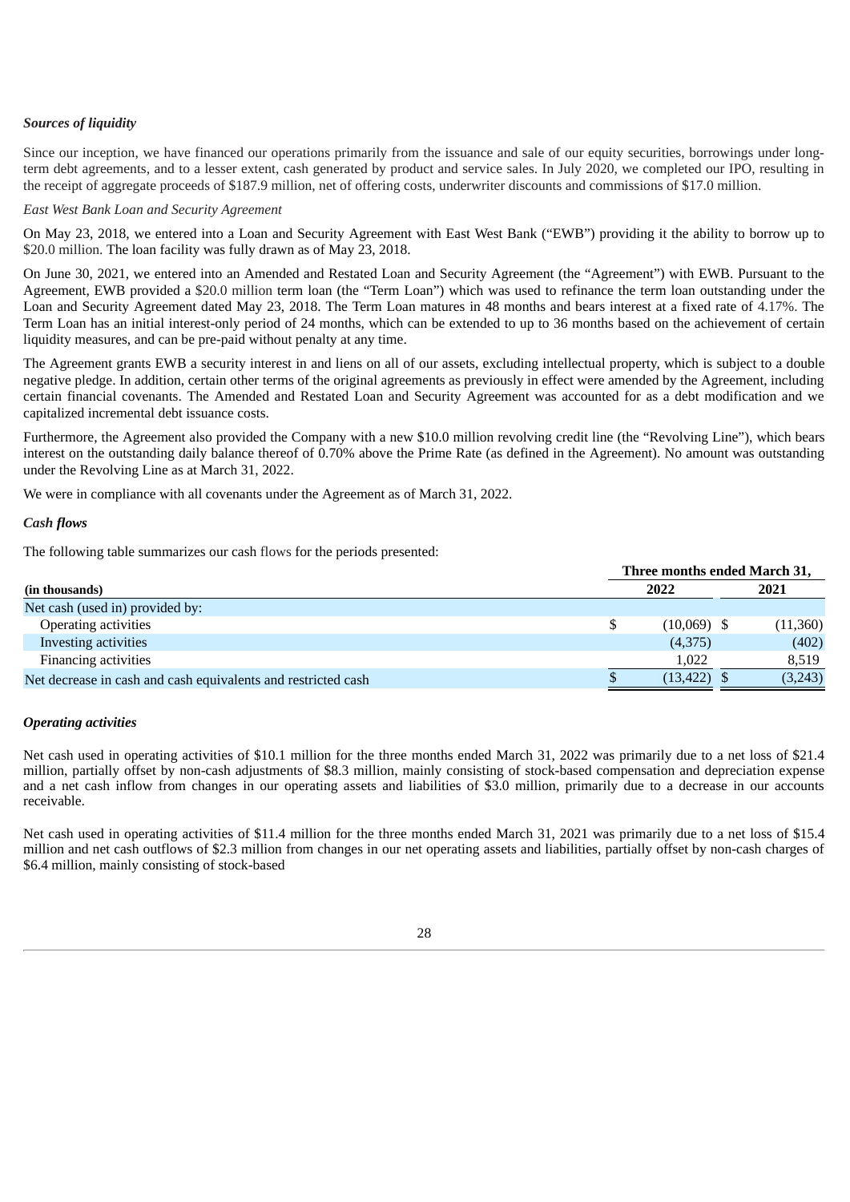### *Sources of liquidity*

Since our inception, we have financed our operations primarily from the issuance and sale of our equity securities, borrowings under long-term debt agreements, and to a lesser extent, cash generated by product and service sales. In July 2020, we completed our IPO, resulting in the receipt of aggregate proceeds of $187.9 million, net of offering costs, underwriter discounts and commissions of $17.0 million.

*East West Bank Loan and Security Agreement*

On May 23, 2018, we entered into a Loan and Security Agreement with East West Bank ("EWB") providing it the ability to borrow up to $20.0 million. The loan facility was fully drawn as of May 23, 2018.

On June 30, 2021, we entered into an Amended and Restated Loan and Security Agreement (the "Agreement") with EWB. Pursuant to the Agreement, EWB provided a $20.0 million term loan (the "Term Loan") which was used to refinance the term loan outstanding under the Loan and Security Agreement dated May 23, 2018. The Term Loan matures in 48 months and bears interest at a fixed rate of 4.17%. The Term Loan has an initial interest-only period of 24 months, which can be extended to up to 36 months based on the achievement of certain liquidity measures, and can be pre-paid without penalty at any time.

The Agreement grants EWB a security interest in and liens on all of our assets, excluding intellectual property, which is subject to a double negative pledge. In addition, certain other terms of the original agreements as previously in effect were amended by the Agreement, including certain financial covenants. The Amended and Restated Loan and Security Agreement was accounted for as a debt modification and we capitalized incremental debt issuance costs.

Furthermore, the Agreement also provided the Company with a new $10.0 million revolving credit line (the "Revolving Line"), which bears interest on the outstanding daily balance thereof of 0.70% above the Prime Rate (as defined in the Agreement). No amount was outstanding under the Revolving Line as at March 31, 2022.

We were in compliance with all covenants under the Agreement as of March 31, 2022.

### *Cash flows*

The following table summarizes our cash flows for the periods presented:

| | Three months ended March 31, | |
|---|---|---|
| **(in thousands)** | **2022** | **2021** |
| Net cash (used in) provided by: | | |
| Operating activities | $ (10,069) | $ (11,360) |
| Investing activities | (4,375) | (402) |
| Financing activities | 1,022 | 8,519 |
| Net decrease in cash and cash equivalents and restricted cash | $ (13,422) | $ (3,243) |

### *Operating activities*

Net cash used in operating activities of $10.1 million for the three months ended March 31, 2022 was primarily due to a net loss of $21.4 million, partially offset by non-cash adjustments of $8.3 million, mainly consisting of stock-based compensation and depreciation expense and a net cash inflow from changes in our operating assets and liabilities of $3.0 million, primarily due to a decrease in our accounts receivable.

Net cash used in operating activities of $11.4 million for the three months ended March 31, 2021 was primarily due to a net loss of $15.4 million and net cash outflows of $2.3 million from changes in our net operating assets and liabilities, partially offset by non-cash charges of $6.4 million, mainly consisting of stock-based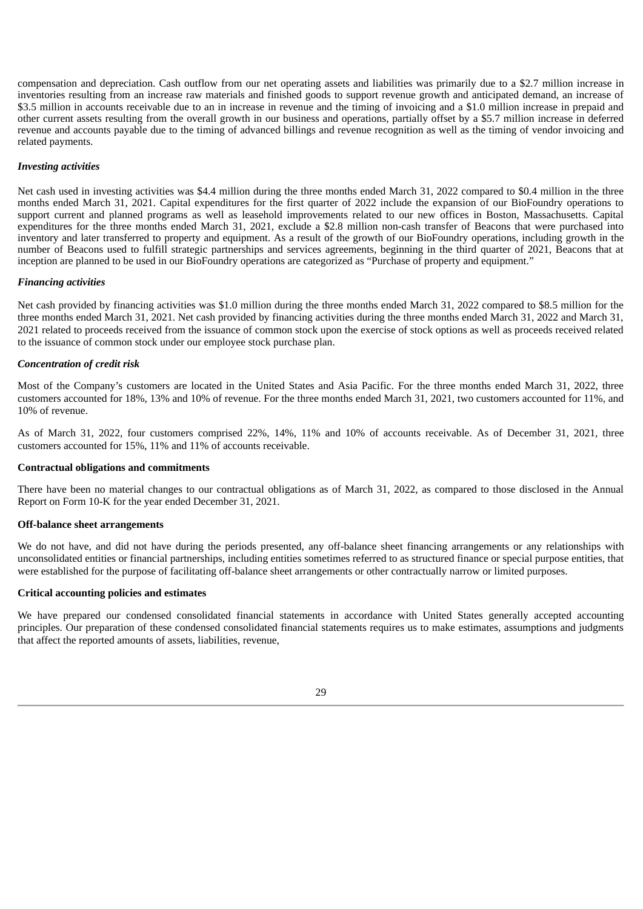compensation and depreciation. Cash outflow from our net operating assets and liabilities was primarily due to a $2.7 million increase in inventories resulting from an increase raw materials and finished goods to support revenue growth and anticipated demand, an increase of $3.5 million in accounts receivable due to an in increase in revenue and the timing of invoicing and a $1.0 million increase in prepaid and other current assets resulting from the overall growth in our business and operations, partially offset by a $5.7 million increase in deferred revenue and accounts payable due to the timing of advanced billings and revenue recognition as well as the timing of vendor invoicing and related payments.

***Investing activities***

Net cash used in investing activities was $4.4 million during the three months ended March 31, 2022 compared to $0.4 million in the three months ended March 31, 2021. Capital expenditures for the first quarter of 2022 include the expansion of our BioFoundry operations to support current and planned programs as well as leasehold improvements related to our new offices in Boston, Massachusetts. Capital expenditures for the three months ended March 31, 2021, exclude a $2.8 million non-cash transfer of Beacons that were purchased into inventory and later transferred to property and equipment. As a result of the growth of our BioFoundry operations, including growth in the number of Beacons used to fulfill strategic partnerships and services agreements, beginning in the third quarter of 2021, Beacons that at inception are planned to be used in our BioFoundry operations are categorized as "Purchase of property and equipment."

***Financing activities***

Net cash provided by financing activities was $1.0 million during the three months ended March 31, 2022 compared to $8.5 million for the three months ended March 31, 2021. Net cash provided by financing activities during the three months ended March 31, 2022 and March 31, 2021 related to proceeds received from the issuance of common stock upon the exercise of stock options as well as proceeds received related to the issuance of common stock under our employee stock purchase plan.

***Concentration of credit risk***

Most of the Company's customers are located in the United States and Asia Pacific. For the three months ended March 31, 2022, three customers accounted for 18%, 13% and 10% of revenue. For the three months ended March 31, 2021, two customers accounted for 11%, and 10% of revenue.

As of March 31, 2022, four customers comprised 22%, 14%, 11% and 10% of accounts receivable. As of December 31, 2021, three customers accounted for 15%, 11% and 11% of accounts receivable.

**Contractual obligations and commitments**

There have been no material changes to our contractual obligations as of March 31, 2022, as compared to those disclosed in the Annual Report on Form 10-K for the year ended December 31, 2021.

**Off-balance sheet arrangements**

We do not have, and did not have during the periods presented, any off-balance sheet financing arrangements or any relationships with unconsolidated entities or financial partnerships, including entities sometimes referred to as structured finance or special purpose entities, that were established for the purpose of facilitating off-balance sheet arrangements or other contractually narrow or limited purposes.

**Critical accounting policies and estimates**

We have prepared our condensed consolidated financial statements in accordance with United States generally accepted accounting principles. Our preparation of these condensed consolidated financial statements requires us to make estimates, assumptions and judgments that affect the reported amounts of assets, liabilities, revenue,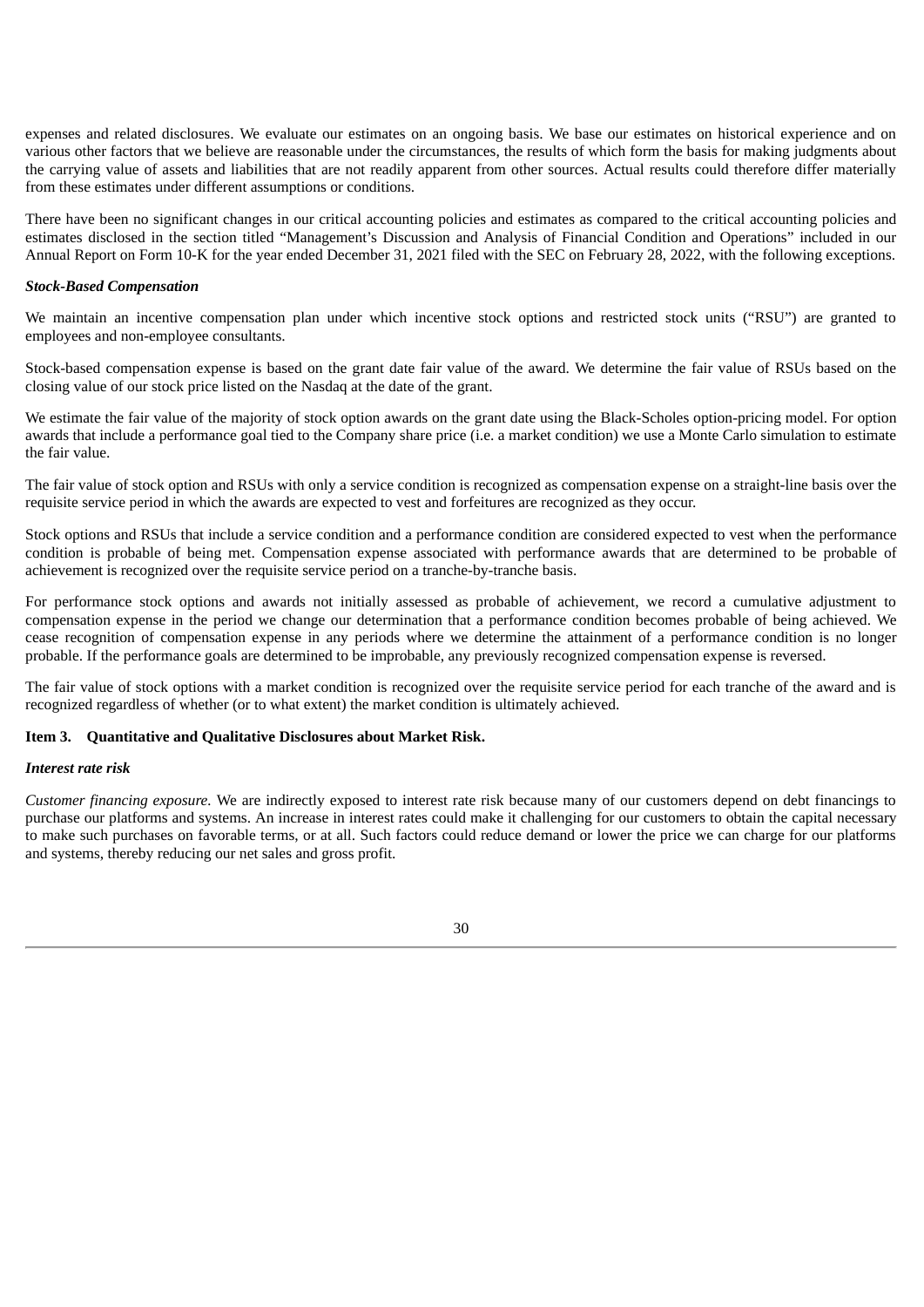expenses and related disclosures. We evaluate our estimates on an ongoing basis. We base our estimates on historical experience and on various other factors that we believe are reasonable under the circumstances, the results of which form the basis for making judgments about the carrying value of assets and liabilities that are not readily apparent from other sources. Actual results could therefore differ materially from these estimates under different assumptions or conditions.

There have been no significant changes in our critical accounting policies and estimates as compared to the critical accounting policies and estimates disclosed in the section titled "Management's Discussion and Analysis of Financial Condition and Operations" included in our Annual Report on Form 10-K for the year ended December 31, 2021 filed with the SEC on February 28, 2022, with the following exceptions.

***Stock-Based Compensation***

We maintain an incentive compensation plan under which incentive stock options and restricted stock units ("RSU") are granted to employees and non-employee consultants.

Stock-based compensation expense is based on the grant date fair value of the award. We determine the fair value of RSUs based on the closing value of our stock price listed on the Nasdaq at the date of the grant.

We estimate the fair value of the majority of stock option awards on the grant date using the Black-Scholes option-pricing model. For option awards that include a performance goal tied to the Company share price (i.e. a market condition) we use a Monte Carlo simulation to estimate the fair value.

The fair value of stock option and RSUs with only a service condition is recognized as compensation expense on a straight-line basis over the requisite service period in which the awards are expected to vest and forfeitures are recognized as they occur.

Stock options and RSUs that include a service condition and a performance condition are considered expected to vest when the performance condition is probable of being met. Compensation expense associated with performance awards that are determined to be probable of achievement is recognized over the requisite service period on a tranche-by-tranche basis.

For performance stock options and awards not initially assessed as probable of achievement, we record a cumulative adjustment to compensation expense in the period we change our determination that a performance condition becomes probable of being achieved. We cease recognition of compensation expense in any periods where we determine the attainment of a performance condition is no longer probable. If the performance goals are determined to be improbable, any previously recognized compensation expense is reversed.

The fair value of stock options with a market condition is recognized over the requisite service period for each tranche of the award and is recognized regardless of whether (or to what extent) the market condition is ultimately achieved.

## Item 3. Quantitative and Qualitative Disclosures about Market Risk.

***Interest rate risk***

*Customer financing exposure.* We are indirectly exposed to interest rate risk because many of our customers depend on debt financings to purchase our platforms and systems. An increase in interest rates could make it challenging for our customers to obtain the capital necessary to make such purchases on favorable terms, or at all. Such factors could reduce demand or lower the price we can charge for our platforms and systems, thereby reducing our net sales and gross profit.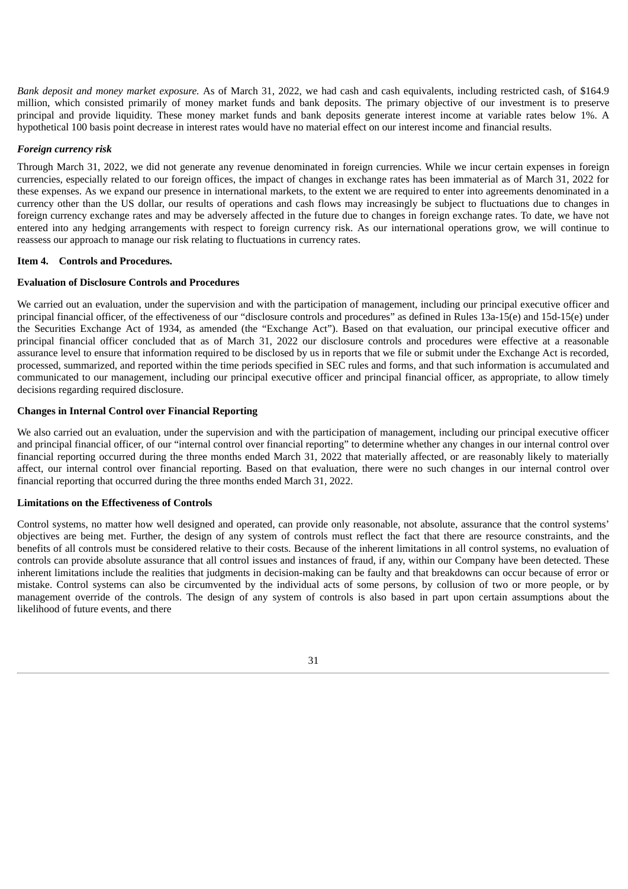*Bank deposit and money market exposure.* As of March 31, 2022, we had cash and cash equivalents, including restricted cash, of $164.9 million, which consisted primarily of money market funds and bank deposits. The primary objective of our investment is to preserve principal and provide liquidity. These money market funds and bank deposits generate interest income at variable rates below 1%. A hypothetical 100 basis point decrease in interest rates would have no material effect on our interest income and financial results.

***Foreign currency risk***

Through March 31, 2022, we did not generate any revenue denominated in foreign currencies. While we incur certain expenses in foreign currencies, especially related to our foreign offices, the impact of changes in exchange rates has been immaterial as of March 31, 2022 for these expenses. As we expand our presence in international markets, to the extent we are required to enter into agreements denominated in a currency other than the US dollar, our results of operations and cash flows may increasingly be subject to fluctuations due to changes in foreign currency exchange rates and may be adversely affected in the future due to changes in foreign exchange rates. To date, we have not entered into any hedging arrangements with respect to foreign currency risk. As our international operations grow, we will continue to reassess our approach to manage our risk relating to fluctuations in currency rates.

**Item 4. Controls and Procedures.**

**Evaluation of Disclosure Controls and Procedures**

We carried out an evaluation, under the supervision and with the participation of management, including our principal executive officer and principal financial officer, of the effectiveness of our "disclosure controls and procedures" as defined in Rules 13a-15(e) and 15d-15(e) under the Securities Exchange Act of 1934, as amended (the "Exchange Act"). Based on that evaluation, our principal executive officer and principal financial officer concluded that as of March 31, 2022 our disclosure controls and procedures were effective at a reasonable assurance level to ensure that information required to be disclosed by us in reports that we file or submit under the Exchange Act is recorded, processed, summarized, and reported within the time periods specified in SEC rules and forms, and that such information is accumulated and communicated to our management, including our principal executive officer and principal financial officer, as appropriate, to allow timely decisions regarding required disclosure.

**Changes in Internal Control over Financial Reporting**

We also carried out an evaluation, under the supervision and with the participation of management, including our principal executive officer and principal financial officer, of our "internal control over financial reporting" to determine whether any changes in our internal control over financial reporting occurred during the three months ended March 31, 2022 that materially affected, or are reasonably likely to materially affect, our internal control over financial reporting. Based on that evaluation, there were no such changes in our internal control over financial reporting that occurred during the three months ended March 31, 2022.

**Limitations on the Effectiveness of Controls**

Control systems, no matter how well designed and operated, can provide only reasonable, not absolute, assurance that the control systems' objectives are being met. Further, the design of any system of controls must reflect the fact that there are resource constraints, and the benefits of all controls must be considered relative to their costs. Because of the inherent limitations in all control systems, no evaluation of controls can provide absolute assurance that all control issues and instances of fraud, if any, within our Company have been detected. These inherent limitations include the realities that judgments in decision-making can be faulty and that breakdowns can occur because of error or mistake. Control systems can also be circumvented by the individual acts of some persons, by collusion of two or more people, or by management override of the controls. The design of any system of controls is also based in part upon certain assumptions about the likelihood of future events, and there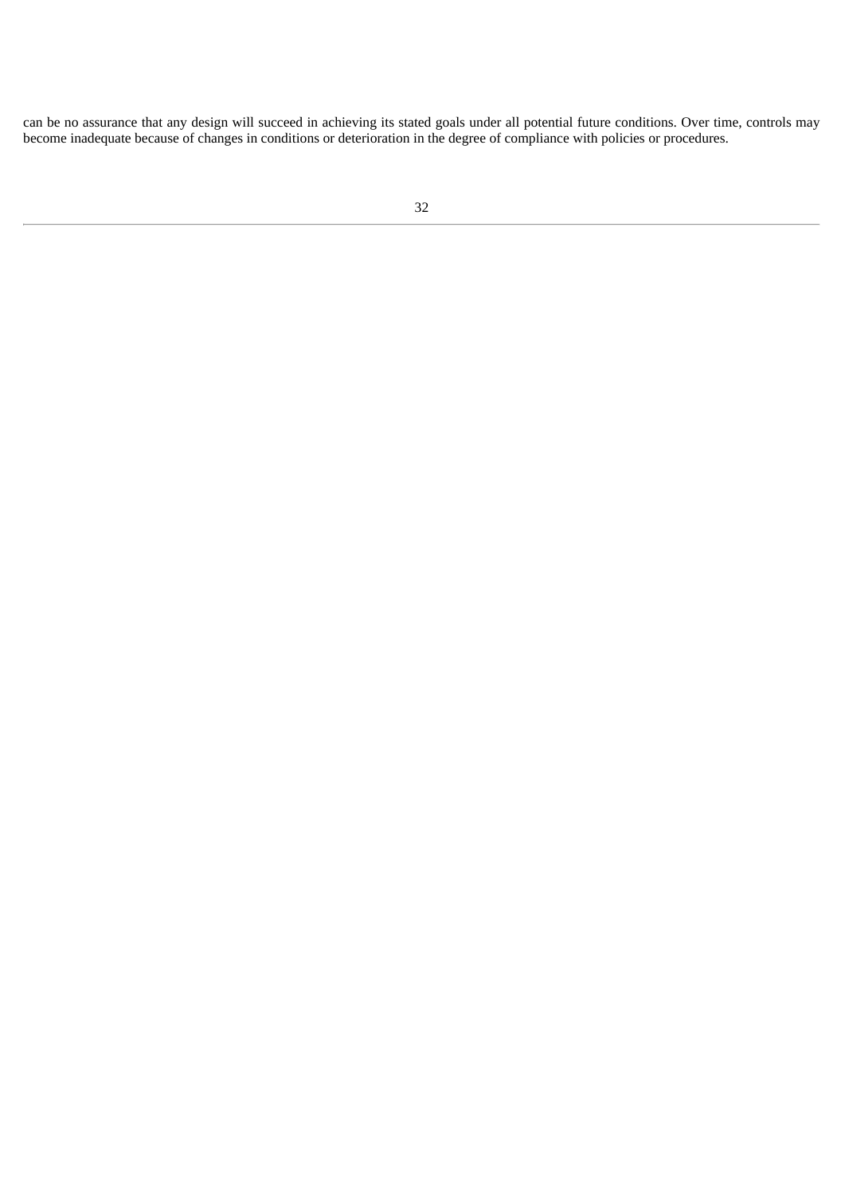can be no assurance that any design will succeed in achieving its stated goals under all potential future conditions. Over time, controls may become inadequate because of changes in conditions or deterioration in the degree of compliance with policies or procedures.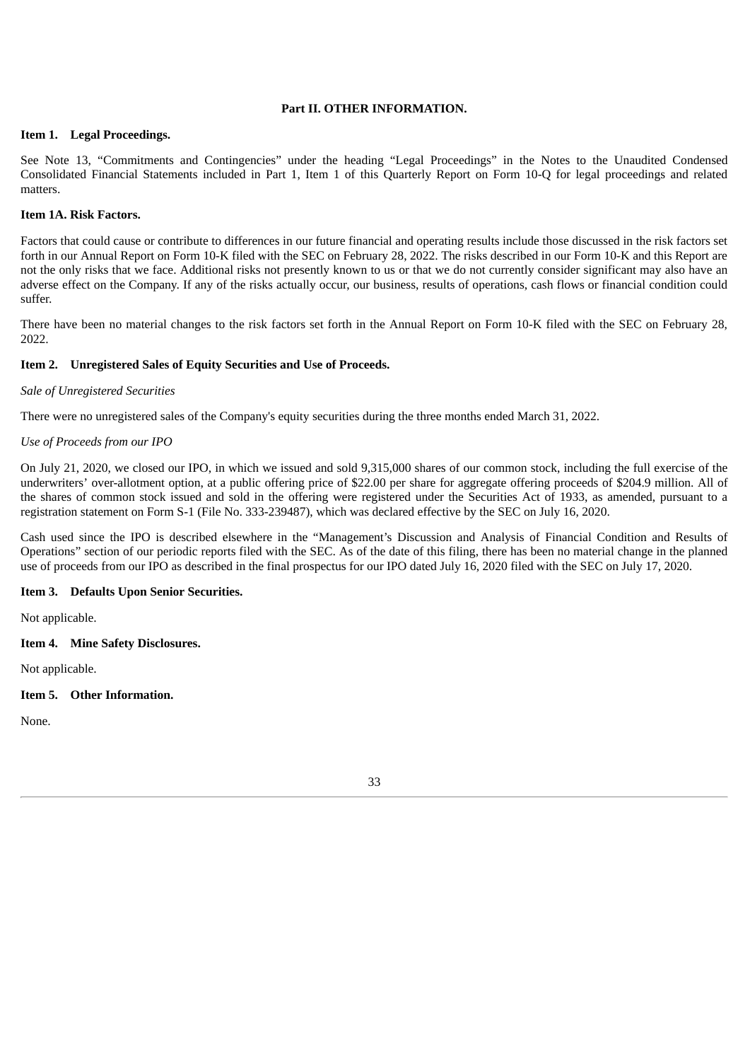## Part II. OTHER INFORMATION.

### Item 1. Legal Proceedings.

See Note 13, "Commitments and Contingencies" under the heading "Legal Proceedings" in the Notes to the Unaudited Condensed Consolidated Financial Statements included in Part 1, Item 1 of this Quarterly Report on Form 10-Q for legal proceedings and related matters.

### Item 1A. Risk Factors.

Factors that could cause or contribute to differences in our future financial and operating results include those discussed in the risk factors set forth in our Annual Report on Form 10-K filed with the SEC on February 28, 2022. The risks described in our Form 10-K and this Report are not the only risks that we face. Additional risks not presently known to us or that we do not currently consider significant may also have an adverse effect on the Company. If any of the risks actually occur, our business, results of operations, cash flows or financial condition could suffer.

There have been no material changes to the risk factors set forth in the Annual Report on Form 10-K filed with the SEC on February 28, 2022.

### Item 2. Unregistered Sales of Equity Securities and Use of Proceeds.

*Sale of Unregistered Securities*

There were no unregistered sales of the Company's equity securities during the three months ended March 31, 2022.

*Use of Proceeds from our IPO*

On July 21, 2020, we closed our IPO, in which we issued and sold 9,315,000 shares of our common stock, including the full exercise of the underwriters' over-allotment option, at a public offering price of $22.00 per share for aggregate offering proceeds of $204.9 million. All of the shares of common stock issued and sold in the offering were registered under the Securities Act of 1933, as amended, pursuant to a registration statement on Form S-1 (File No. 333-239487), which was declared effective by the SEC on July 16, 2020.

Cash used since the IPO is described elsewhere in the "Management's Discussion and Analysis of Financial Condition and Results of Operations" section of our periodic reports filed with the SEC. As of the date of this filing, there has been no material change in the planned use of proceeds from our IPO as described in the final prospectus for our IPO dated July 16, 2020 filed with the SEC on July 17, 2020.

### Item 3. Defaults Upon Senior Securities.

Not applicable.

### Item 4. Mine Safety Disclosures.

Not applicable.

### Item 5. Other Information.

None.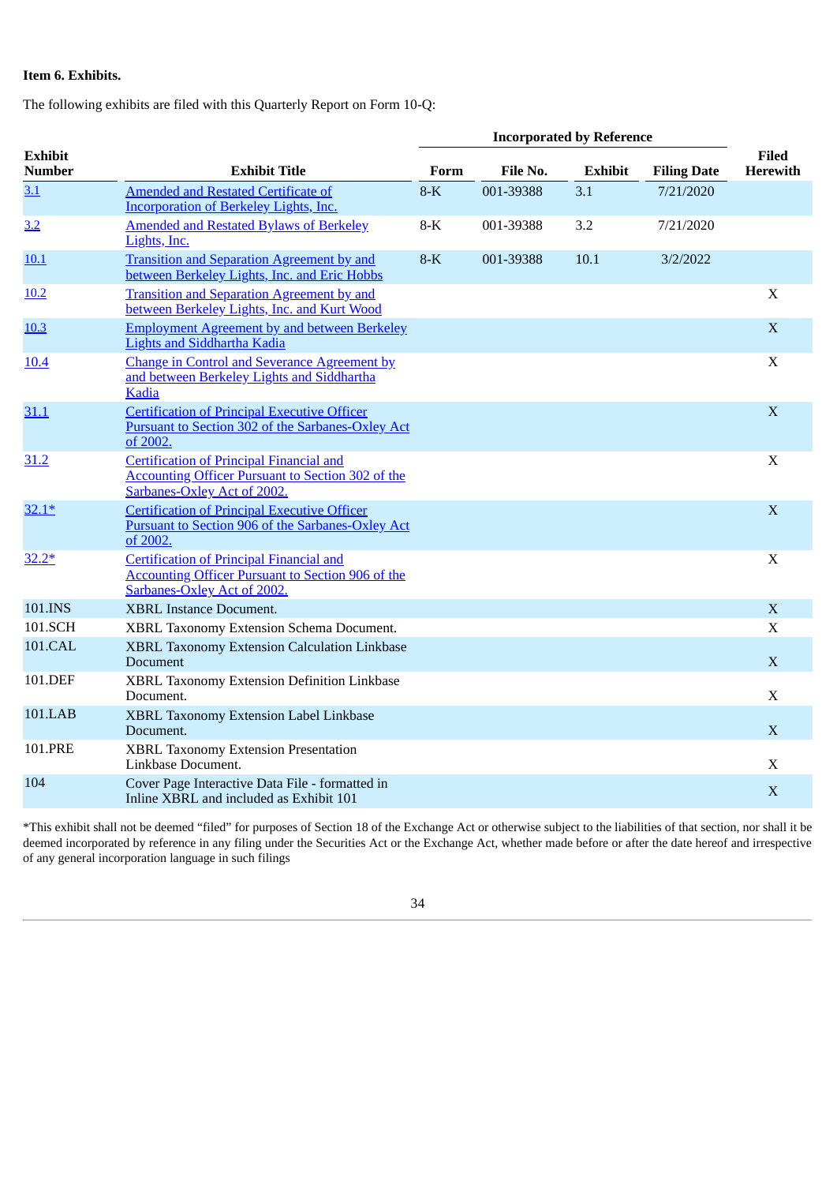**Item 6. Exhibits.**

The following exhibits are filed with this Quarterly Report on Form 10-Q:

| Exhibit Number | Exhibit Title | Incorporated by Reference | | | | Filed Herewith |
|---|---|---|---|---|---|---|
| | | Form | File No. | Exhibit | Filing Date | |
| 3.1 | Amended and Restated Certificate of Incorporation of Berkeley Lights, Inc. | 8-K | 001-39388 | 3.1 | 7/21/2020 | |
| 3.2 | Amended and Restated Bylaws of Berkeley Lights, Inc. | 8-K | 001-39388 | 3.2 | 7/21/2020 | |
| 10.1 | Transition and Separation Agreement by and between Berkeley Lights, Inc. and Eric Hobbs | 8-K | 001-39388 | 10.1 | 3/2/2022 | |
| 10.2 | Transition and Separation Agreement by and between Berkeley Lights, Inc. and Kurt Wood | | | | | X |
| 10.3 | Employment Agreement by and between Berkeley Lights and Siddhartha Kadia | | | | | X |
| 10.4 | Change in Control and Severance Agreement by and between Berkeley Lights and Siddhartha Kadia | | | | | X |
| 31.1 | Certification of Principal Executive Officer Pursuant to Section 302 of the Sarbanes-Oxley Act of 2002. | | | | | X |
| 31.2 | Certification of Principal Financial and Accounting Officer Pursuant to Section 302 of the Sarbanes-Oxley Act of 2002. | | | | | X |
| 32.1* | Certification of Principal Executive Officer Pursuant to Section 906 of the Sarbanes-Oxley Act of 2002. | | | | | X |
| 32.2* | Certification of Principal Financial and Accounting Officer Pursuant to Section 906 of the Sarbanes-Oxley Act of 2002. | | | | | X |
| 101.INS | XBRL Instance Document. | | | | | X |
| 101.SCH | XBRL Taxonomy Extension Schema Document. | | | | | X |
| 101.CAL | XBRL Taxonomy Extension Calculation Linkbase Document | | | | | X |
| 101.DEF | XBRL Taxonomy Extension Definition Linkbase Document. | | | | | X |
| 101.LAB | XBRL Taxonomy Extension Label Linkbase Document. | | | | | X |
| 101.PRE | XBRL Taxonomy Extension Presentation Linkbase Document. | | | | | X |
| 104 | Cover Page Interactive Data File - formatted in Inline XBRL and included as Exhibit 101 | | | | | X |

*This exhibit shall not be deemed "filed" for purposes of Section 18 of the Exchange Act or otherwise subject to the liabilities of that section, nor shall it be deemed incorporated by reference in any filing under the Securities Act or the Exchange Act, whether made before or after the date hereof and irrespective of any general incorporation language in such filings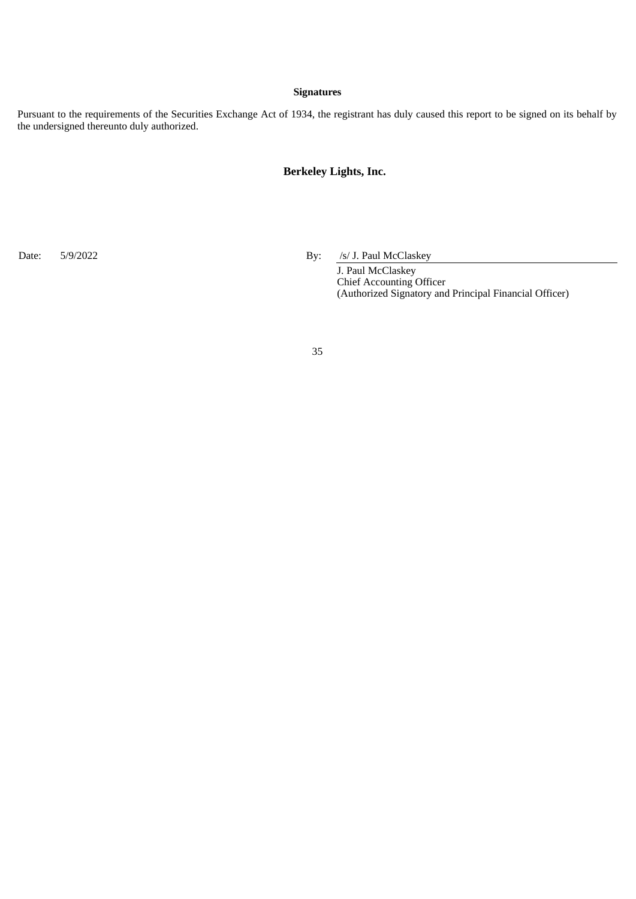## Signatures

Pursuant to the requirements of the Securities Exchange Act of 1934, the registrant has duly caused this report to be signed on its behalf by the undersigned thereunto duly authorized.

**Berkeley Lights, Inc.**

| | | | |
|---|---|---|---|
| Date: | 5/9/2022 | By: | /s/ J. Paul McClaskey |
| | | | J. Paul McClaskey<br>Chief Accounting Officer<br>(Authorized Signatory and Principal Financial Officer) |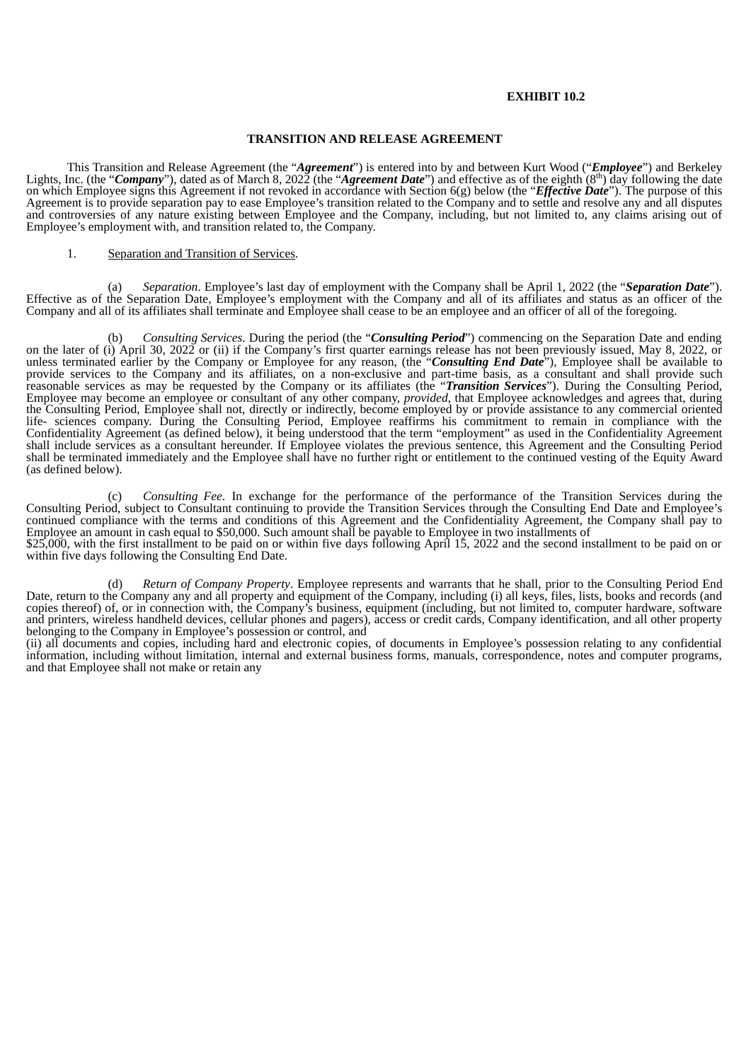**EXHIBIT 10.2**

**TRANSITION AND RELEASE AGREEMENT**

This Transition and Release Agreement (the "***Agreement***") is entered into by and between Kurt Wood ("***Employee***") and Berkeley Lights, Inc. (the "***Company***"), dated as of March 8, 2022 (the "***Agreement Date***") and effective as of the eighth (8th) day following the date on which Employee signs this Agreement if not revoked in accordance with Section 6(g) below (the "***Effective Date***"). The purpose of this Agreement is to provide separation pay to ease Employee's transition related to the Company and to settle and resolve any and all disputes and controversies of any nature existing between Employee and the Company, including, but not limited to, any claims arising out of Employee's employment with, and transition related to, the Company.

1. Separation and Transition of Services.

(a) *Separation*. Employee's last day of employment with the Company shall be April 1, 2022 (the "***Separation Date***"). Effective as of the Separation Date, Employee's employment with the Company and all of its affiliates and status as an officer of the Company and all of its affiliates shall terminate and Employee shall cease to be an employee and an officer of all of the foregoing.

(b) *Consulting Services*. During the period (the "***Consulting Period***") commencing on the Separation Date and ending on the later of (i) April 30, 2022 or (ii) if the Company's first quarter earnings release has not been previously issued, May 8, 2022, or unless terminated earlier by the Company or Employee for any reason, (the "***Consulting End Date***"), Employee shall be available to provide services to the Company and its affiliates, on a non-exclusive and part-time basis, as a consultant and shall provide such reasonable services as may be requested by the Company or its affiliates (the "***Transition Services***"). During the Consulting Period, Employee may become an employee or consultant of any other company, *provided*, that Employee acknowledges and agrees that, during the Consulting Period, Employee shall not, directly or indirectly, become employed by or provide assistance to any commercial oriented life- sciences company. During the Consulting Period, Employee reaffirms his commitment to remain in compliance with the Confidentiality Agreement (as defined below), it being understood that the term "employment" as used in the Confidentiality Agreement shall include services as a consultant hereunder. If Employee violates the previous sentence, this Agreement and the Consulting Period shall be terminated immediately and the Employee shall have no further right or entitlement to the continued vesting of the Equity Award (as defined below).

(c) *Consulting Fee*. In exchange for the performance of the performance of the Transition Services during the Consulting Period, subject to Consultant continuing to provide the Transition Services through the Consulting End Date and Employee's continued compliance with the terms and conditions of this Agreement and the Confidentiality Agreement, the Company shall pay to Employee an amount in cash equal to $50,000. Such amount shall be payable to Employee in two installments of $25,000, with the first installment to be paid on or within five days following April 15, 2022 and the second installment to be paid on or within five days following the Consulting End Date.

(d) *Return of Company Property*. Employee represents and warrants that he shall, prior to the Consulting Period End Date, return to the Company any and all property and equipment of the Company, including (i) all keys, files, lists, books and records (and copies thereof) of, or in connection with, the Company's business, equipment (including, but not limited to, computer hardware, software and printers, wireless handheld devices, cellular phones and pagers), access or credit cards, Company identification, and all other property belonging to the Company in Employee's possession or control, and (ii) all documents and copies, including hard and electronic copies, of documents in Employee's possession relating to any confidential information, including without limitation, internal and external business forms, manuals, correspondence, notes and computer programs, and that Employee shall not make or retain any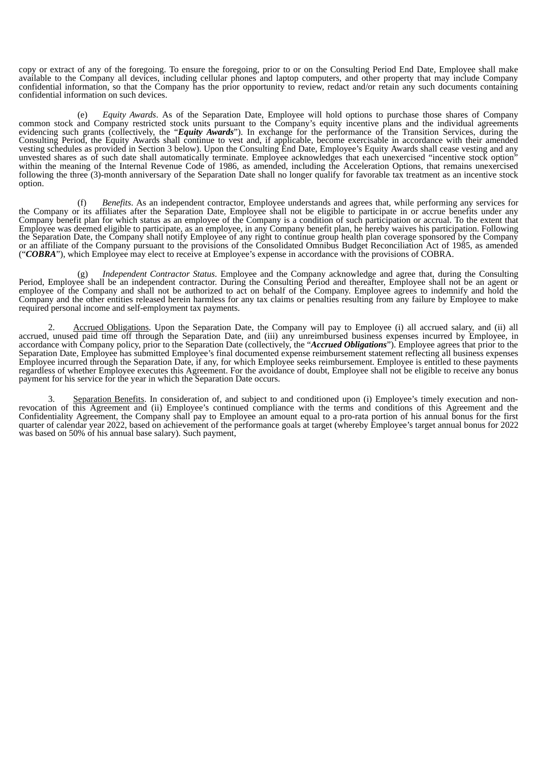copy or extract of any of the foregoing. To ensure the foregoing, prior to or on the Consulting Period End Date, Employee shall make available to the Company all devices, including cellular phones and laptop computers, and other property that may include Company confidential information, so that the Company has the prior opportunity to review, redact and/or retain any such documents containing confidential information on such devices.

(e) *Equity Awards*. As of the Separation Date, Employee will hold options to purchase those shares of Company common stock and Company restricted stock units pursuant to the Company's equity incentive plans and the individual agreements evidencing such grants (collectively, the "***Equity Awards***"). In exchange for the performance of the Transition Services, during the Consulting Period, the Equity Awards shall continue to vest and, if applicable, become exercisable in accordance with their amended vesting schedules as provided in Section 3 below). Upon the Consulting End Date, Employee's Equity Awards shall cease vesting and any unvested shares as of such date shall automatically terminate. Employee acknowledges that each unexercised "incentive stock option" within the meaning of the Internal Revenue Code of 1986, as amended, including the Acceleration Options, that remains unexercised following the three (3)-month anniversary of the Separation Date shall no longer qualify for favorable tax treatment as an incentive stock option.

(f) *Benefits*. As an independent contractor, Employee understands and agrees that, while performing any services for the Company or its affiliates after the Separation Date, Employee shall not be eligible to participate in or accrue benefits under any Company benefit plan for which status as an employee of the Company is a condition of such participation or accrual. To the extent that Employee was deemed eligible to participate, as an employee, in any Company benefit plan, he hereby waives his participation. Following the Separation Date, the Company shall notify Employee of any right to continue group health plan coverage sponsored by the Company or an affiliate of the Company pursuant to the provisions of the Consolidated Omnibus Budget Reconciliation Act of 1985, as amended ("***COBRA***"), which Employee may elect to receive at Employee's expense in accordance with the provisions of COBRA.

(g) *Independent Contractor Status*. Employee and the Company acknowledge and agree that, during the Consulting Period, Employee shall be an independent contractor. During the Consulting Period and thereafter, Employee shall not be an agent or employee of the Company and shall not be authorized to act on behalf of the Company. Employee agrees to indemnify and hold the Company and the other entities released herein harmless for any tax claims or penalties resulting from any failure by Employee to make required personal income and self-employment tax payments.

2. Accrued Obligations. Upon the Separation Date, the Company will pay to Employee (i) all accrued salary, and (ii) all accrued, unused paid time off through the Separation Date, and (iii) any unreimbursed business expenses incurred by Employee, in accordance with Company policy, prior to the Separation Date (collectively, the "***Accrued Obligations***"). Employee agrees that prior to the Separation Date, Employee has submitted Employee's final documented expense reimbursement statement reflecting all business expenses Employee incurred through the Separation Date, if any, for which Employee seeks reimbursement. Employee is entitled to these payments regardless of whether Employee executes this Agreement. For the avoidance of doubt, Employee shall not be eligible to receive any bonus payment for his service for the year in which the Separation Date occurs.

3. Separation Benefits. In consideration of, and subject to and conditioned upon (i) Employee's timely execution and non-revocation of this Agreement and (ii) Employee's continued compliance with the terms and conditions of this Agreement and the Confidentiality Agreement, the Company shall pay to Employee an amount equal to a pro-rata portion of his annual bonus for the first quarter of calendar year 2022, based on achievement of the performance goals at target (whereby Employee's target annual bonus for 2022 was based on 50% of his annual base salary). Such payment,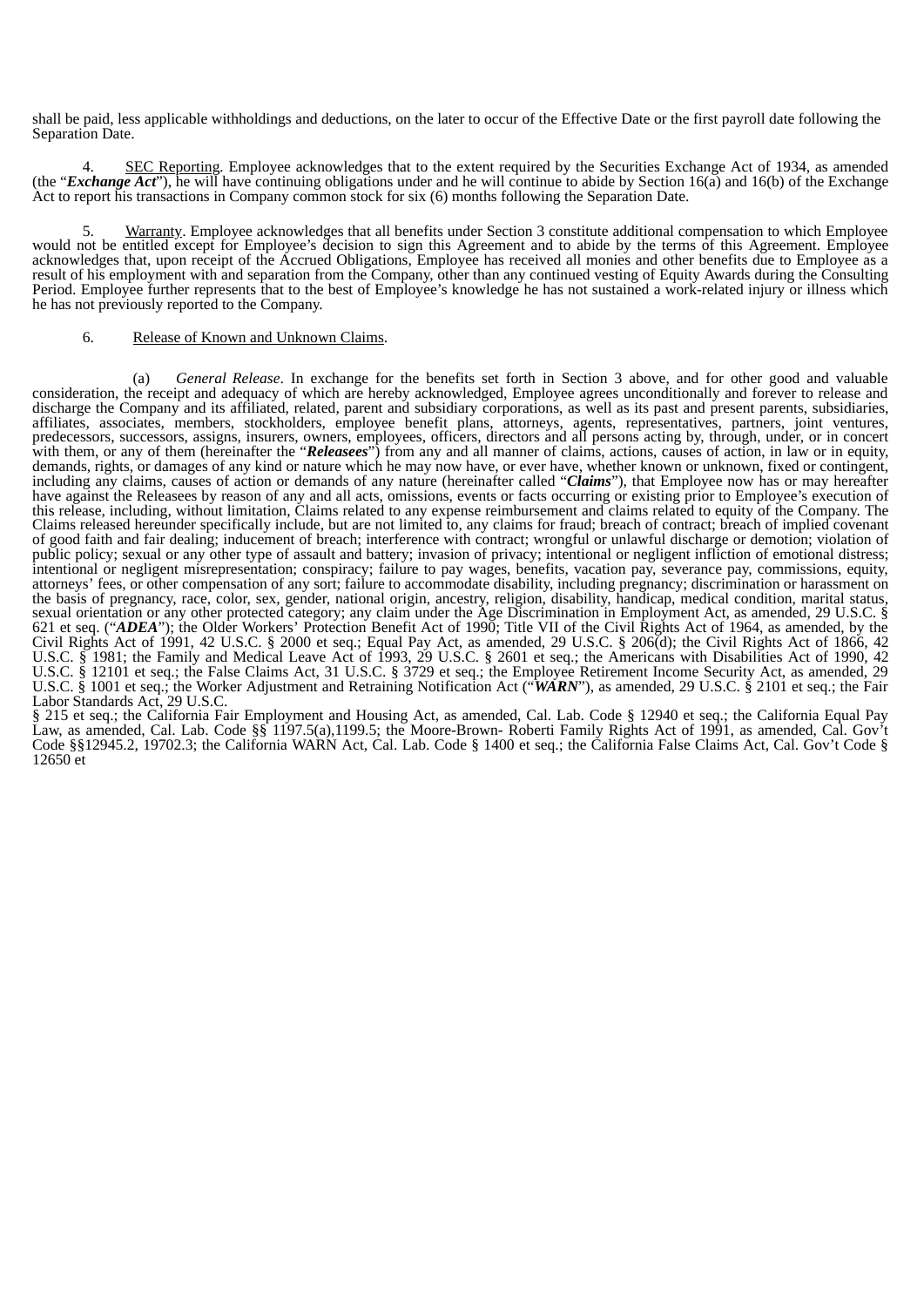shall be paid, less applicable withholdings and deductions, on the later to occur of the Effective Date or the first payroll date following the Separation Date.

4. SEC Reporting. Employee acknowledges that to the extent required by the Securities Exchange Act of 1934, as amended (the "***Exchange Act***"), he will have continuing obligations under and he will continue to abide by Section 16(a) and 16(b) of the Exchange Act to report his transactions in Company common stock for six (6) months following the Separation Date.

5. Warranty. Employee acknowledges that all benefits under Section 3 constitute additional compensation to which Employee would not be entitled except for Employee's decision to sign this Agreement and to abide by the terms of this Agreement. Employee acknowledges that, upon receipt of the Accrued Obligations, Employee has received all monies and other benefits due to Employee as a result of his employment with and separation from the Company, other than any continued vesting of Equity Awards during the Consulting Period. Employee further represents that to the best of Employee's knowledge he has not sustained a work-related injury or illness which he has not previously reported to the Company.

6. Release of Known and Unknown Claims.

(a) *General Release*. In exchange for the benefits set forth in Section 3 above, and for other good and valuable consideration, the receipt and adequacy of which are hereby acknowledged, Employee agrees unconditionally and forever to release and discharge the Company and its affiliated, related, parent and subsidiary corporations, as well as its past and present parents, subsidiaries, affiliates, associates, members, stockholders, employee benefit plans, attorneys, agents, representatives, partners, joint ventures, predecessors, successors, assigns, insurers, owners, employees, officers, directors and all persons acting by, through, under, or in concert with them, or any of them (hereinafter the "***Releasees***") from any and all manner of claims, actions, causes of action, in law or in equity, demands, rights, or damages of any kind or nature which he may now have, or ever have, whether known or unknown, fixed or contingent, including any claims, causes of action or demands of any nature (hereinafter called "***Claims***"), that Employee now has or may hereafter have against the Releasees by reason of any and all acts, omissions, events or facts occurring or existing prior to Employee's execution of this release, including, without limitation, Claims related to any expense reimbursement and claims related to equity of the Company. The Claims released hereunder specifically include, but are not limited to, any claims for fraud; breach of contract; breach of implied covenant of good faith and fair dealing; inducement of breach; interference with contract; wrongful or unlawful discharge or demotion; violation of public policy; sexual or any other type of assault and battery; invasion of privacy; intentional or negligent infliction of emotional distress; intentional or negligent misrepresentation; conspiracy; failure to pay wages, benefits, vacation pay, severance pay, commissions, equity, attorneys' fees, or other compensation of any sort; failure to accommodate disability, including pregnancy; discrimination or harassment on the basis of pregnancy, race, color, sex, gender, national origin, ancestry, religion, disability, handicap, medical condition, marital status, sexual orientation or any other protected category; any claim under the Age Discrimination in Employment Act, as amended, 29 U.S.C. § 621 et seq. ("***ADEA***"); the Older Workers' Protection Benefit Act of 1990; Title VII of the Civil Rights Act of 1964, as amended, by the Civil Rights Act of 1991, 42 U.S.C. § 2000 et seq.; Equal Pay Act, as amended, 29 U.S.C. § 206(d); the Civil Rights Act of 1866, 42 U.S.C. § 1981; the Family and Medical Leave Act of 1993, 29 U.S.C. § 2601 et seq.; the Americans with Disabilities Act of 1990, 42 U.S.C. § 12101 et seq.; the False Claims Act, 31 U.S.C. § 3729 et seq.; the Employee Retirement Income Security Act, as amended, 29 U.S.C. § 1001 et seq.; the Worker Adjustment and Retraining Notification Act ("***WARN***"), as amended, 29 U.S.C. § 2101 et seq.; the Fair Labor Standards Act, 29 U.S.C.
§ 215 et seq.; the California Fair Employment and Housing Act, as amended, Cal. Lab. Code § 12940 et seq.; the California Equal Pay Law, as amended, Cal. Lab. Code §§ 1197.5(a),1199.5; the Moore-Brown- Roberti Family Rights Act of 1991, as amended, Cal. Gov't Code §§12945.2, 19702.3; the California WARN Act, Cal. Lab. Code § 1400 et seq.; the California False Claims Act, Cal. Gov't Code § 12650 et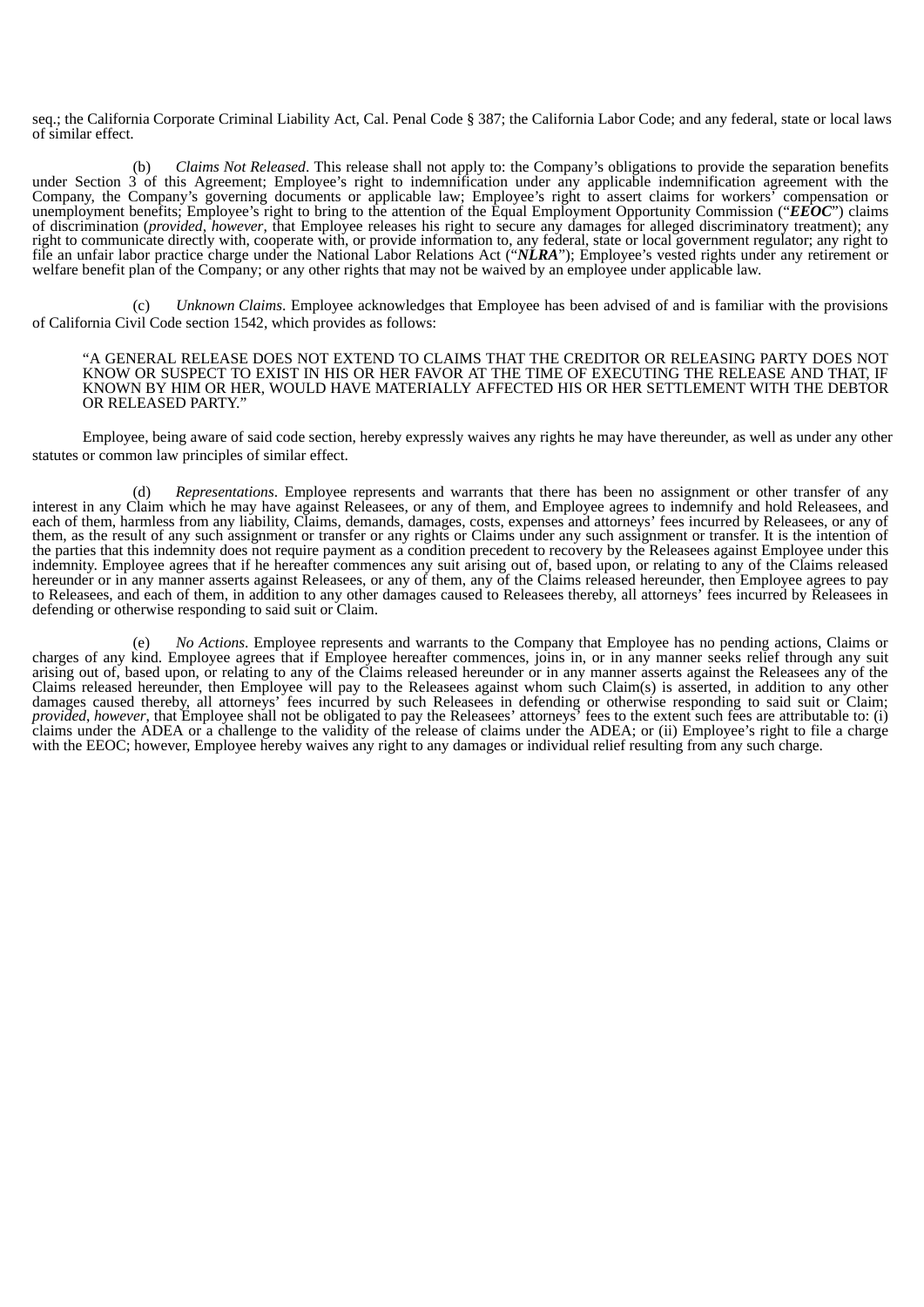seq.; the California Corporate Criminal Liability Act, Cal. Penal Code § 387; the California Labor Code; and any federal, state or local laws of similar effect.

(b) *Claims Not Released*. This release shall not apply to: the Company's obligations to provide the separation benefits under Section 3 of this Agreement; Employee's right to indemnification under any applicable indemnification agreement with the Company, the Company's governing documents or applicable law; Employee's right to assert claims for workers' compensation or unemployment benefits; Employee's right to bring to the attention of the Equal Employment Opportunity Commission ("***EEOC***") claims of discrimination (*provided*, *however*, that Employee releases his right to secure any damages for alleged discriminatory treatment); any right to communicate directly with, cooperate with, or provide information to, any federal, state or local government regulator; any right to file an unfair labor practice charge under the National Labor Relations Act ("***NLRA***"); Employee's vested rights under any retirement or welfare benefit plan of the Company; or any other rights that may not be waived by an employee under applicable law.

(c) *Unknown Claims*. Employee acknowledges that Employee has been advised of and is familiar with the provisions of California Civil Code section 1542, which provides as follows:

> "A GENERAL RELEASE DOES NOT EXTEND TO CLAIMS THAT THE CREDITOR OR RELEASING PARTY DOES NOT KNOW OR SUSPECT TO EXIST IN HIS OR HER FAVOR AT THE TIME OF EXECUTING THE RELEASE AND THAT, IF KNOWN BY HIM OR HER, WOULD HAVE MATERIALLY AFFECTED HIS OR HER SETTLEMENT WITH THE DEBTOR OR RELEASED PARTY."

Employee, being aware of said code section, hereby expressly waives any rights he may have thereunder, as well as under any other statutes or common law principles of similar effect.

(d) *Representations*. Employee represents and warrants that there has been no assignment or other transfer of any interest in any Claim which he may have against Releasees, or any of them, and Employee agrees to indemnify and hold Releasees, and each of them, harmless from any liability, Claims, demands, damages, costs, expenses and attorneys' fees incurred by Releasees, or any of them, as the result of any such assignment or transfer or any rights or Claims under any such assignment or transfer. It is the intention of the parties that this indemnity does not require payment as a condition precedent to recovery by the Releasees against Employee under this indemnity. Employee agrees that if he hereafter commences any suit arising out of, based upon, or relating to any of the Claims released hereunder or in any manner asserts against Releasees, or any of them, any of the Claims released hereunder, then Employee agrees to pay to Releasees, and each of them, in addition to any other damages caused to Releasees thereby, all attorneys' fees incurred by Releasees in defending or otherwise responding to said suit or Claim.

(e) *No Actions*. Employee represents and warrants to the Company that Employee has no pending actions, Claims or charges of any kind. Employee agrees that if Employee hereafter commences, joins in, or in any manner seeks relief through any suit arising out of, based upon, or relating to any of the Claims released hereunder or in any manner asserts against the Releasees any of the Claims released hereunder, then Employee will pay to the Releasees against whom such Claim(s) is asserted, in addition to any other damages caused thereby, all attorneys' fees incurred by such Releasees in defending or otherwise responding to said suit or Claim; *provided*, *however*, that Employee shall not be obligated to pay the Releasees' attorneys' fees to the extent such fees are attributable to: (i) claims under the ADEA or a challenge to the validity of the release of claims under the ADEA; or (ii) Employee's right to file a charge with the EEOC; however, Employee hereby waives any right to any damages or individual relief resulting from any such charge.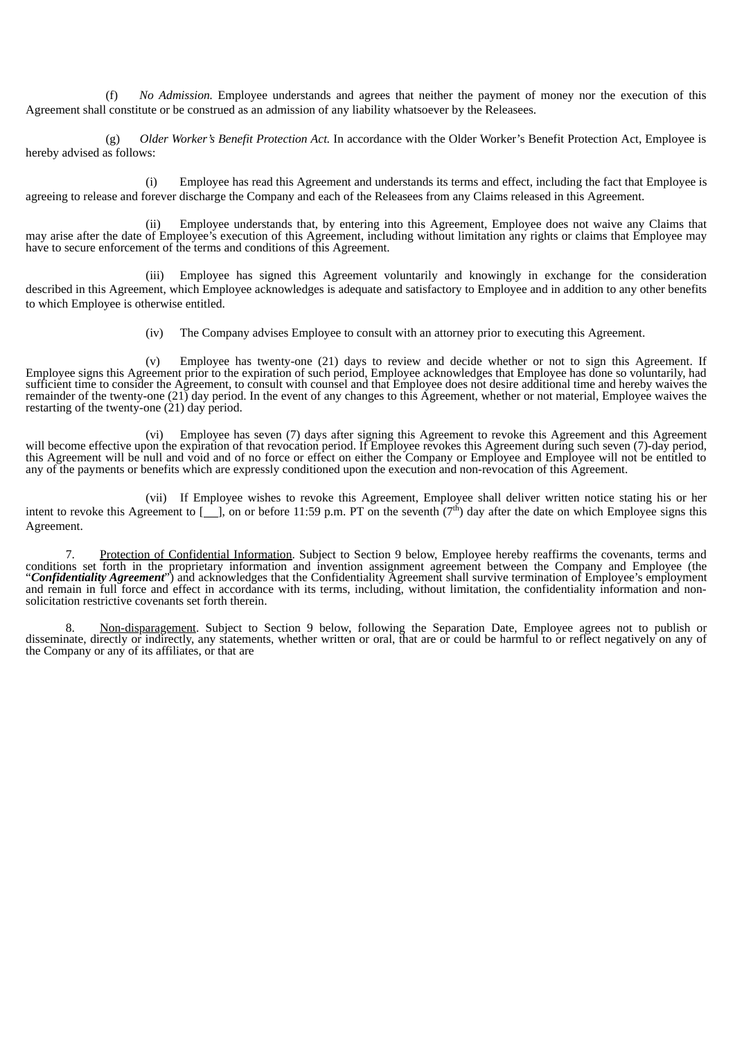(f) *No Admission.* Employee understands and agrees that neither the payment of money nor the execution of this Agreement shall constitute or be construed as an admission of any liability whatsoever by the Releasees.

(g) *Older Worker's Benefit Protection Act.* In accordance with the Older Worker's Benefit Protection Act, Employee is hereby advised as follows:

(i) Employee has read this Agreement and understands its terms and effect, including the fact that Employee is agreeing to release and forever discharge the Company and each of the Releasees from any Claims released in this Agreement.

(ii) Employee understands that, by entering into this Agreement, Employee does not waive any Claims that may arise after the date of Employee's execution of this Agreement, including without limitation any rights or claims that Employee may have to secure enforcement of the terms and conditions of this Agreement.

(iii) Employee has signed this Agreement voluntarily and knowingly in exchange for the consideration described in this Agreement, which Employee acknowledges is adequate and satisfactory to Employee and in addition to any other benefits to which Employee is otherwise entitled.

(iv) The Company advises Employee to consult with an attorney prior to executing this Agreement.

(v) Employee has twenty-one (21) days to review and decide whether or not to sign this Agreement. If Employee signs this Agreement prior to the expiration of such period, Employee acknowledges that Employee has done so voluntarily, had sufficient time to consider the Agreement, to consult with counsel and that Employee does not desire additional time and hereby waives the remainder of the twenty-one (21) day period. In the event of any changes to this Agreement, whether or not material, Employee waives the restarting of the twenty-one (21) day period.

(vi) Employee has seven (7) days after signing this Agreement to revoke this Agreement and this Agreement will become effective upon the expiration of that revocation period. If Employee revokes this Agreement during such seven (7)-day period, this Agreement will be null and void and of no force or effect on either the Company or Employee and Employee will not be entitled to any of the payments or benefits which are expressly conditioned upon the execution and non-revocation of this Agreement.

(vii) If Employee wishes to revoke this Agreement, Employee shall deliver written notice stating his or her intent to revoke this Agreement to [\_\_], on or before 11:59 p.m. PT on the seventh (7th) day after the date on which Employee signs this Agreement.

7. Protection of Confidential Information. Subject to Section 9 below, Employee hereby reaffirms the covenants, terms and conditions set forth in the proprietary information and invention assignment agreement between the Company and Employee (the "***Confidentiality Agreement***") and acknowledges that the Confidentiality Agreement shall survive termination of Employee's employment and remain in full force and effect in accordance with its terms, including, without limitation, the confidentiality information and non-solicitation restrictive covenants set forth therein.

8. Non-disparagement. Subject to Section 9 below, following the Separation Date, Employee agrees not to publish or disseminate, directly or indirectly, any statements, whether written or oral, that are or could be harmful to or reflect negatively on any of the Company or any of its affiliates, or that are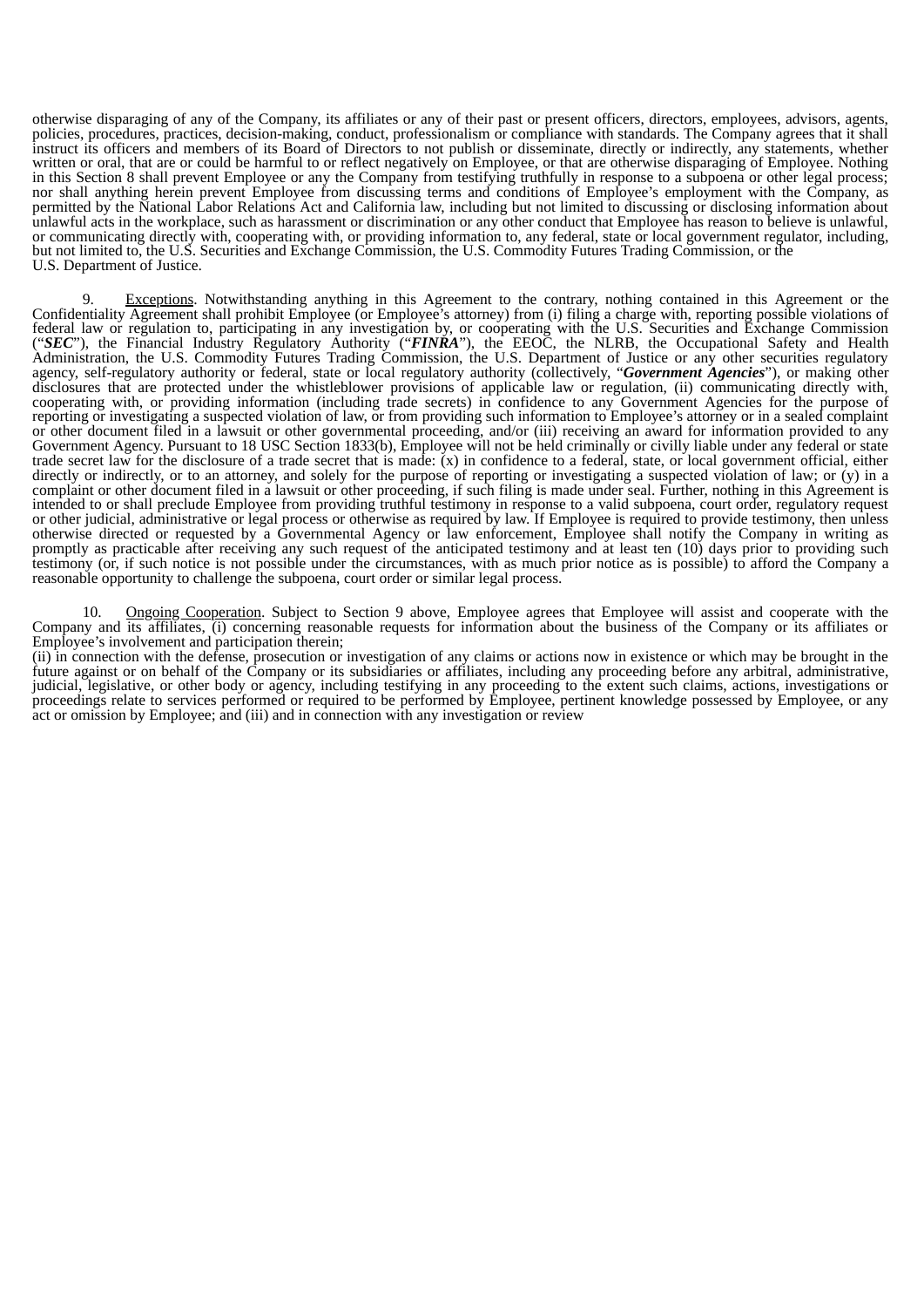otherwise disparaging of any of the Company, its affiliates or any of their past or present officers, directors, employees, advisors, agents, policies, procedures, practices, decision-making, conduct, professionalism or compliance with standards. The Company agrees that it shall instruct its officers and members of its Board of Directors to not publish or disseminate, directly or indirectly, any statements, whether written or oral, that are or could be harmful to or reflect negatively on Employee, or that are otherwise disparaging of Employee. Nothing in this Section 8 shall prevent Employee or any the Company from testifying truthfully in response to a subpoena or other legal process; nor shall anything herein prevent Employee from discussing terms and conditions of Employee's employment with the Company, as permitted by the National Labor Relations Act and California law, including but not limited to discussing or disclosing information about unlawful acts in the workplace, such as harassment or discrimination or any other conduct that Employee has reason to believe is unlawful, or communicating directly with, cooperating with, or providing information to, any federal, state or local government regulator, including, but not limited to, the U.S. Securities and Exchange Commission, the U.S. Commodity Futures Trading Commission, or the U.S. Department of Justice.

9. Exceptions. Notwithstanding anything in this Agreement to the contrary, nothing contained in this Agreement or the Confidentiality Agreement shall prohibit Employee (or Employee's attorney) from (i) filing a charge with, reporting possible violations of federal law or regulation to, participating in any investigation by, or cooperating with the U.S. Securities and Exchange Commission ("***SEC***"), the Financial Industry Regulatory Authority ("***FINRA***"), the EEOC, the NLRB, the Occupational Safety and Health Administration, the U.S. Commodity Futures Trading Commission, the U.S. Department of Justice or any other securities regulatory agency, self-regulatory authority or federal, state or local regulatory authority (collectively, "***Government Agencies***"), or making other disclosures that are protected under the whistleblower provisions of applicable law or regulation, (ii) communicating directly with, cooperating with, or providing information (including trade secrets) in confidence to any Government Agencies for the purpose of reporting or investigating a suspected violation of law, or from providing such information to Employee's attorney or in a sealed complaint or other document filed in a lawsuit or other governmental proceeding, and/or (iii) receiving an award for information provided to any Government Agency. Pursuant to 18 USC Section 1833(b), Employee will not be held criminally or civilly liable under any federal or state trade secret law for the disclosure of a trade secret that is made: (x) in confidence to a federal, state, or local government official, either directly or indirectly, or to an attorney, and solely for the purpose of reporting or investigating a suspected violation of law; or (y) in a complaint or other document filed in a lawsuit or other proceeding, if such filing is made under seal. Further, nothing in this Agreement is intended to or shall preclude Employee from providing truthful testimony in response to a valid subpoena, court order, regulatory request or other judicial, administrative or legal process or otherwise as required by law. If Employee is required to provide testimony, then unless otherwise directed or requested by a Governmental Agency or law enforcement, Employee shall notify the Company in writing as promptly as practicable after receiving any such request of the anticipated testimony and at least ten (10) days prior to providing such testimony (or, if such notice is not possible under the circumstances, with as much prior notice as is possible) to afford the Company a reasonable opportunity to challenge the subpoena, court order or similar legal process.

10. Ongoing Cooperation. Subject to Section 9 above, Employee agrees that Employee will assist and cooperate with the Company and its affiliates, (i) concerning reasonable requests for information about the business of the Company or its affiliates or Employee's involvement and participation therein;
(ii) in connection with the defense, prosecution or investigation of any claims or actions now in existence or which may be brought in the future against or on behalf of the Company or its subsidiaries or affiliates, including any proceeding before any arbitral, administrative, judicial, legislative, or other body or agency, including testifying in any proceeding to the extent such claims, actions, investigations or proceedings relate to services performed or required to be performed by Employee, pertinent knowledge possessed by Employee, or any act or omission by Employee; and (iii) and in connection with any investigation or review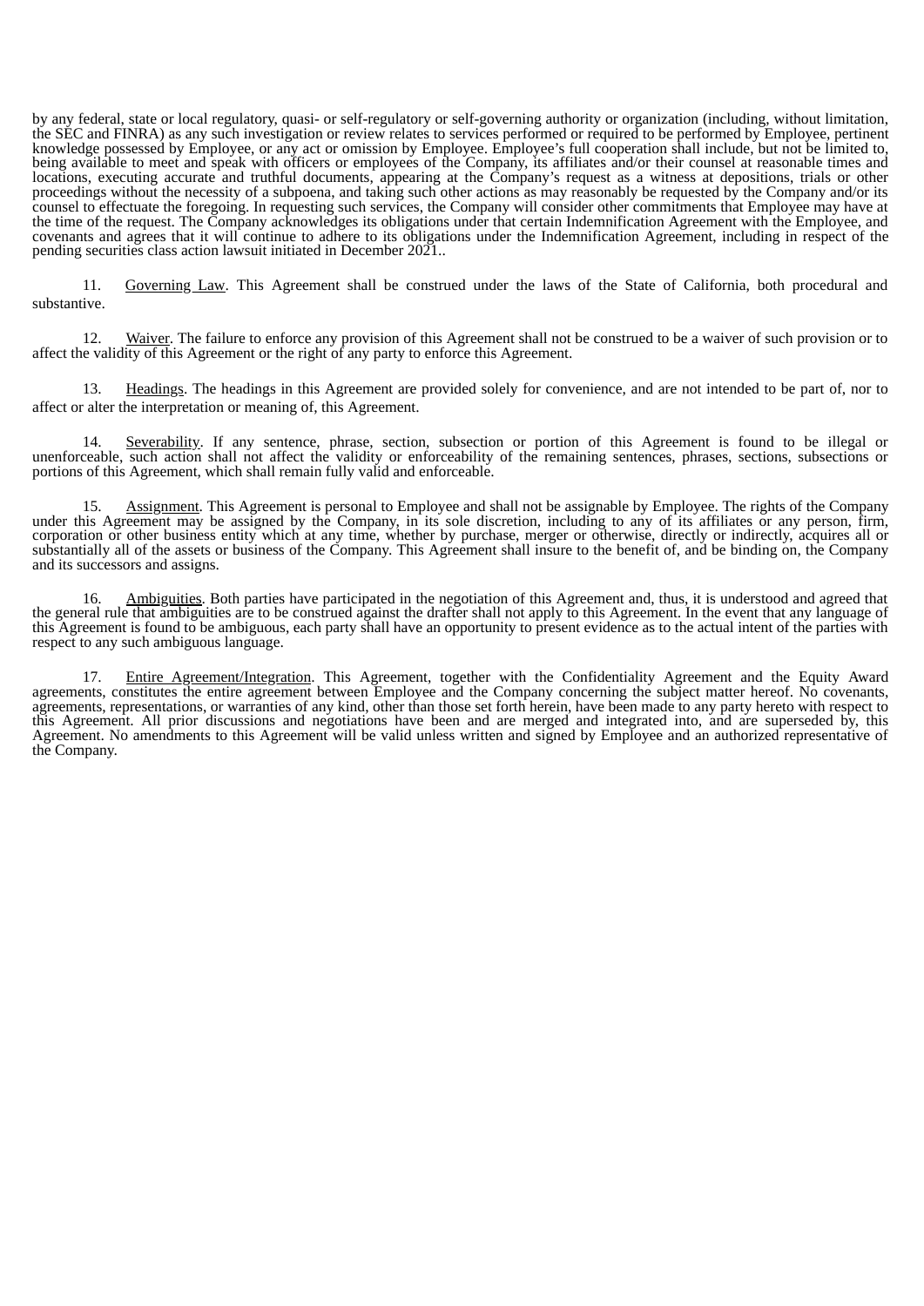by any federal, state or local regulatory, quasi- or self-regulatory or self-governing authority or organization (including, without limitation, the SEC and FINRA) as any such investigation or review relates to services performed or required to be performed by Employee, pertinent knowledge possessed by Employee, or any act or omission by Employee. Employee's full cooperation shall include, but not be limited to, being available to meet and speak with officers or employees of the Company, its affiliates and/or their counsel at reasonable times and locations, executing accurate and truthful documents, appearing at the Company's request as a witness at depositions, trials or other proceedings without the necessity of a subpoena, and taking such other actions as may reasonably be requested by the Company and/or its counsel to effectuate the foregoing. In requesting such services, the Company will consider other commitments that Employee may have at the time of the request. The Company acknowledges its obligations under that certain Indemnification Agreement with the Employee, and covenants and agrees that it will continue to adhere to its obligations under the Indemnification Agreement, including in respect of the pending securities class action lawsuit initiated in December 2021..

11. Governing Law. This Agreement shall be construed under the laws of the State of California, both procedural and substantive.

12. Waiver. The failure to enforce any provision of this Agreement shall not be construed to be a waiver of such provision or to affect the validity of this Agreement or the right of any party to enforce this Agreement.

13. Headings. The headings in this Agreement are provided solely for convenience, and are not intended to be part of, nor to affect or alter the interpretation or meaning of, this Agreement.

14. Severability. If any sentence, phrase, section, subsection or portion of this Agreement is found to be illegal or unenforceable, such action shall not affect the validity or enforceability of the remaining sentences, phrases, sections, subsections or portions of this Agreement, which shall remain fully valid and enforceable.

15. Assignment. This Agreement is personal to Employee and shall not be assignable by Employee. The rights of the Company under this Agreement may be assigned by the Company, in its sole discretion, including to any of its affiliates or any person, firm, corporation or other business entity which at any time, whether by purchase, merger or otherwise, directly or indirectly, acquires all or substantially all of the assets or business of the Company. This Agreement shall insure to the benefit of, and be binding on, the Company and its successors and assigns.

16. Ambiguities. Both parties have participated in the negotiation of this Agreement and, thus, it is understood and agreed that the general rule that ambiguities are to be construed against the drafter shall not apply to this Agreement. In the event that any language of this Agreement is found to be ambiguous, each party shall have an opportunity to present evidence as to the actual intent of the parties with respect to any such ambiguous language.

17. Entire Agreement/Integration. This Agreement, together with the Confidentiality Agreement and the Equity Award agreements, constitutes the entire agreement between Employee and the Company concerning the subject matter hereof. No covenants, agreements, representations, or warranties of any kind, other than those set forth herein, have been made to any party hereto with respect to this Agreement. All prior discussions and negotiations have been and are merged and integrated into, and are superseded by, this Agreement. No amendments to this Agreement will be valid unless written and signed by Employee and an authorized representative of the Company.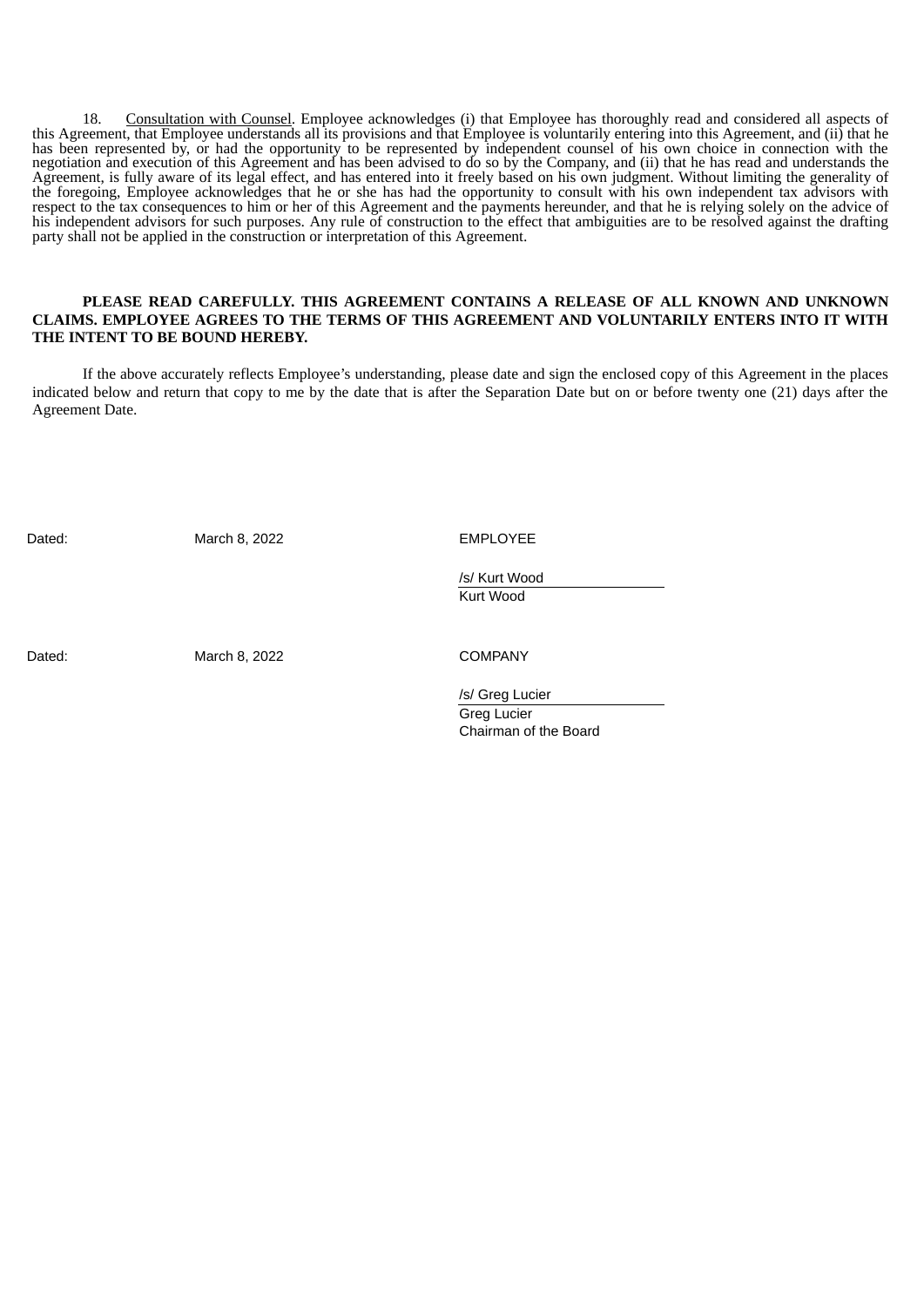18. Consultation with Counsel. Employee acknowledges (i) that Employee has thoroughly read and considered all aspects of this Agreement, that Employee understands all its provisions and that Employee is voluntarily entering into this Agreement, and (ii) that he has been represented by, or had the opportunity to be represented by independent counsel of his own choice in connection with the negotiation and execution of this Agreement and has been advised to do so by the Company, and (ii) that he has read and understands the Agreement, is fully aware of its legal effect, and has entered into it freely based on his own judgment. Without limiting the generality of the foregoing, Employee acknowledges that he or she has had the opportunity to consult with his own independent tax advisors with respect to the tax consequences to him or her of this Agreement and the payments hereunder, and that he is relying solely on the advice of his independent advisors for such purposes. Any rule of construction to the effect that ambiguities are to be resolved against the drafting party shall not be applied in the construction or interpretation of this Agreement.

**PLEASE READ CAREFULLY. THIS AGREEMENT CONTAINS A RELEASE OF ALL KNOWN AND UNKNOWN CLAIMS. EMPLOYEE AGREES TO THE TERMS OF THIS AGREEMENT AND VOLUNTARILY ENTERS INTO IT WITH THE INTENT TO BE BOUND HEREBY.**

If the above accurately reflects Employee's understanding, please date and sign the enclosed copy of this Agreement in the places indicated below and return that copy to me by the date that is after the Separation Date but on or before twenty one (21) days after the Agreement Date.

Dated: March 8, 2022

EMPLOYEE

/s/ Kurt Wood
Kurt Wood

Dated: March 8, 2022

COMPANY

/s/ Greg Lucier
Greg Lucier
Chairman of the Board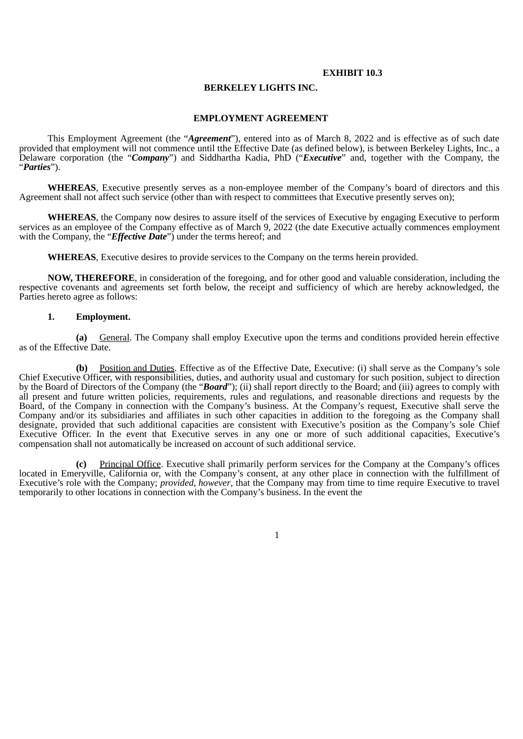**EXHIBIT 10.3**

**BERKELEY LIGHTS INC.**

**EMPLOYMENT AGREEMENT**

This Employment Agreement (the "***Agreement***"), entered into as of March 8, 2022 and is effective as of such date provided that employment will not commence until tthe Effective Date (as defined below), is between Berkeley Lights, Inc., a Delaware corporation (the "***Company***") and Siddhartha Kadia, PhD ("***Executive***" and, together with the Company, the "***Parties***").

**WHEREAS**, Executive presently serves as a non-employee member of the Company's board of directors and this Agreement shall not affect such service (other than with respect to committees that Executive presently serves on);

**WHEREAS**, the Company now desires to assure itself of the services of Executive by engaging Executive to perform services as an employee of the Company effective as of March 9, 2022 (the date Executive actually commences employment with the Company, the "***Effective Date***") under the terms hereof; and

**WHEREAS**, Executive desires to provide services to the Company on the terms herein provided.

**NOW, THEREFORE**, in consideration of the foregoing, and for other good and valuable consideration, including the respective covenants and agreements set forth below, the receipt and sufficiency of which are hereby acknowledged, the Parties hereto agree as follows:

**1. Employment.**

**(a)** General. The Company shall employ Executive upon the terms and conditions provided herein effective as of the Effective Date.

**(b)** Position and Duties. Effective as of the Effective Date, Executive: (i) shall serve as the Company's sole Chief Executive Officer, with responsibilities, duties, and authority usual and customary for such position, subject to direction by the Board of Directors of the Company (the "***Board***"); (ii) shall report directly to the Board; and (iii) agrees to comply with all present and future written policies, requirements, rules and regulations, and reasonable directions and requests by the Board, of the Company in connection with the Company's business. At the Company's request, Executive shall serve the Company and/or its subsidiaries and affiliates in such other capacities in addition to the foregoing as the Company shall designate, provided that such additional capacities are consistent with Executive's position as the Company's sole Chief Executive Officer. In the event that Executive serves in any one or more of such additional capacities, Executive's compensation shall not automatically be increased on account of such additional service.

**(c)** Principal Office. Executive shall primarily perform services for the Company at the Company's offices located in Emeryville, California or, with the Company's consent, at any other place in connection with the fulfillment of Executive's role with the Company; *provided*, *however*, that the Company may from time to time require Executive to travel temporarily to other locations in connection with the Company's business. In the event the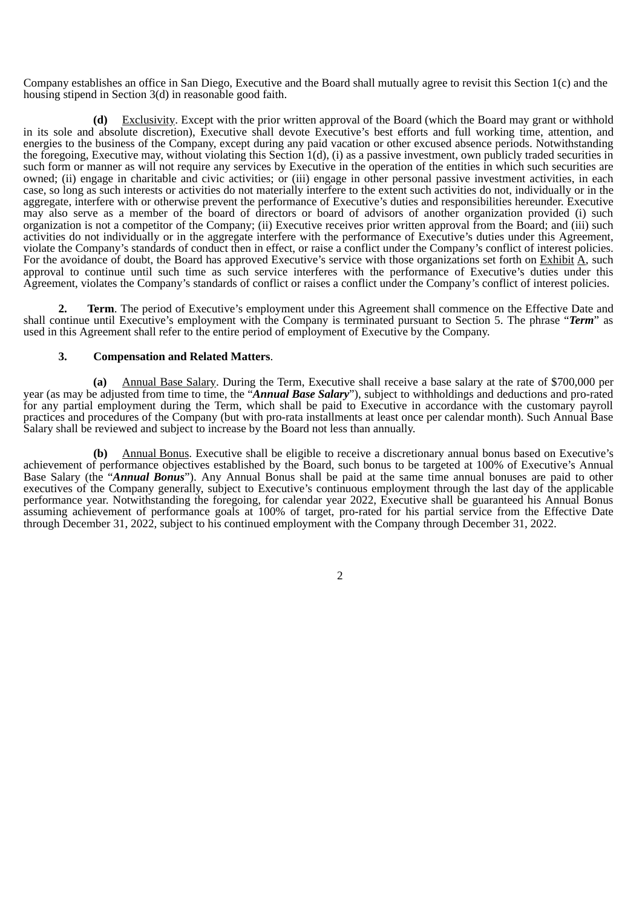Company establishes an office in San Diego, Executive and the Board shall mutually agree to revisit this Section 1(c) and the housing stipend in Section 3(d) in reasonable good faith.

**(d)** Exclusivity. Except with the prior written approval of the Board (which the Board may grant or withhold in its sole and absolute discretion), Executive shall devote Executive's best efforts and full working time, attention, and energies to the business of the Company, except during any paid vacation or other excused absence periods. Notwithstanding the foregoing, Executive may, without violating this Section 1(d), (i) as a passive investment, own publicly traded securities in such form or manner as will not require any services by Executive in the operation of the entities in which such securities are owned; (ii) engage in charitable and civic activities; or (iii) engage in other personal passive investment activities, in each case, so long as such interests or activities do not materially interfere to the extent such activities do not, individually or in the aggregate, interfere with or otherwise prevent the performance of Executive's duties and responsibilities hereunder. Executive may also serve as a member of the board of directors or board of advisors of another organization provided (i) such organization is not a competitor of the Company; (ii) Executive receives prior written approval from the Board; and (iii) such activities do not individually or in the aggregate interfere with the performance of Executive's duties under this Agreement, violate the Company's standards of conduct then in effect, or raise a conflict under the Company's conflict of interest policies. For the avoidance of doubt, the Board has approved Executive's service with those organizations set forth on Exhibit A, such approval to continue until such time as such service interferes with the performance of Executive's duties under this Agreement, violates the Company's standards of conflict or raises a conflict under the Company's conflict of interest policies.

**2. Term**. The period of Executive's employment under this Agreement shall commence on the Effective Date and shall continue until Executive's employment with the Company is terminated pursuant to Section 5. The phrase "***Term***" as used in this Agreement shall refer to the entire period of employment of Executive by the Company.

**3. Compensation and Related Matters**.

**(a)** Annual Base Salary. During the Term, Executive shall receive a base salary at the rate of $700,000 per year (as may be adjusted from time to time, the "***Annual Base Salary***"), subject to withholdings and deductions and pro-rated for any partial employment during the Term, which shall be paid to Executive in accordance with the customary payroll practices and procedures of the Company (but with pro-rata installments at least once per calendar month). Such Annual Base Salary shall be reviewed and subject to increase by the Board not less than annually.

**(b)** Annual Bonus. Executive shall be eligible to receive a discretionary annual bonus based on Executive's achievement of performance objectives established by the Board, such bonus to be targeted at 100% of Executive's Annual Base Salary (the "***Annual Bonus***"). Any Annual Bonus shall be paid at the same time annual bonuses are paid to other executives of the Company generally, subject to Executive's continuous employment through the last day of the applicable performance year. Notwithstanding the foregoing, for calendar year 2022, Executive shall be guaranteed his Annual Bonus assuming achievement of performance goals at 100% of target, pro-rated for his partial service from the Effective Date through December 31, 2022, subject to his continued employment with the Company through December 31, 2022.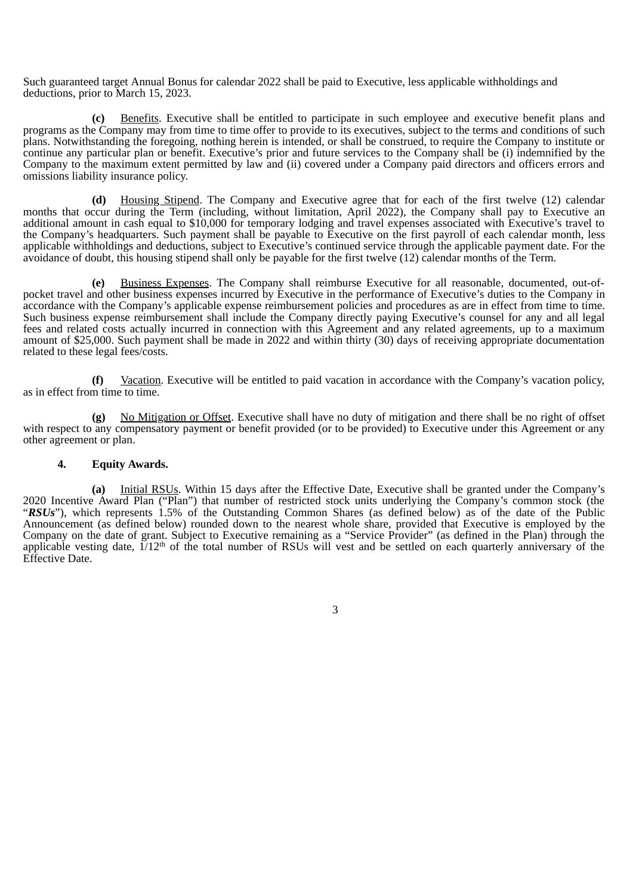Such guaranteed target Annual Bonus for calendar 2022 shall be paid to Executive, less applicable withholdings and deductions, prior to March 15, 2023.

**(c)** Benefits. Executive shall be entitled to participate in such employee and executive benefit plans and programs as the Company may from time to time offer to provide to its executives, subject to the terms and conditions of such plans. Notwithstanding the foregoing, nothing herein is intended, or shall be construed, to require the Company to institute or continue any particular plan or benefit. Executive's prior and future services to the Company shall be (i) indemnified by the Company to the maximum extent permitted by law and (ii) covered under a Company paid directors and officers errors and omissions liability insurance policy.

**(d)** Housing Stipend. The Company and Executive agree that for each of the first twelve (12) calendar months that occur during the Term (including, without limitation, April 2022), the Company shall pay to Executive an additional amount in cash equal to $10,000 for temporary lodging and travel expenses associated with Executive's travel to the Company's headquarters. Such payment shall be payable to Executive on the first payroll of each calendar month, less applicable withholdings and deductions, subject to Executive's continued service through the applicable payment date. For the avoidance of doubt, this housing stipend shall only be payable for the first twelve (12) calendar months of the Term.

**(e)** Business Expenses. The Company shall reimburse Executive for all reasonable, documented, out-of-pocket travel and other business expenses incurred by Executive in the performance of Executive's duties to the Company in accordance with the Company's applicable expense reimbursement policies and procedures as are in effect from time to time. Such business expense reimbursement shall include the Company directly paying Executive's counsel for any and all legal fees and related costs actually incurred in connection with this Agreement and any related agreements, up to a maximum amount of $25,000. Such payment shall be made in 2022 and within thirty (30) days of receiving appropriate documentation related to these legal fees/costs.

**(f)** Vacation. Executive will be entitled to paid vacation in accordance with the Company's vacation policy, as in effect from time to time.

**(g)** No Mitigation or Offset. Executive shall have no duty of mitigation and there shall be no right of offset with respect to any compensatory payment or benefit provided (or to be provided) to Executive under this Agreement or any other agreement or plan.

**4. Equity Awards.**

**(a)** Initial RSUs. Within 15 days after the Effective Date, Executive shall be granted under the Company's 2020 Incentive Award Plan ("Plan") that number of restricted stock units underlying the Company's common stock (the "***RSUs***"), which represents 1.5% of the Outstanding Common Shares (as defined below) as of the date of the Public Announcement (as defined below) rounded down to the nearest whole share, provided that Executive is employed by the Company on the date of grant. Subject to Executive remaining as a "Service Provider" (as defined in the Plan) through the applicable vesting date, 1/12th of the total number of RSUs will vest and be settled on each quarterly anniversary of the Effective Date.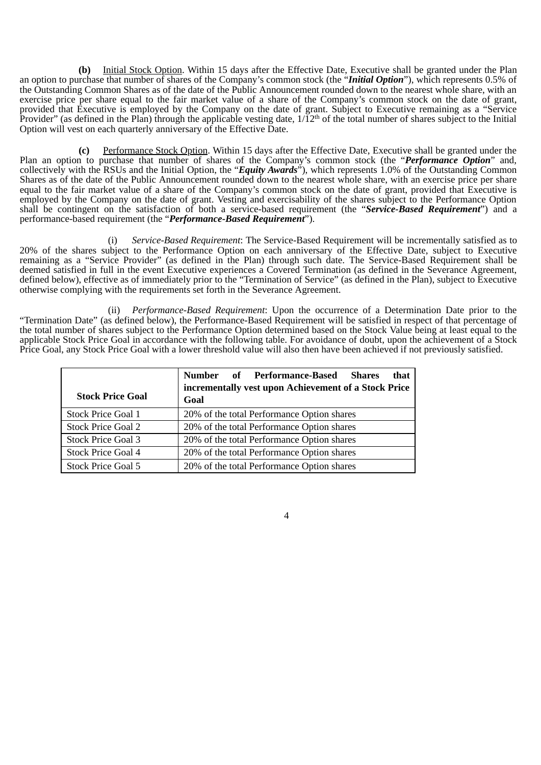**(b)** Initial Stock Option. Within 15 days after the Effective Date, Executive shall be granted under the Plan an option to purchase that number of shares of the Company's common stock (the "***Initial Option***"), which represents 0.5% of the Outstanding Common Shares as of the date of the Public Announcement rounded down to the nearest whole share, with an exercise price per share equal to the fair market value of a share of the Company's common stock on the date of grant, provided that Executive is employed by the Company on the date of grant. Subject to Executive remaining as a "Service Provider" (as defined in the Plan) through the applicable vesting date, 1/12th of the total number of shares subject to the Initial Option will vest on each quarterly anniversary of the Effective Date.

**(c)** Performance Stock Option. Within 15 days after the Effective Date, Executive shall be granted under the Plan an option to purchase that number of shares of the Company's common stock (the "***Performance Option***" and, collectively with the RSUs and the Initial Option, the "***Equity Awards***"), which represents 1.0% of the Outstanding Common Shares as of the date of the Public Announcement rounded down to the nearest whole share, with an exercise price per share equal to the fair market value of a share of the Company's common stock on the date of grant, provided that Executive is employed by the Company on the date of grant. Vesting and exercisability of the shares subject to the Performance Option shall be contingent on the satisfaction of both a service-based requirement (the "***Service-Based Requirement***") and a performance-based requirement (the "***Performance-Based Requirement***").

(i) *Service-Based Requirement*: The Service-Based Requirement will be incrementally satisfied as to 20% of the shares subject to the Performance Option on each anniversary of the Effective Date, subject to Executive remaining as a "Service Provider" (as defined in the Plan) through such date. The Service-Based Requirement shall be deemed satisfied in full in the event Executive experiences a Covered Termination (as defined in the Severance Agreement, defined below), effective as of immediately prior to the "Termination of Service" (as defined in the Plan), subject to Executive otherwise complying with the requirements set forth in the Severance Agreement.

(ii) *Performance-Based Requirement*: Upon the occurrence of a Determination Date prior to the "Termination Date" (as defined below), the Performance-Based Requirement will be satisfied in respect of that percentage of the total number of shares subject to the Performance Option determined based on the Stock Value being at least equal to the applicable Stock Price Goal in accordance with the following table. For avoidance of doubt, upon the achievement of a Stock Price Goal, any Stock Price Goal with a lower threshold value will also then have been achieved if not previously satisfied.

| **Stock Price Goal** | **Number of Performance-Based Shares that incrementally vest upon Achievement of a Stock Price Goal** |
|---|---|
| Stock Price Goal 1 | 20% of the total Performance Option shares |
| Stock Price Goal 2 | 20% of the total Performance Option shares |
| Stock Price Goal 3 | 20% of the total Performance Option shares |
| Stock Price Goal 4 | 20% of the total Performance Option shares |
| Stock Price Goal 5 | 20% of the total Performance Option shares |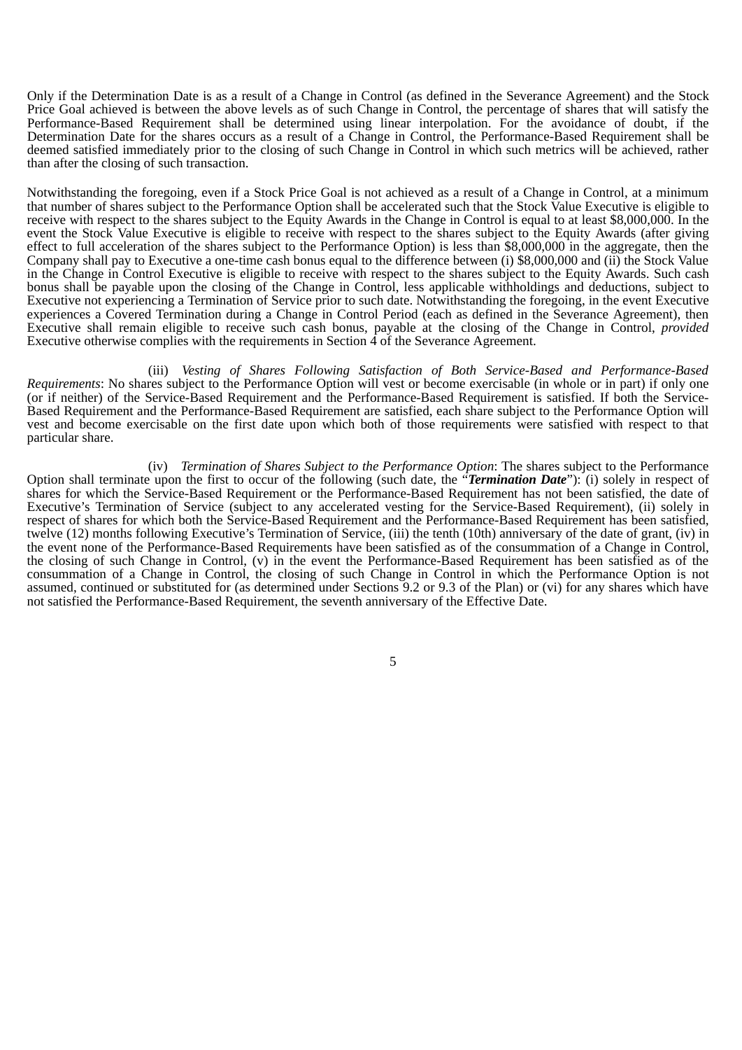Only if the Determination Date is as a result of a Change in Control (as defined in the Severance Agreement) and the Stock Price Goal achieved is between the above levels as of such Change in Control, the percentage of shares that will satisfy the Performance-Based Requirement shall be determined using linear interpolation. For the avoidance of doubt, if the Determination Date for the shares occurs as a result of a Change in Control, the Performance-Based Requirement shall be deemed satisfied immediately prior to the closing of such Change in Control in which such metrics will be achieved, rather than after the closing of such transaction.

Notwithstanding the foregoing, even if a Stock Price Goal is not achieved as a result of a Change in Control, at a minimum that number of shares subject to the Performance Option shall be accelerated such that the Stock Value Executive is eligible to receive with respect to the shares subject to the Equity Awards in the Change in Control is equal to at least $8,000,000. In the event the Stock Value Executive is eligible to receive with respect to the shares subject to the Equity Awards (after giving effect to full acceleration of the shares subject to the Performance Option) is less than $8,000,000 in the aggregate, then the Company shall pay to Executive a one-time cash bonus equal to the difference between (i) $8,000,000 and (ii) the Stock Value in the Change in Control Executive is eligible to receive with respect to the shares subject to the Equity Awards. Such cash bonus shall be payable upon the closing of the Change in Control, less applicable withholdings and deductions, subject to Executive not experiencing a Termination of Service prior to such date. Notwithstanding the foregoing, in the event Executive experiences a Covered Termination during a Change in Control Period (each as defined in the Severance Agreement), then Executive shall remain eligible to receive such cash bonus, payable at the closing of the Change in Control, *provided* Executive otherwise complies with the requirements in Section 4 of the Severance Agreement.

(iii) *Vesting of Shares Following Satisfaction of Both Service-Based and Performance-Based Requirements*: No shares subject to the Performance Option will vest or become exercisable (in whole or in part) if only one (or if neither) of the Service-Based Requirement and the Performance-Based Requirement is satisfied. If both the Service-Based Requirement and the Performance-Based Requirement are satisfied, each share subject to the Performance Option will vest and become exercisable on the first date upon which both of those requirements were satisfied with respect to that particular share.

(iv) *Termination of Shares Subject to the Performance Option*: The shares subject to the Performance Option shall terminate upon the first to occur of the following (such date, the "***Termination Date***"): (i) solely in respect of shares for which the Service-Based Requirement or the Performance-Based Requirement has not been satisfied, the date of Executive's Termination of Service (subject to any accelerated vesting for the Service-Based Requirement), (ii) solely in respect of shares for which both the Service-Based Requirement and the Performance-Based Requirement has been satisfied, twelve (12) months following Executive's Termination of Service, (iii) the tenth (10th) anniversary of the date of grant, (iv) in the event none of the Performance-Based Requirements have been satisfied as of the consummation of a Change in Control, the closing of such Change in Control, (v) in the event the Performance-Based Requirement has been satisfied as of the consummation of a Change in Control, the closing of such Change in Control in which the Performance Option is not assumed, continued or substituted for (as determined under Sections 9.2 or 9.3 of the Plan) or (vi) for any shares which have not satisfied the Performance-Based Requirement, the seventh anniversary of the Effective Date.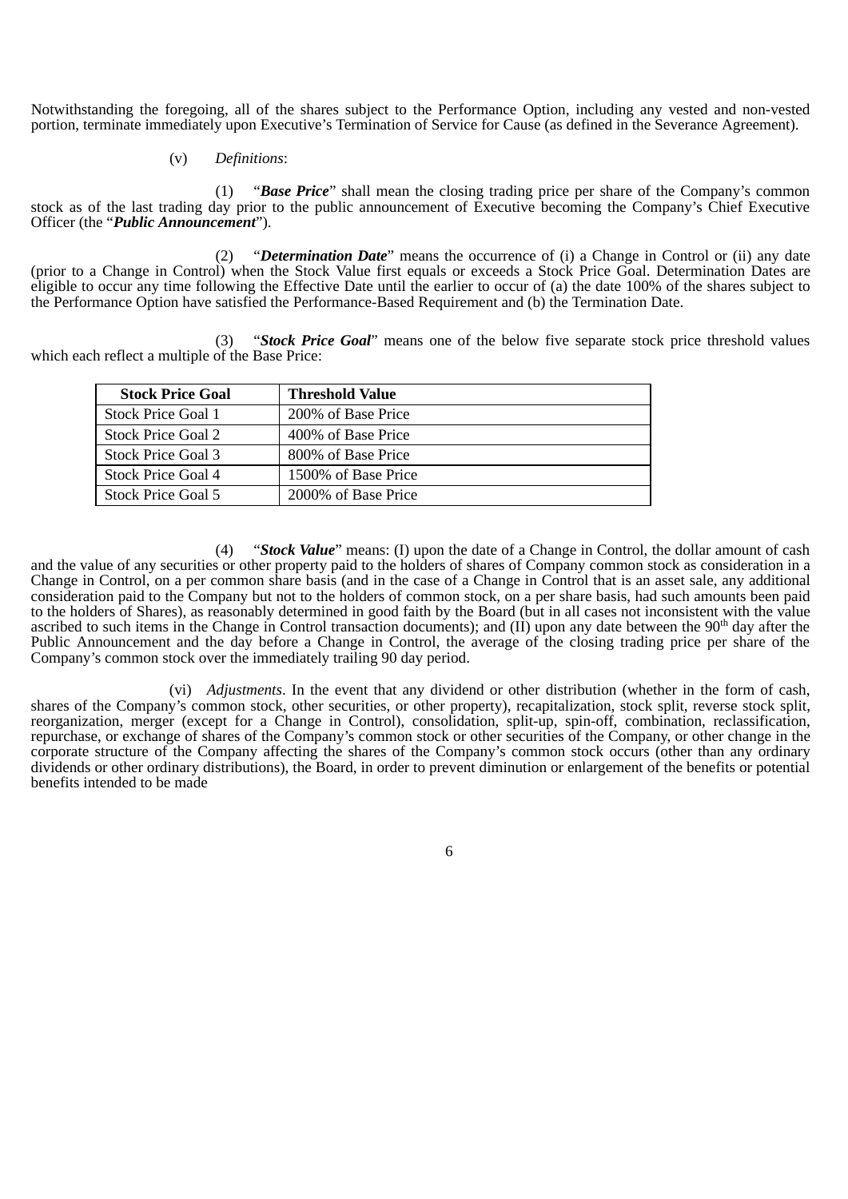Notwithstanding the foregoing, all of the shares subject to the Performance Option, including any vested and non-vested portion, terminate immediately upon Executive's Termination of Service for Cause (as defined in the Severance Agreement).

(v) *Definitions*:

(1) "***Base Price***" shall mean the closing trading price per share of the Company's common stock as of the last trading day prior to the public announcement of Executive becoming the Company's Chief Executive Officer (the "***Public Announcement***").

(2) "***Determination Date***" means the occurrence of (i) a Change in Control or (ii) any date (prior to a Change in Control) when the Stock Value first equals or exceeds a Stock Price Goal. Determination Dates are eligible to occur any time following the Effective Date until the earlier to occur of (a) the date 100% of the shares subject to the Performance Option have satisfied the Performance-Based Requirement and (b) the Termination Date.

(3) "***Stock Price Goal***" means one of the below five separate stock price threshold values which each reflect a multiple of the Base Price:

| Stock Price Goal | Threshold Value |
|---|---|
| Stock Price Goal 1 | 200% of Base Price |
| Stock Price Goal 2 | 400% of Base Price |
| Stock Price Goal 3 | 800% of Base Price |
| Stock Price Goal 4 | 1500% of Base Price |
| Stock Price Goal 5 | 2000% of Base Price |

(4) "***Stock Value***" means: (I) upon the date of a Change in Control, the dollar amount of cash and the value of any securities or other property paid to the holders of shares of Company common stock as consideration in a Change in Control, on a per common share basis (and in the case of a Change in Control that is an asset sale, any additional consideration paid to the Company but not to the holders of common stock, on a per share basis, had such amounts been paid to the holders of Shares), as reasonably determined in good faith by the Board (but in all cases not inconsistent with the value ascribed to such items in the Change in Control transaction documents); and (II) upon any date between the 90th day after the Public Announcement and the day before a Change in Control, the average of the closing trading price per share of the Company's common stock over the immediately trailing 90 day period.

(vi) *Adjustments*. In the event that any dividend or other distribution (whether in the form of cash, shares of the Company's common stock, other securities, or other property), recapitalization, stock split, reverse stock split, reorganization, merger (except for a Change in Control), consolidation, split-up, spin-off, combination, reclassification, repurchase, or exchange of shares of the Company's common stock or other securities of the Company, or other change in the corporate structure of the Company affecting the shares of the Company's common stock occurs (other than any ordinary dividends or other ordinary distributions), the Board, in order to prevent diminution or enlargement of the benefits or potential benefits intended to be made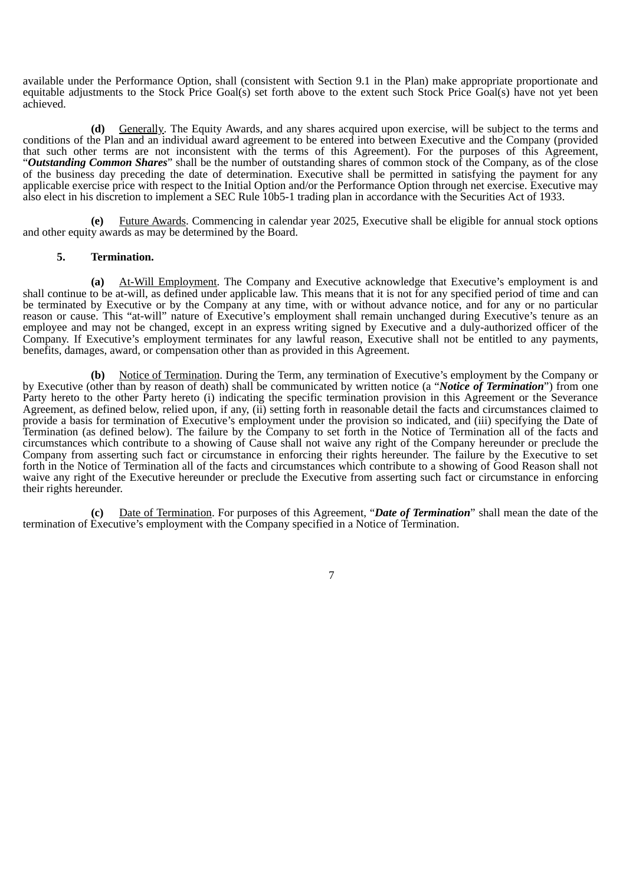available under the Performance Option, shall (consistent with Section 9.1 in the Plan) make appropriate proportionate and equitable adjustments to the Stock Price Goal(s) set forth above to the extent such Stock Price Goal(s) have not yet been achieved.

**(d)** Generally. The Equity Awards, and any shares acquired upon exercise, will be subject to the terms and conditions of the Plan and an individual award agreement to be entered into between Executive and the Company (provided that such other terms are not inconsistent with the terms of this Agreement). For the purposes of this Agreement, "***Outstanding Common Shares***" shall be the number of outstanding shares of common stock of the Company, as of the close of the business day preceding the date of determination. Executive shall be permitted in satisfying the payment for any applicable exercise price with respect to the Initial Option and/or the Performance Option through net exercise. Executive may also elect in his discretion to implement a SEC Rule 10b5-1 trading plan in accordance with the Securities Act of 1933.

**(e)** Future Awards. Commencing in calendar year 2025, Executive shall be eligible for annual stock options and other equity awards as may be determined by the Board.

**5. Termination.**

**(a)** At-Will Employment. The Company and Executive acknowledge that Executive's employment is and shall continue to be at-will, as defined under applicable law. This means that it is not for any specified period of time and can be terminated by Executive or by the Company at any time, with or without advance notice, and for any or no particular reason or cause. This "at-will" nature of Executive's employment shall remain unchanged during Executive's tenure as an employee and may not be changed, except in an express writing signed by Executive and a duly-authorized officer of the Company. If Executive's employment terminates for any lawful reason, Executive shall not be entitled to any payments, benefits, damages, award, or compensation other than as provided in this Agreement.

**(b)** Notice of Termination. During the Term, any termination of Executive's employment by the Company or by Executive (other than by reason of death) shall be communicated by written notice (a "***Notice of Termination***") from one Party hereto to the other Party hereto (i) indicating the specific termination provision in this Agreement or the Severance Agreement, as defined below, relied upon, if any, (ii) setting forth in reasonable detail the facts and circumstances claimed to provide a basis for termination of Executive's employment under the provision so indicated, and (iii) specifying the Date of Termination (as defined below). The failure by the Company to set forth in the Notice of Termination all of the facts and circumstances which contribute to a showing of Cause shall not waive any right of the Company hereunder or preclude the Company from asserting such fact or circumstance in enforcing their rights hereunder. The failure by the Executive to set forth in the Notice of Termination all of the facts and circumstances which contribute to a showing of Good Reason shall not waive any right of the Executive hereunder or preclude the Executive from asserting such fact or circumstance in enforcing their rights hereunder.

**(c)** Date of Termination. For purposes of this Agreement, "***Date of Termination***" shall mean the date of the termination of Executive's employment with the Company specified in a Notice of Termination.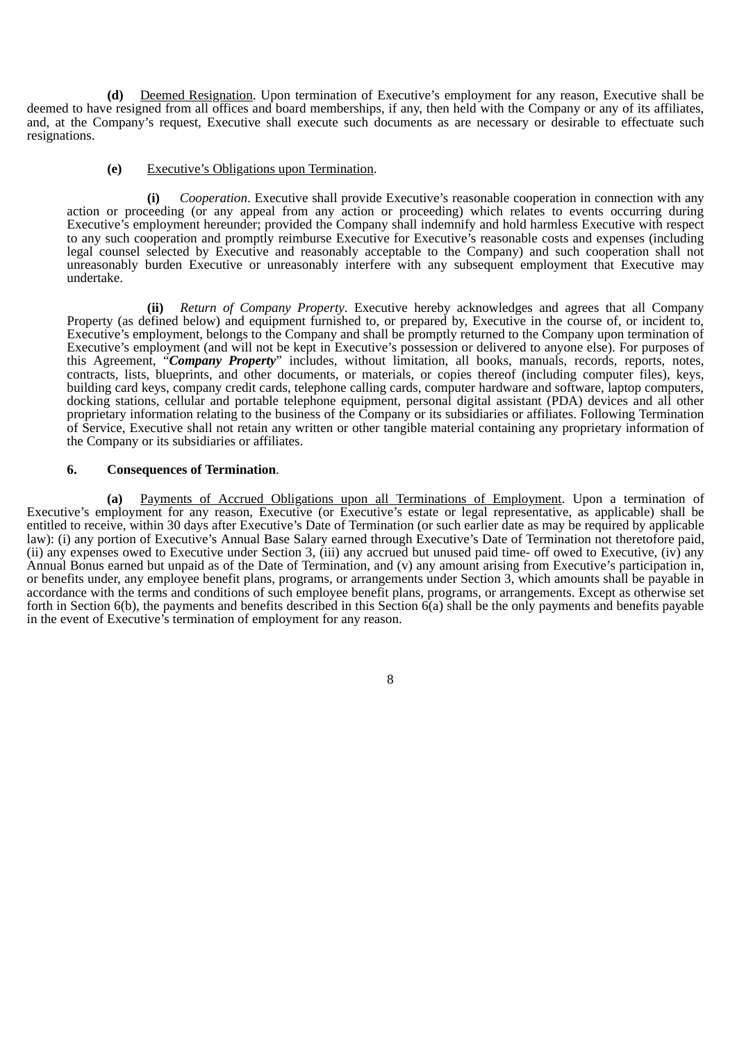**(d)** Deemed Resignation. Upon termination of Executive's employment for any reason, Executive shall be deemed to have resigned from all offices and board memberships, if any, then held with the Company or any of its affiliates, and, at the Company's request, Executive shall execute such documents as are necessary or desirable to effectuate such resignations.

**(e)** Executive's Obligations upon Termination.

**(i)** *Cooperation*. Executive shall provide Executive's reasonable cooperation in connection with any action or proceeding (or any appeal from any action or proceeding) which relates to events occurring during Executive's employment hereunder; provided the Company shall indemnify and hold harmless Executive with respect to any such cooperation and promptly reimburse Executive for Executive's reasonable costs and expenses (including legal counsel selected by Executive and reasonably acceptable to the Company) and such cooperation shall not unreasonably burden Executive or unreasonably interfere with any subsequent employment that Executive may undertake.

**(ii)** *Return of Company Property*. Executive hereby acknowledges and agrees that all Company Property (as defined below) and equipment furnished to, or prepared by, Executive in the course of, or incident to, Executive's employment, belongs to the Company and shall be promptly returned to the Company upon termination of Executive's employment (and will not be kept in Executive's possession or delivered to anyone else). For purposes of this Agreement, "***Company Property***" includes, without limitation, all books, manuals, records, reports, notes, contracts, lists, blueprints, and other documents, or materials, or copies thereof (including computer files), keys, building card keys, company credit cards, telephone calling cards, computer hardware and software, laptop computers, docking stations, cellular and portable telephone equipment, personal digital assistant (PDA) devices and all other proprietary information relating to the business of the Company or its subsidiaries or affiliates. Following Termination of Service, Executive shall not retain any written or other tangible material containing any proprietary information of the Company or its subsidiaries or affiliates.

**6. Consequences of Termination**.

**(a)** Payments of Accrued Obligations upon all Terminations of Employment. Upon a termination of Executive's employment for any reason, Executive (or Executive's estate or legal representative, as applicable) shall be entitled to receive, within 30 days after Executive's Date of Termination (or such earlier date as may be required by applicable law): (i) any portion of Executive's Annual Base Salary earned through Executive's Date of Termination not theretofore paid, (ii) any expenses owed to Executive under Section 3, (iii) any accrued but unused paid time- off owed to Executive, (iv) any Annual Bonus earned but unpaid as of the Date of Termination, and (v) any amount arising from Executive's participation in, or benefits under, any employee benefit plans, programs, or arrangements under Section 3, which amounts shall be payable in accordance with the terms and conditions of such employee benefit plans, programs, or arrangements. Except as otherwise set forth in Section 6(b), the payments and benefits described in this Section 6(a) shall be the only payments and benefits payable in the event of Executive's termination of employment for any reason.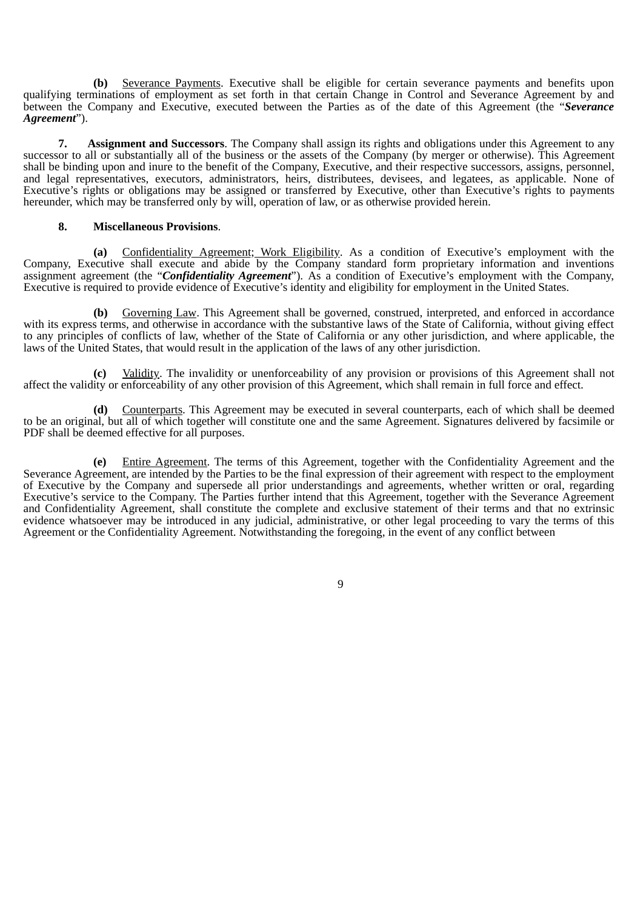**(b)** Severance Payments. Executive shall be eligible for certain severance payments and benefits upon qualifying terminations of employment as set forth in that certain Change in Control and Severance Agreement by and between the Company and Executive, executed between the Parties as of the date of this Agreement (the "***Severance Agreement***").

**7. Assignment and Successors**. The Company shall assign its rights and obligations under this Agreement to any successor to all or substantially all of the business or the assets of the Company (by merger or otherwise). This Agreement shall be binding upon and inure to the benefit of the Company, Executive, and their respective successors, assigns, personnel, and legal representatives, executors, administrators, heirs, distributees, devisees, and legatees, as applicable. None of Executive's rights or obligations may be assigned or transferred by Executive, other than Executive's rights to payments hereunder, which may be transferred only by will, operation of law, or as otherwise provided herein.

**8. Miscellaneous Provisions**.

**(a)** Confidentiality Agreement; Work Eligibility. As a condition of Executive's employment with the Company, Executive shall execute and abide by the Company standard form proprietary information and inventions assignment agreement (the "***Confidentiality Agreement***"). As a condition of Executive's employment with the Company, Executive is required to provide evidence of Executive's identity and eligibility for employment in the United States.

**(b)** Governing Law. This Agreement shall be governed, construed, interpreted, and enforced in accordance with its express terms, and otherwise in accordance with the substantive laws of the State of California, without giving effect to any principles of conflicts of law, whether of the State of California or any other jurisdiction, and where applicable, the laws of the United States, that would result in the application of the laws of any other jurisdiction.

**(c)** Validity. The invalidity or unenforceability of any provision or provisions of this Agreement shall not affect the validity or enforceability of any other provision of this Agreement, which shall remain in full force and effect.

**(d)** Counterparts. This Agreement may be executed in several counterparts, each of which shall be deemed to be an original, but all of which together will constitute one and the same Agreement. Signatures delivered by facsimile or PDF shall be deemed effective for all purposes.

**(e)** Entire Agreement. The terms of this Agreement, together with the Confidentiality Agreement and the Severance Agreement, are intended by the Parties to be the final expression of their agreement with respect to the employment of Executive by the Company and supersede all prior understandings and agreements, whether written or oral, regarding Executive's service to the Company. The Parties further intend that this Agreement, together with the Severance Agreement and Confidentiality Agreement, shall constitute the complete and exclusive statement of their terms and that no extrinsic evidence whatsoever may be introduced in any judicial, administrative, or other legal proceeding to vary the terms of this Agreement or the Confidentiality Agreement. Notwithstanding the foregoing, in the event of any conflict between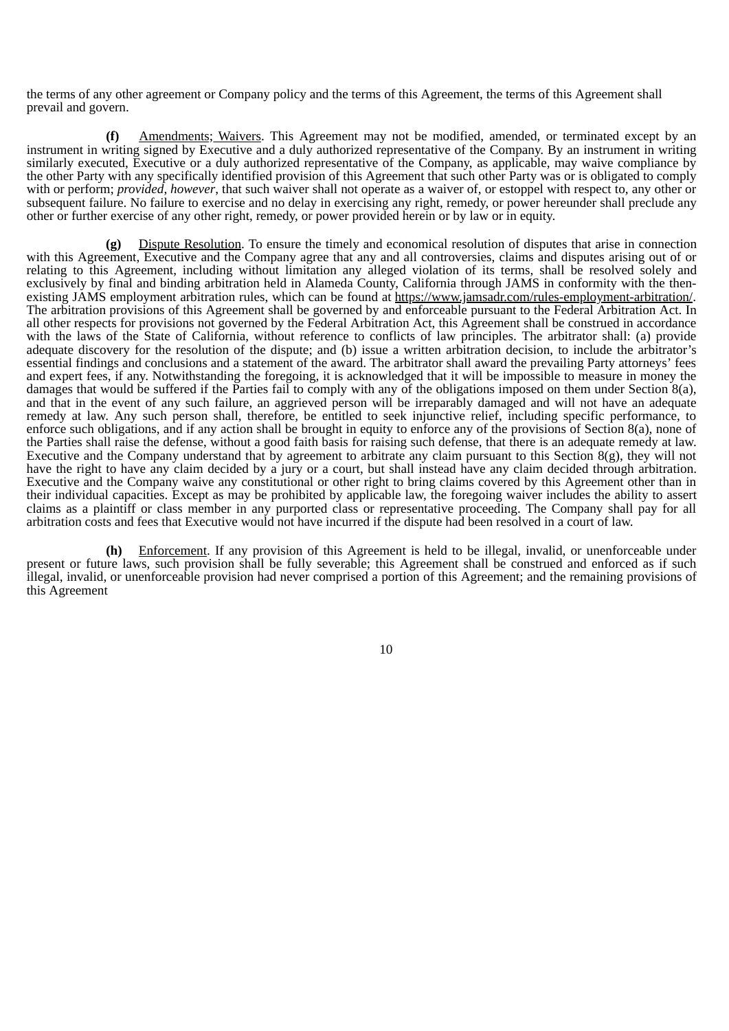the terms of any other agreement or Company policy and the terms of this Agreement, the terms of this Agreement shall prevail and govern.

**(f)** Amendments; Waivers. This Agreement may not be modified, amended, or terminated except by an instrument in writing signed by Executive and a duly authorized representative of the Company. By an instrument in writing similarly executed, Executive or a duly authorized representative of the Company, as applicable, may waive compliance by the other Party with any specifically identified provision of this Agreement that such other Party was or is obligated to comply with or perform; *provided*, *however*, that such waiver shall not operate as a waiver of, or estoppel with respect to, any other or subsequent failure. No failure to exercise and no delay in exercising any right, remedy, or power hereunder shall preclude any other or further exercise of any other right, remedy, or power provided herein or by law or in equity.

**(g)** Dispute Resolution. To ensure the timely and economical resolution of disputes that arise in connection with this Agreement, Executive and the Company agree that any and all controversies, claims and disputes arising out of or relating to this Agreement, including without limitation any alleged violation of its terms, shall be resolved solely and exclusively by final and binding arbitration held in Alameda County, California through JAMS in conformity with the then-existing JAMS employment arbitration rules, which can be found at https://www.jamsadr.com/rules-employment-arbitration/. The arbitration provisions of this Agreement shall be governed by and enforceable pursuant to the Federal Arbitration Act. In all other respects for provisions not governed by the Federal Arbitration Act, this Agreement shall be construed in accordance with the laws of the State of California, without reference to conflicts of law principles. The arbitrator shall: (a) provide adequate discovery for the resolution of the dispute; and (b) issue a written arbitration decision, to include the arbitrator's essential findings and conclusions and a statement of the award. The arbitrator shall award the prevailing Party attorneys' fees and expert fees, if any. Notwithstanding the foregoing, it is acknowledged that it will be impossible to measure in money the damages that would be suffered if the Parties fail to comply with any of the obligations imposed on them under Section 8(a), and that in the event of any such failure, an aggrieved person will be irreparably damaged and will not have an adequate remedy at law. Any such person shall, therefore, be entitled to seek injunctive relief, including specific performance, to enforce such obligations, and if any action shall be brought in equity to enforce any of the provisions of Section 8(a), none of the Parties shall raise the defense, without a good faith basis for raising such defense, that there is an adequate remedy at law. Executive and the Company understand that by agreement to arbitrate any claim pursuant to this Section 8(g), they will not have the right to have any claim decided by a jury or a court, but shall instead have any claim decided through arbitration. Executive and the Company waive any constitutional or other right to bring claims covered by this Agreement other than in their individual capacities. Except as may be prohibited by applicable law, the foregoing waiver includes the ability to assert claims as a plaintiff or class member in any purported class or representative proceeding. The Company shall pay for all arbitration costs and fees that Executive would not have incurred if the dispute had been resolved in a court of law.

**(h)** Enforcement. If any provision of this Agreement is held to be illegal, invalid, or unenforceable under present or future laws, such provision shall be fully severable; this Agreement shall be construed and enforced as if such illegal, invalid, or unenforceable provision had never comprised a portion of this Agreement; and the remaining provisions of this Agreement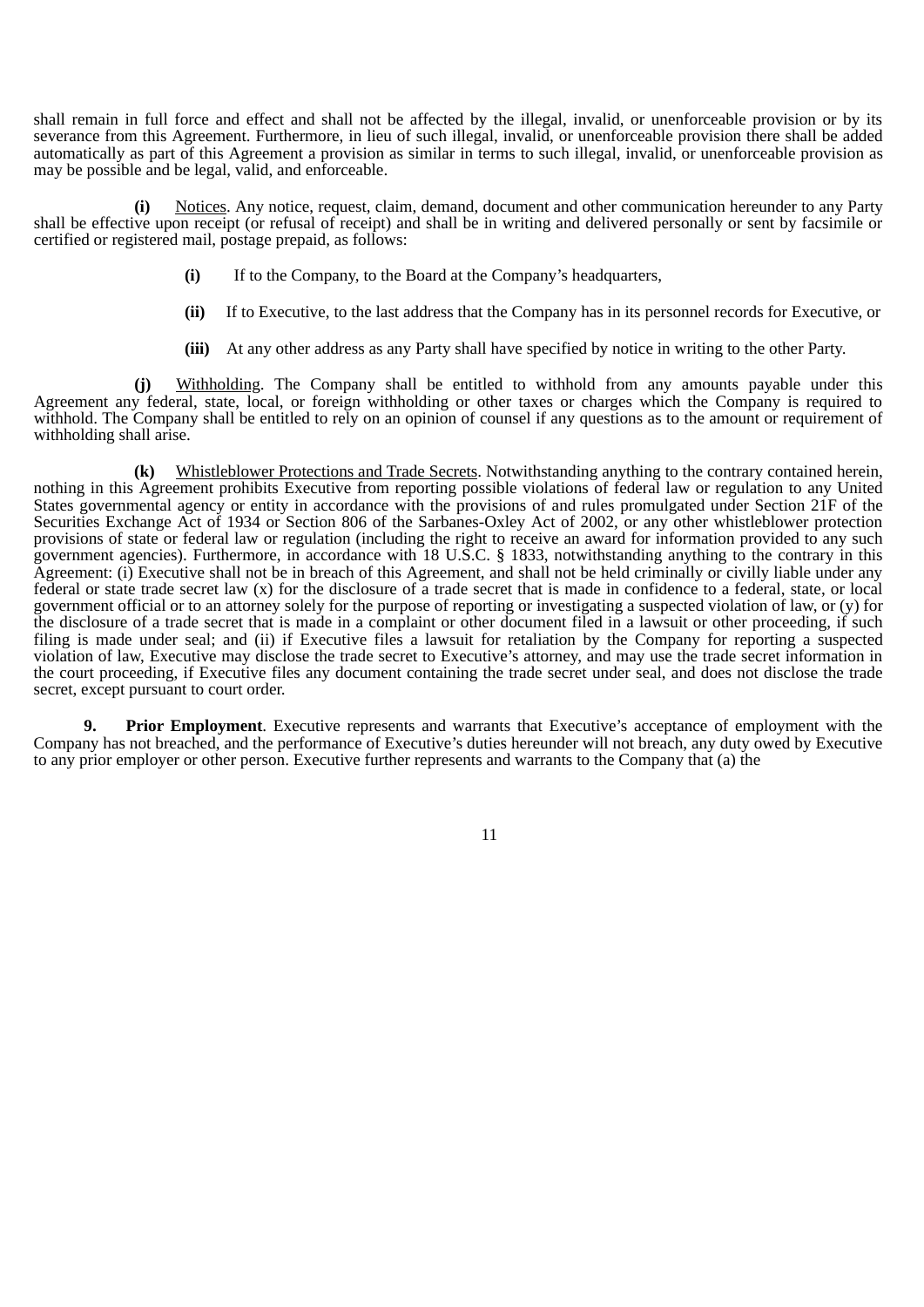shall remain in full force and effect and shall not be affected by the illegal, invalid, or unenforceable provision or by its severance from this Agreement. Furthermore, in lieu of such illegal, invalid, or unenforceable provision there shall be added automatically as part of this Agreement a provision as similar in terms to such illegal, invalid, or unenforceable provision as may be possible and be legal, valid, and enforceable.

**(i)** Notices. Any notice, request, claim, demand, document and other communication hereunder to any Party shall be effective upon receipt (or refusal of receipt) and shall be in writing and delivered personally or sent by facsimile or certified or registered mail, postage prepaid, as follows:

**(i)** If to the Company, to the Board at the Company's headquarters,

**(ii)** If to Executive, to the last address that the Company has in its personnel records for Executive, or

**(iii)** At any other address as any Party shall have specified by notice in writing to the other Party.

**(j)** Withholding. The Company shall be entitled to withhold from any amounts payable under this Agreement any federal, state, local, or foreign withholding or other taxes or charges which the Company is required to withhold. The Company shall be entitled to rely on an opinion of counsel if any questions as to the amount or requirement of withholding shall arise.

**(k)** Whistleblower Protections and Trade Secrets. Notwithstanding anything to the contrary contained herein, nothing in this Agreement prohibits Executive from reporting possible violations of federal law or regulation to any United States governmental agency or entity in accordance with the provisions of and rules promulgated under Section 21F of the Securities Exchange Act of 1934 or Section 806 of the Sarbanes-Oxley Act of 2002, or any other whistleblower protection provisions of state or federal law or regulation (including the right to receive an award for information provided to any such government agencies). Furthermore, in accordance with 18 U.S.C. § 1833, notwithstanding anything to the contrary in this Agreement: (i) Executive shall not be in breach of this Agreement, and shall not be held criminally or civilly liable under any federal or state trade secret law (x) for the disclosure of a trade secret that is made in confidence to a federal, state, or local government official or to an attorney solely for the purpose of reporting or investigating a suspected violation of law, or (y) for the disclosure of a trade secret that is made in a complaint or other document filed in a lawsuit or other proceeding, if such filing is made under seal; and (ii) if Executive files a lawsuit for retaliation by the Company for reporting a suspected violation of law, Executive may disclose the trade secret to Executive's attorney, and may use the trade secret information in the court proceeding, if Executive files any document containing the trade secret under seal, and does not disclose the trade secret, except pursuant to court order.

**9. Prior Employment**. Executive represents and warrants that Executive's acceptance of employment with the Company has not breached, and the performance of Executive's duties hereunder will not breach, any duty owed by Executive to any prior employer or other person. Executive further represents and warrants to the Company that (a) the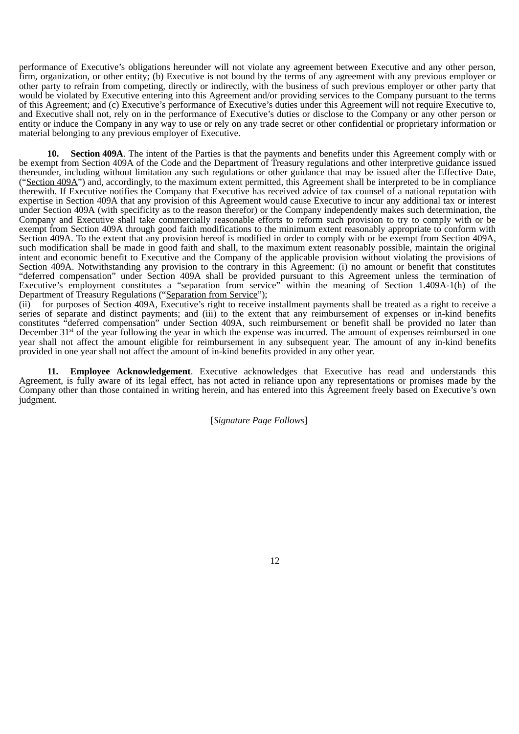performance of Executive's obligations hereunder will not violate any agreement between Executive and any other person, firm, organization, or other entity; (b) Executive is not bound by the terms of any agreement with any previous employer or other party to refrain from competing, directly or indirectly, with the business of such previous employer or other party that would be violated by Executive entering into this Agreement and/or providing services to the Company pursuant to the terms of this Agreement; and (c) Executive's performance of Executive's duties under this Agreement will not require Executive to, and Executive shall not, rely on in the performance of Executive's duties or disclose to the Company or any other person or entity or induce the Company in any way to use or rely on any trade secret or other confidential or proprietary information or material belonging to any previous employer of Executive.

**10. Section 409A**. The intent of the Parties is that the payments and benefits under this Agreement comply with or be exempt from Section 409A of the Code and the Department of Treasury regulations and other interpretive guidance issued thereunder, including without limitation any such regulations or other guidance that may be issued after the Effective Date, ("Section 409A") and, accordingly, to the maximum extent permitted, this Agreement shall be interpreted to be in compliance therewith. If Executive notifies the Company that Executive has received advice of tax counsel of a national reputation with expertise in Section 409A that any provision of this Agreement would cause Executive to incur any additional tax or interest under Section 409A (with specificity as to the reason therefor) or the Company independently makes such determination, the Company and Executive shall take commercially reasonable efforts to reform such provision to try to comply with or be exempt from Section 409A through good faith modifications to the minimum extent reasonably appropriate to conform with Section 409A. To the extent that any provision hereof is modified in order to comply with or be exempt from Section 409A, such modification shall be made in good faith and shall, to the maximum extent reasonably possible, maintain the original intent and economic benefit to Executive and the Company of the applicable provision without violating the provisions of Section 409A. Notwithstanding any provision to the contrary in this Agreement: (i) no amount or benefit that constitutes "deferred compensation" under Section 409A shall be provided pursuant to this Agreement unless the termination of Executive's employment constitutes a "separation from service" within the meaning of Section 1.409A-1(h) of the Department of Treasury Regulations ("Separation from Service");
(ii) for purposes of Section 409A, Executive's right to receive installment payments shall be treated as a right to receive a series of separate and distinct payments; and (iii) to the extent that any reimbursement of expenses or in-kind benefits constitutes "deferred compensation" under Section 409A, such reimbursement or benefit shall be provided no later than December 31st of the year following the year in which the expense was incurred. The amount of expenses reimbursed in one year shall not affect the amount eligible for reimbursement in any subsequent year. The amount of any in-kind benefits provided in one year shall not affect the amount of in-kind benefits provided in any other year.

**11. Employee Acknowledgement**. Executive acknowledges that Executive has read and understands this Agreement, is fully aware of its legal effect, has not acted in reliance upon any representations or promises made by the Company other than those contained in writing herein, and has entered into this Agreement freely based on Executive's own judgment.

[*Signature Page Follows*]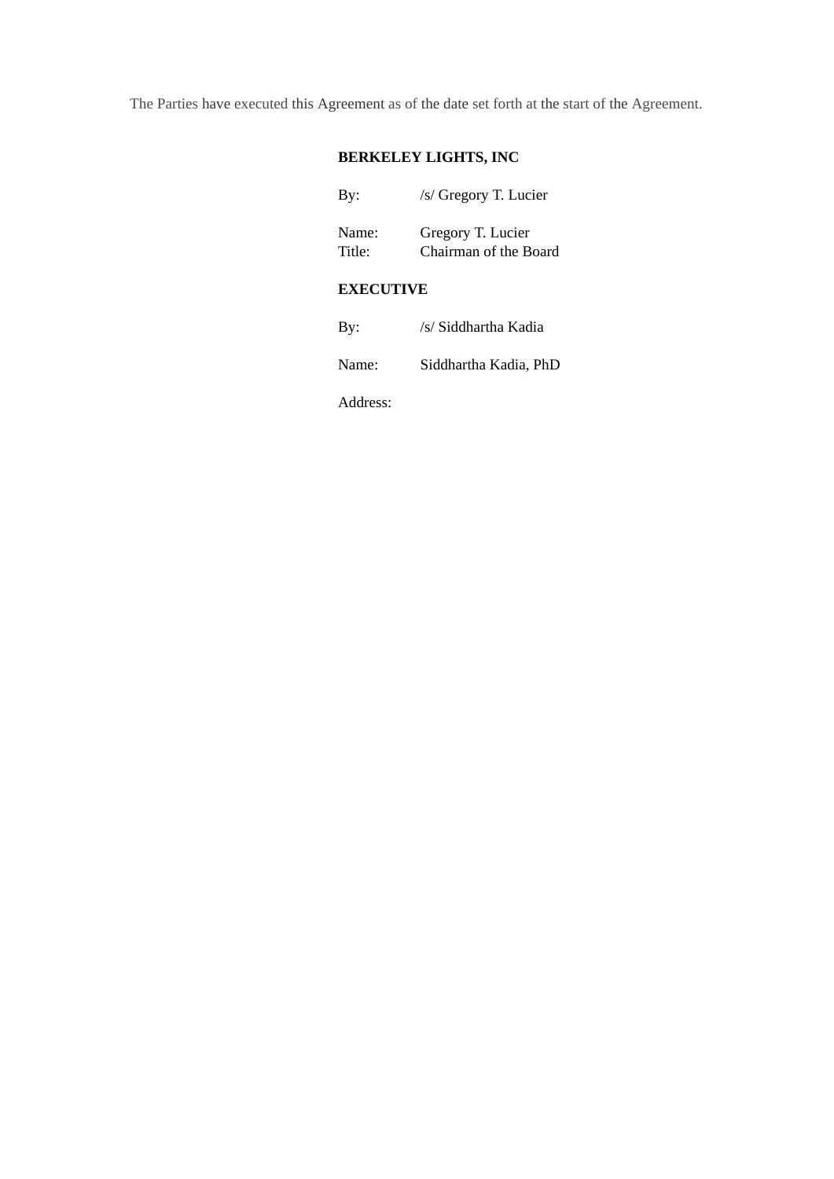The Parties have executed this Agreement as of the date set forth at the start of the Agreement.

**BERKELEY LIGHTS, INC**

By: /s/ Gregory T. Lucier

Name: Gregory T. Lucier
Title: Chairman of the Board

**EXECUTIVE**

By: /s/ Siddhartha Kadia

Name: Siddhartha Kadia, PhD

Address: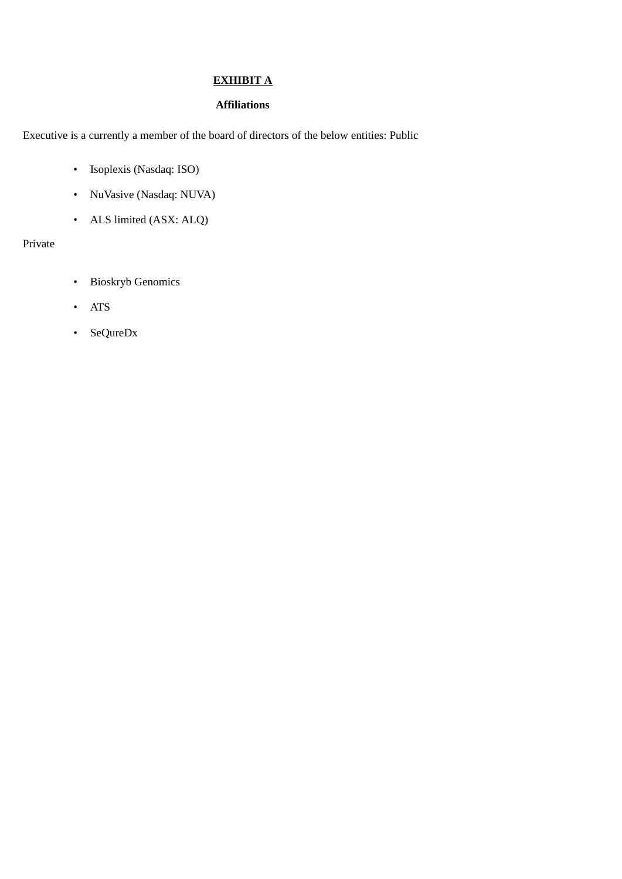**<u>EXHIBIT A</u>**

**Affiliations**

Executive is a currently a member of the board of directors of the below entities: Public

- Isoplexis (Nasdaq: ISO)
- NuVasive (Nasdaq: NUVA)
- ALS limited (ASX: ALQ)

Private

- Bioskryb Genomics
- ATS
- SeQureDx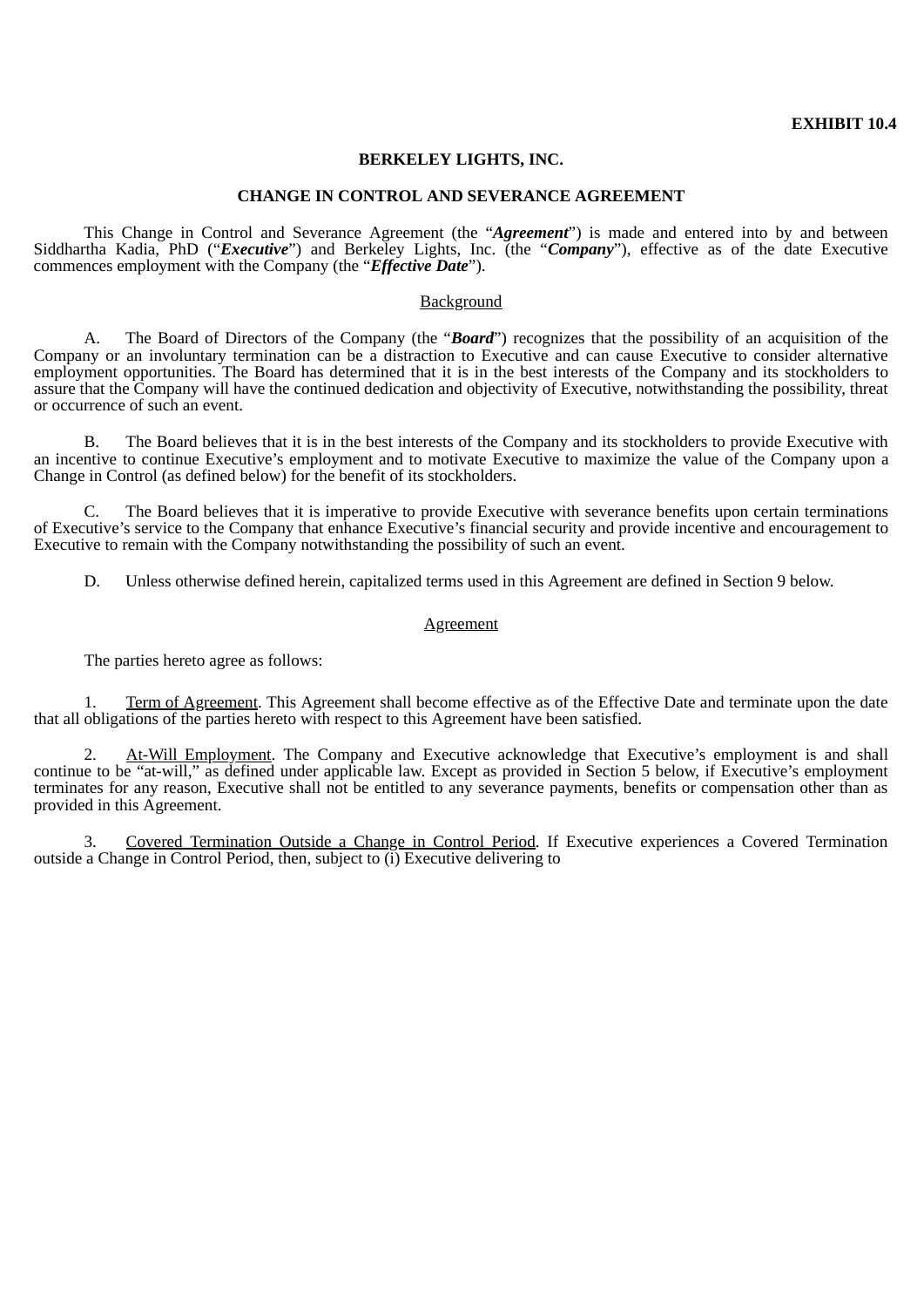**EXHIBIT 10.4**

**BERKELEY LIGHTS, INC.**

**CHANGE IN CONTROL AND SEVERANCE AGREEMENT**

This Change in Control and Severance Agreement (the "***Agreement***") is made and entered into by and between Siddhartha Kadia, PhD ("***Executive***") and Berkeley Lights, Inc. (the "***Company***"), effective as of the date Executive commences employment with the Company (the "***Effective Date***").

Background

A. The Board of Directors of the Company (the "***Board***") recognizes that the possibility of an acquisition of the Company or an involuntary termination can be a distraction to Executive and can cause Executive to consider alternative employment opportunities. The Board has determined that it is in the best interests of the Company and its stockholders to assure that the Company will have the continued dedication and objectivity of Executive, notwithstanding the possibility, threat or occurrence of such an event.

B. The Board believes that it is in the best interests of the Company and its stockholders to provide Executive with an incentive to continue Executive's employment and to motivate Executive to maximize the value of the Company upon a Change in Control (as defined below) for the benefit of its stockholders.

C. The Board believes that it is imperative to provide Executive with severance benefits upon certain terminations of Executive's service to the Company that enhance Executive's financial security and provide incentive and encouragement to Executive to remain with the Company notwithstanding the possibility of such an event.

D. Unless otherwise defined herein, capitalized terms used in this Agreement are defined in Section 9 below.

Agreement

The parties hereto agree as follows:

1. Term of Agreement. This Agreement shall become effective as of the Effective Date and terminate upon the date that all obligations of the parties hereto with respect to this Agreement have been satisfied.

2. At-Will Employment. The Company and Executive acknowledge that Executive's employment is and shall continue to be "at-will," as defined under applicable law. Except as provided in Section 5 below, if Executive's employment terminates for any reason, Executive shall not be entitled to any severance payments, benefits or compensation other than as provided in this Agreement.

3. Covered Termination Outside a Change in Control Period. If Executive experiences a Covered Termination outside a Change in Control Period, then, subject to (i) Executive delivering to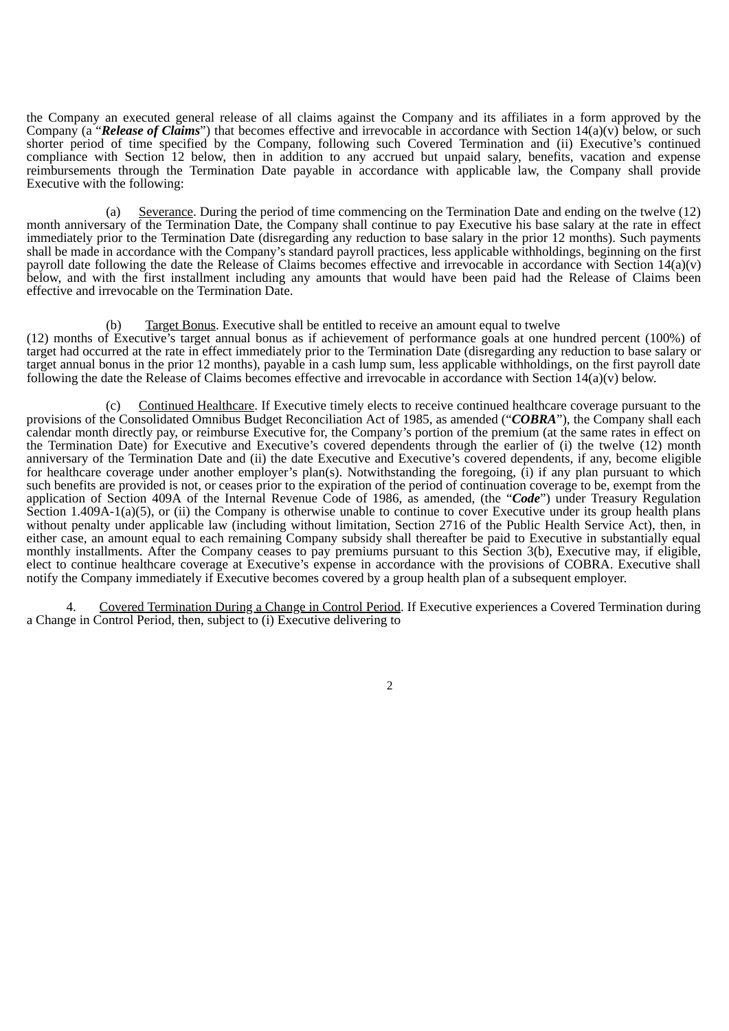the Company an executed general release of all claims against the Company and its affiliates in a form approved by the Company (a "***Release of Claims***") that becomes effective and irrevocable in accordance with Section 14(a)(v) below, or such shorter period of time specified by the Company, following such Covered Termination and (ii) Executive's continued compliance with Section 12 below, then in addition to any accrued but unpaid salary, benefits, vacation and expense reimbursements through the Termination Date payable in accordance with applicable law, the Company shall provide Executive with the following:

(a) Severance. During the period of time commencing on the Termination Date and ending on the twelve (12) month anniversary of the Termination Date, the Company shall continue to pay Executive his base salary at the rate in effect immediately prior to the Termination Date (disregarding any reduction to base salary in the prior 12 months). Such payments shall be made in accordance with the Company's standard payroll practices, less applicable withholdings, beginning on the first payroll date following the date the Release of Claims becomes effective and irrevocable in accordance with Section 14(a)(v) below, and with the first installment including any amounts that would have been paid had the Release of Claims been effective and irrevocable on the Termination Date.

(b) Target Bonus. Executive shall be entitled to receive an amount equal to twelve (12) months of Executive's target annual bonus as if achievement of performance goals at one hundred percent (100%) of target had occurred at the rate in effect immediately prior to the Termination Date (disregarding any reduction to base salary or target annual bonus in the prior 12 months), payable in a cash lump sum, less applicable withholdings, on the first payroll date following the date the Release of Claims becomes effective and irrevocable in accordance with Section 14(a)(v) below.

(c) Continued Healthcare. If Executive timely elects to receive continued healthcare coverage pursuant to the provisions of the Consolidated Omnibus Budget Reconciliation Act of 1985, as amended ("***COBRA***"), the Company shall each calendar month directly pay, or reimburse Executive for, the Company's portion of the premium (at the same rates in effect on the Termination Date) for Executive and Executive's covered dependents through the earlier of (i) the twelve (12) month anniversary of the Termination Date and (ii) the date Executive and Executive's covered dependents, if any, become eligible for healthcare coverage under another employer's plan(s). Notwithstanding the foregoing, (i) if any plan pursuant to which such benefits are provided is not, or ceases prior to the expiration of the period of continuation coverage to be, exempt from the application of Section 409A of the Internal Revenue Code of 1986, as amended, (the "***Code***") under Treasury Regulation Section 1.409A-1(a)(5), or (ii) the Company is otherwise unable to continue to cover Executive under its group health plans without penalty under applicable law (including without limitation, Section 2716 of the Public Health Service Act), then, in either case, an amount equal to each remaining Company subsidy shall thereafter be paid to Executive in substantially equal monthly installments. After the Company ceases to pay premiums pursuant to this Section 3(b), Executive may, if eligible, elect to continue healthcare coverage at Executive's expense in accordance with the provisions of COBRA. Executive shall notify the Company immediately if Executive becomes covered by a group health plan of a subsequent employer.

4. Covered Termination During a Change in Control Period. If Executive experiences a Covered Termination during a Change in Control Period, then, subject to (i) Executive delivering to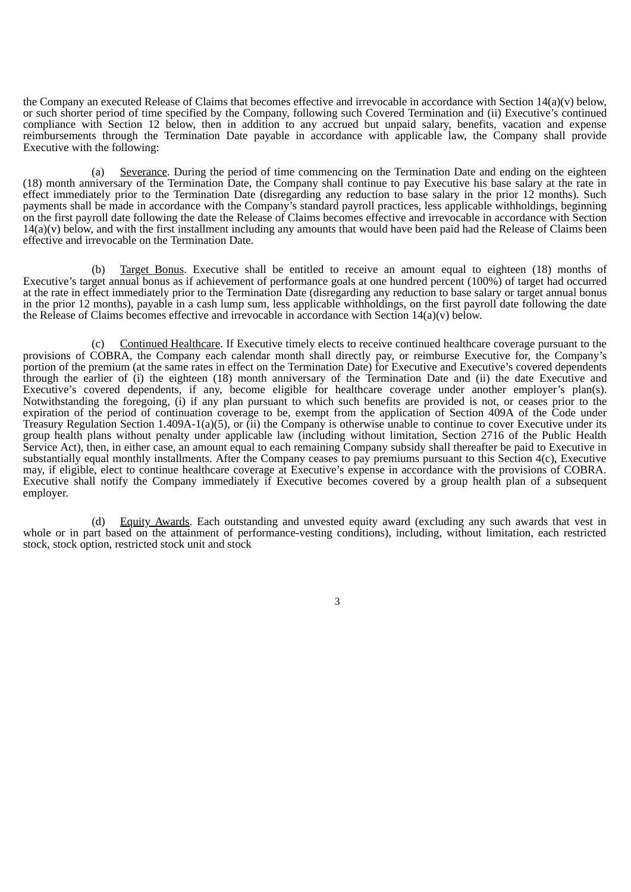the Company an executed Release of Claims that becomes effective and irrevocable in accordance with Section 14(a)(v) below, or such shorter period of time specified by the Company, following such Covered Termination and (ii) Executive's continued compliance with Section 12 below, then in addition to any accrued but unpaid salary, benefits, vacation and expense reimbursements through the Termination Date payable in accordance with applicable law, the Company shall provide Executive with the following:

(a) Severance. During the period of time commencing on the Termination Date and ending on the eighteen (18) month anniversary of the Termination Date, the Company shall continue to pay Executive his base salary at the rate in effect immediately prior to the Termination Date (disregarding any reduction to base salary in the prior 12 months). Such payments shall be made in accordance with the Company's standard payroll practices, less applicable withholdings, beginning on the first payroll date following the date the Release of Claims becomes effective and irrevocable in accordance with Section 14(a)(v) below, and with the first installment including any amounts that would have been paid had the Release of Claims been effective and irrevocable on the Termination Date.

(b) Target Bonus. Executive shall be entitled to receive an amount equal to eighteen (18) months of Executive's target annual bonus as if achievement of performance goals at one hundred percent (100%) of target had occurred at the rate in effect immediately prior to the Termination Date (disregarding any reduction to base salary or target annual bonus in the prior 12 months), payable in a cash lump sum, less applicable withholdings, on the first payroll date following the date the Release of Claims becomes effective and irrevocable in accordance with Section 14(a)(v) below.

(c) Continued Healthcare. If Executive timely elects to receive continued healthcare coverage pursuant to the provisions of COBRA, the Company each calendar month shall directly pay, or reimburse Executive for, the Company's portion of the premium (at the same rates in effect on the Termination Date) for Executive and Executive's covered dependents through the earlier of (i) the eighteen (18) month anniversary of the Termination Date and (ii) the date Executive and Executive's covered dependents, if any, become eligible for healthcare coverage under another employer's plan(s). Notwithstanding the foregoing, (i) if any plan pursuant to which such benefits are provided is not, or ceases prior to the expiration of the period of continuation coverage to be, exempt from the application of Section 409A of the Code under Treasury Regulation Section 1.409A-1(a)(5), or (ii) the Company is otherwise unable to continue to cover Executive under its group health plans without penalty under applicable law (including without limitation, Section 2716 of the Public Health Service Act), then, in either case, an amount equal to each remaining Company subsidy shall thereafter be paid to Executive in substantially equal monthly installments. After the Company ceases to pay premiums pursuant to this Section 4(c), Executive may, if eligible, elect to continue healthcare coverage at Executive's expense in accordance with the provisions of COBRA. Executive shall notify the Company immediately if Executive becomes covered by a group health plan of a subsequent employer.

(d) Equity Awards. Each outstanding and unvested equity award (excluding any such awards that vest in whole or in part based on the attainment of performance-vesting conditions), including, without limitation, each restricted stock, stock option, restricted stock unit and stock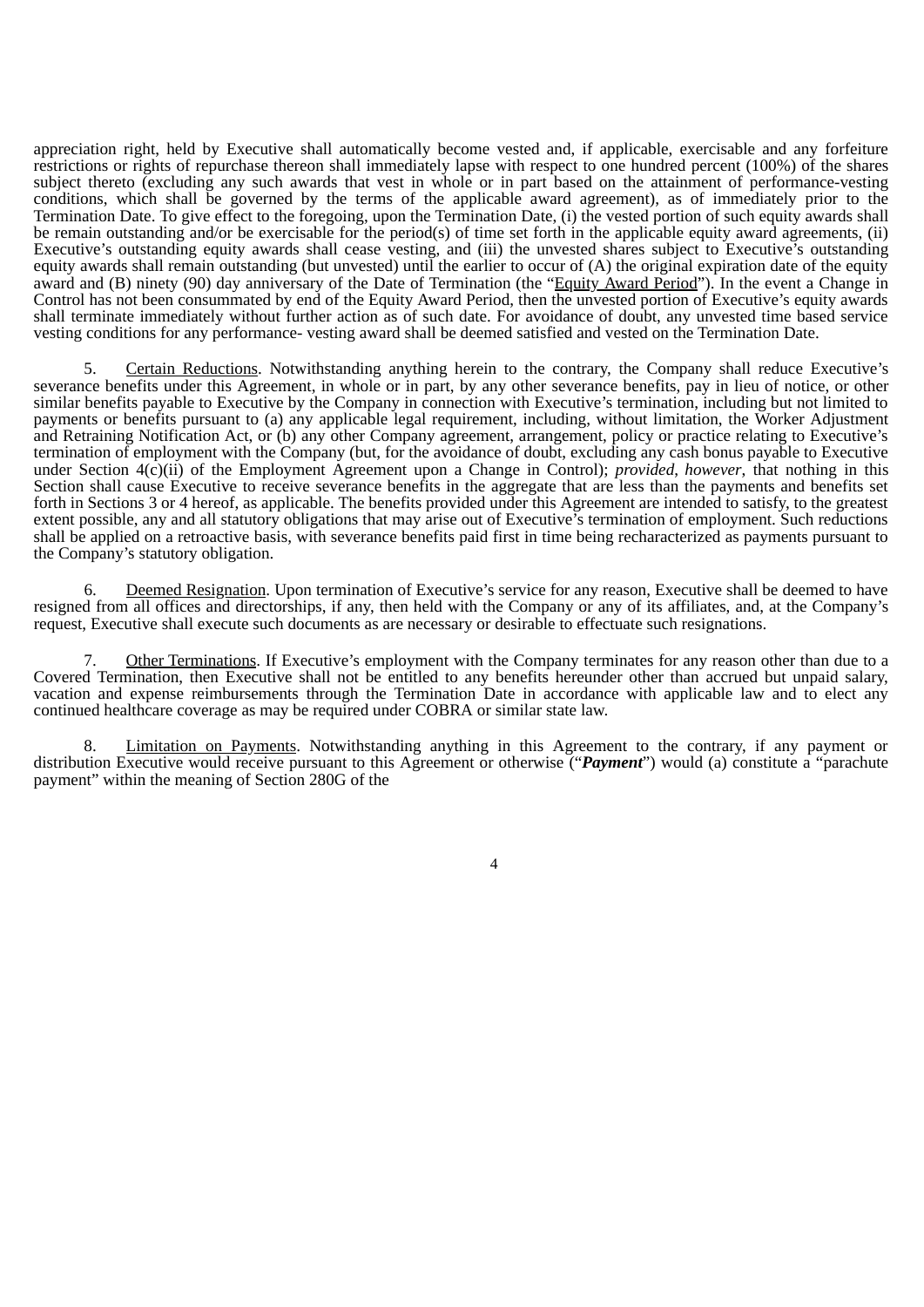appreciation right, held by Executive shall automatically become vested and, if applicable, exercisable and any forfeiture restrictions or rights of repurchase thereon shall immediately lapse with respect to one hundred percent (100%) of the shares subject thereto (excluding any such awards that vest in whole or in part based on the attainment of performance-vesting conditions, which shall be governed by the terms of the applicable award agreement), as of immediately prior to the Termination Date. To give effect to the foregoing, upon the Termination Date, (i) the vested portion of such equity awards shall be remain outstanding and/or be exercisable for the period(s) of time set forth in the applicable equity award agreements, (ii) Executive's outstanding equity awards shall cease vesting, and (iii) the unvested shares subject to Executive's outstanding equity awards shall remain outstanding (but unvested) until the earlier to occur of (A) the original expiration date of the equity award and (B) ninety (90) day anniversary of the Date of Termination (the "Equity Award Period"). In the event a Change in Control has not been consummated by end of the Equity Award Period, then the unvested portion of Executive's equity awards shall terminate immediately without further action as of such date. For avoidance of doubt, any unvested time based service vesting conditions for any performance- vesting award shall be deemed satisfied and vested on the Termination Date.

5. Certain Reductions. Notwithstanding anything herein to the contrary, the Company shall reduce Executive's severance benefits under this Agreement, in whole or in part, by any other severance benefits, pay in lieu of notice, or other similar benefits payable to Executive by the Company in connection with Executive's termination, including but not limited to payments or benefits pursuant to (a) any applicable legal requirement, including, without limitation, the Worker Adjustment and Retraining Notification Act, or (b) any other Company agreement, arrangement, policy or practice relating to Executive's termination of employment with the Company (but, for the avoidance of doubt, excluding any cash bonus payable to Executive under Section 4(c)(ii) of the Employment Agreement upon a Change in Control); *provided*, *however*, that nothing in this Section shall cause Executive to receive severance benefits in the aggregate that are less than the payments and benefits set forth in Sections 3 or 4 hereof, as applicable. The benefits provided under this Agreement are intended to satisfy, to the greatest extent possible, any and all statutory obligations that may arise out of Executive's termination of employment. Such reductions shall be applied on a retroactive basis, with severance benefits paid first in time being recharacterized as payments pursuant to the Company's statutory obligation.

6. Deemed Resignation. Upon termination of Executive's service for any reason, Executive shall be deemed to have resigned from all offices and directorships, if any, then held with the Company or any of its affiliates, and, at the Company's request, Executive shall execute such documents as are necessary or desirable to effectuate such resignations.

7. Other Terminations. If Executive's employment with the Company terminates for any reason other than due to a Covered Termination, then Executive shall not be entitled to any benefits hereunder other than accrued but unpaid salary, vacation and expense reimbursements through the Termination Date in accordance with applicable law and to elect any continued healthcare coverage as may be required under COBRA or similar state law.

8. Limitation on Payments. Notwithstanding anything in this Agreement to the contrary, if any payment or distribution Executive would receive pursuant to this Agreement or otherwise ("***Payment***") would (a) constitute a "parachute payment" within the meaning of Section 280G of the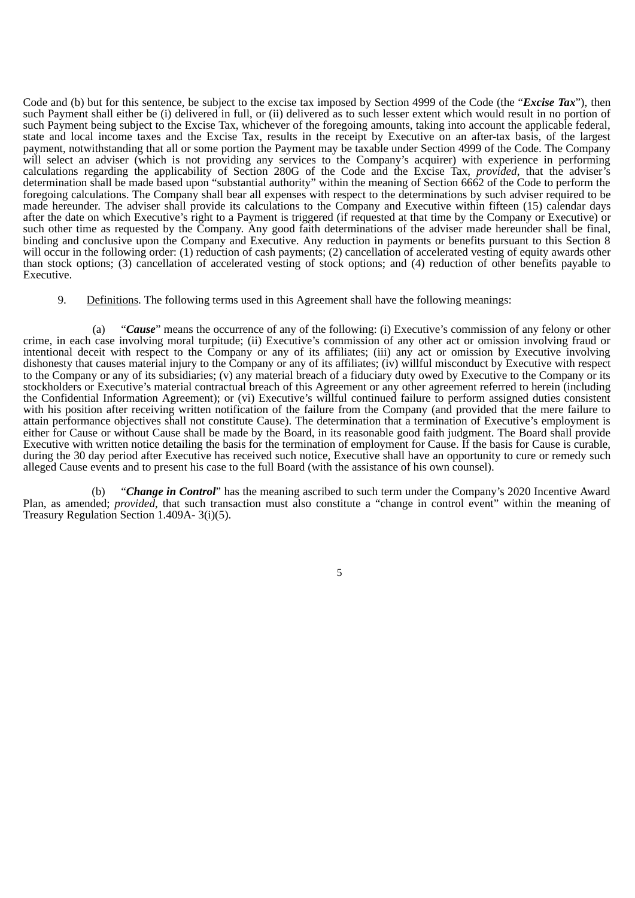Code and (b) but for this sentence, be subject to the excise tax imposed by Section 4999 of the Code (the "***Excise Tax***"), then such Payment shall either be (i) delivered in full, or (ii) delivered as to such lesser extent which would result in no portion of such Payment being subject to the Excise Tax, whichever of the foregoing amounts, taking into account the applicable federal, state and local income taxes and the Excise Tax, results in the receipt by Executive on an after-tax basis, of the largest payment, notwithstanding that all or some portion the Payment may be taxable under Section 4999 of the Code. The Company will select an adviser (which is not providing any services to the Company's acquirer) with experience in performing calculations regarding the applicability of Section 280G of the Code and the Excise Tax, *provided*, that the adviser's determination shall be made based upon "substantial authority" within the meaning of Section 6662 of the Code to perform the foregoing calculations. The Company shall bear all expenses with respect to the determinations by such adviser required to be made hereunder. The adviser shall provide its calculations to the Company and Executive within fifteen (15) calendar days after the date on which Executive's right to a Payment is triggered (if requested at that time by the Company or Executive) or such other time as requested by the Company. Any good faith determinations of the adviser made hereunder shall be final, binding and conclusive upon the Company and Executive. Any reduction in payments or benefits pursuant to this Section 8 will occur in the following order: (1) reduction of cash payments; (2) cancellation of accelerated vesting of equity awards other than stock options; (3) cancellation of accelerated vesting of stock options; and (4) reduction of other benefits payable to Executive.

9. Definitions. The following terms used in this Agreement shall have the following meanings:

(a) "***Cause***" means the occurrence of any of the following: (i) Executive's commission of any felony or other crime, in each case involving moral turpitude; (ii) Executive's commission of any other act or omission involving fraud or intentional deceit with respect to the Company or any of its affiliates; (iii) any act or omission by Executive involving dishonesty that causes material injury to the Company or any of its affiliates; (iv) willful misconduct by Executive with respect to the Company or any of its subsidiaries; (v) any material breach of a fiduciary duty owed by Executive to the Company or its stockholders or Executive's material contractual breach of this Agreement or any other agreement referred to herein (including the Confidential Information Agreement); or (vi) Executive's willful continued failure to perform assigned duties consistent with his position after receiving written notification of the failure from the Company (and provided that the mere failure to attain performance objectives shall not constitute Cause). The determination that a termination of Executive's employment is either for Cause or without Cause shall be made by the Board, in its reasonable good faith judgment. The Board shall provide Executive with written notice detailing the basis for the termination of employment for Cause. If the basis for Cause is curable, during the 30 day period after Executive has received such notice, Executive shall have an opportunity to cure or remedy such alleged Cause events and to present his case to the full Board (with the assistance of his own counsel).

(b) "***Change in Control***" has the meaning ascribed to such term under the Company's 2020 Incentive Award Plan, as amended; *provided*, that such transaction must also constitute a "change in control event" within the meaning of Treasury Regulation Section 1.409A- 3(i)(5).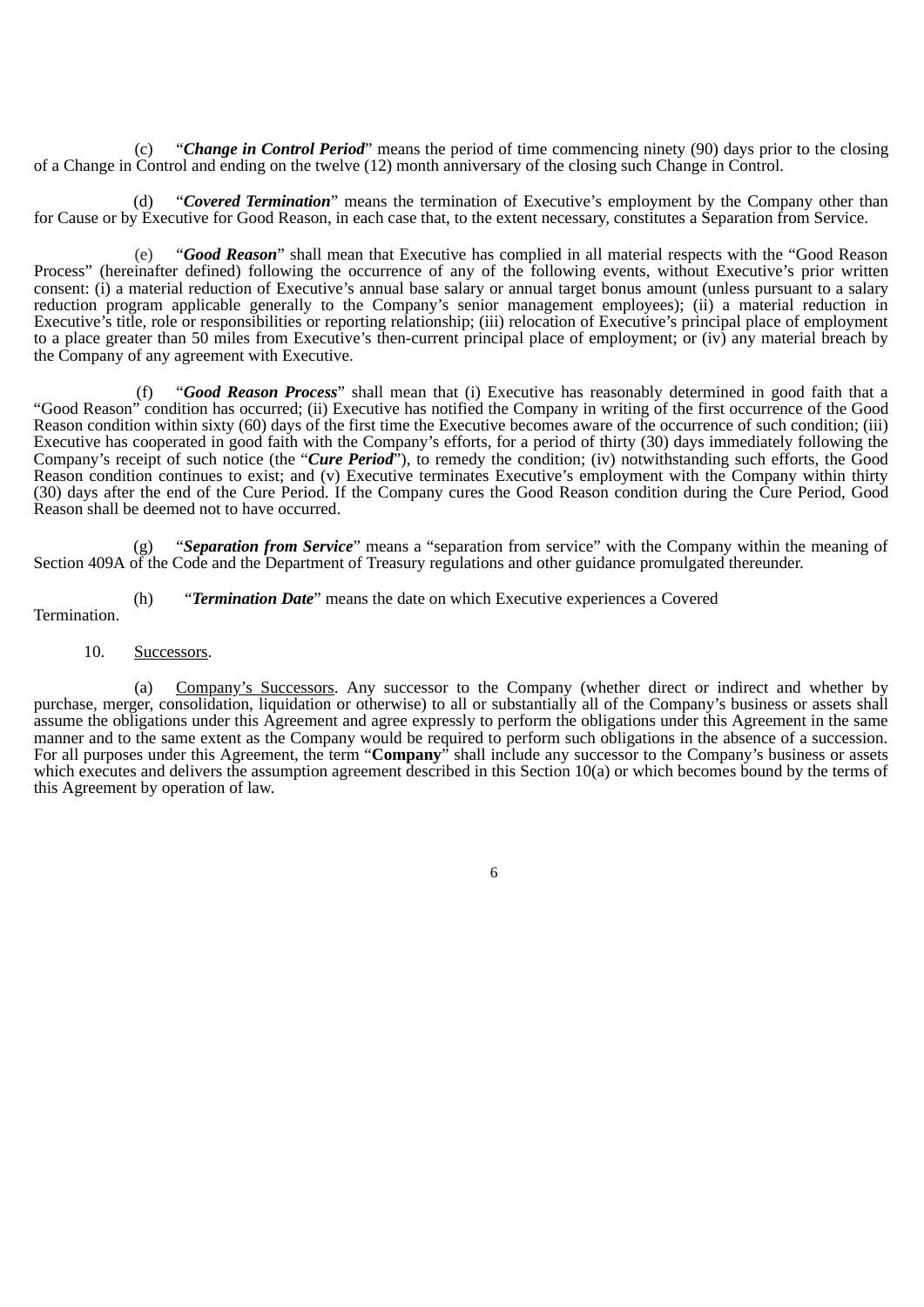(c) "***Change in Control Period***" means the period of time commencing ninety (90) days prior to the closing of a Change in Control and ending on the twelve (12) month anniversary of the closing such Change in Control.

(d) "***Covered Termination***" means the termination of Executive's employment by the Company other than for Cause or by Executive for Good Reason, in each case that, to the extent necessary, constitutes a Separation from Service.

(e) "***Good Reason***" shall mean that Executive has complied in all material respects with the "Good Reason Process" (hereinafter defined) following the occurrence of any of the following events, without Executive's prior written consent: (i) a material reduction of Executive's annual base salary or annual target bonus amount (unless pursuant to a salary reduction program applicable generally to the Company's senior management employees); (ii) a material reduction in Executive's title, role or responsibilities or reporting relationship; (iii) relocation of Executive's principal place of employment to a place greater than 50 miles from Executive's then-current principal place of employment; or (iv) any material breach by the Company of any agreement with Executive.

(f) "***Good Reason Process***" shall mean that (i) Executive has reasonably determined in good faith that a "Good Reason" condition has occurred; (ii) Executive has notified the Company in writing of the first occurrence of the Good Reason condition within sixty (60) days of the first time the Executive becomes aware of the occurrence of such condition; (iii) Executive has cooperated in good faith with the Company's efforts, for a period of thirty (30) days immediately following the Company's receipt of such notice (the "***Cure Period***"), to remedy the condition; (iv) notwithstanding such efforts, the Good Reason condition continues to exist; and (v) Executive terminates Executive's employment with the Company within thirty (30) days after the end of the Cure Period. If the Company cures the Good Reason condition during the Cure Period, Good Reason shall be deemed not to have occurred.

(g) "***Separation from Service***" means a "separation from service" with the Company within the meaning of Section 409A of the Code and the Department of Treasury regulations and other guidance promulgated thereunder.

(h) "***Termination Date***" means the date on which Executive experiences a Covered Termination.

10. Successors.

(a) Company's Successors. Any successor to the Company (whether direct or indirect and whether by purchase, merger, consolidation, liquidation or otherwise) to all or substantially all of the Company's business or assets shall assume the obligations under this Agreement and agree expressly to perform the obligations under this Agreement in the same manner and to the same extent as the Company would be required to perform such obligations in the absence of a succession. For all purposes under this Agreement, the term "**Company**" shall include any successor to the Company's business or assets which executes and delivers the assumption agreement described in this Section 10(a) or which becomes bound by the terms of this Agreement by operation of law.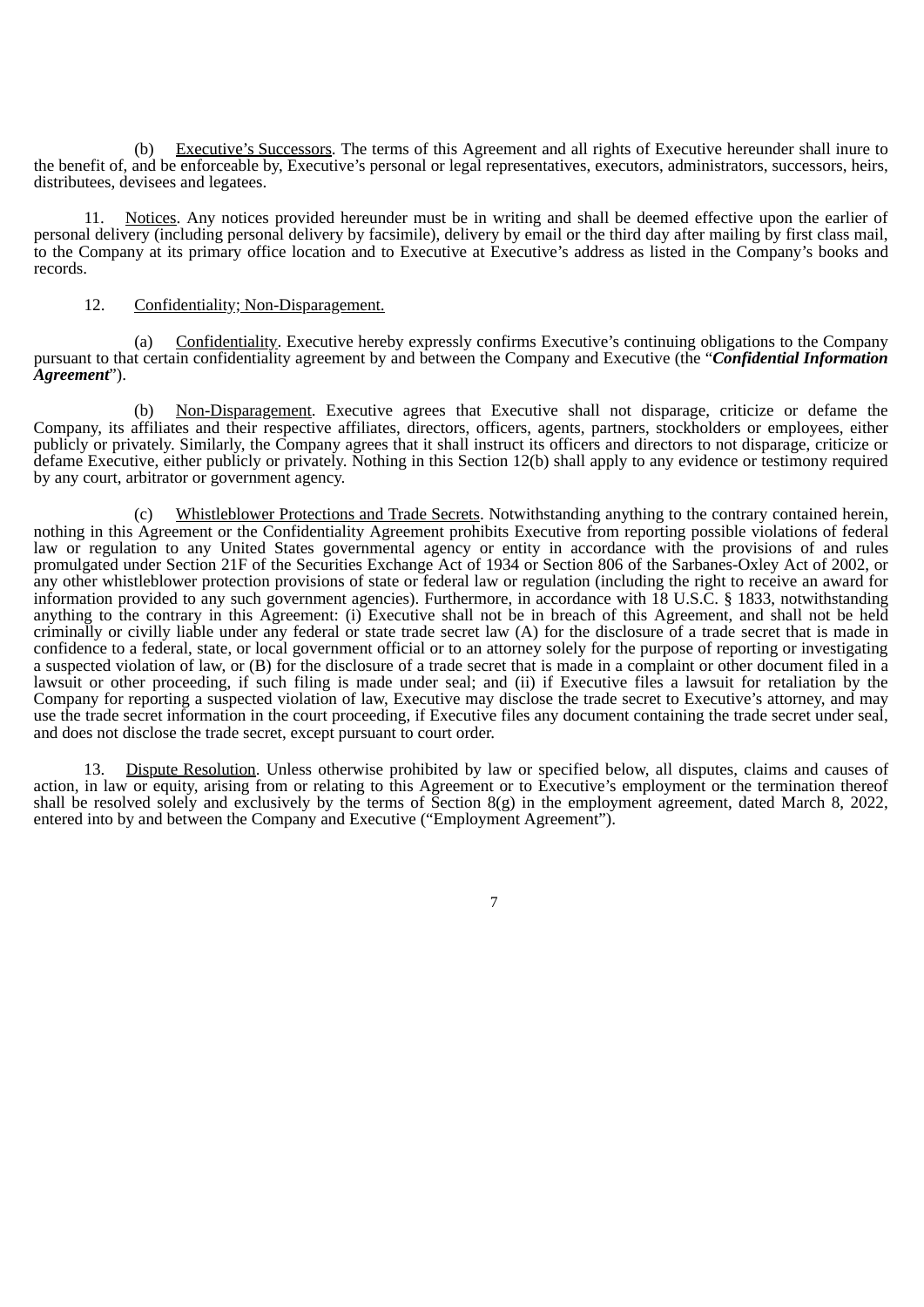(b) Executive's Successors. The terms of this Agreement and all rights of Executive hereunder shall inure to the benefit of, and be enforceable by, Executive's personal or legal representatives, executors, administrators, successors, heirs, distributees, devisees and legatees.

11. Notices. Any notices provided hereunder must be in writing and shall be deemed effective upon the earlier of personal delivery (including personal delivery by facsimile), delivery by email or the third day after mailing by first class mail, to the Company at its primary office location and to Executive at Executive's address as listed in the Company's books and records.

12. Confidentiality; Non-Disparagement.

(a) Confidentiality. Executive hereby expressly confirms Executive's continuing obligations to the Company pursuant to that certain confidentiality agreement by and between the Company and Executive (the "***Confidential Information Agreement***").

(b) Non-Disparagement. Executive agrees that Executive shall not disparage, criticize or defame the Company, its affiliates and their respective affiliates, directors, officers, agents, partners, stockholders or employees, either publicly or privately. Similarly, the Company agrees that it shall instruct its officers and directors to not disparage, criticize or defame Executive, either publicly or privately. Nothing in this Section 12(b) shall apply to any evidence or testimony required by any court, arbitrator or government agency.

(c) Whistleblower Protections and Trade Secrets. Notwithstanding anything to the contrary contained herein, nothing in this Agreement or the Confidentiality Agreement prohibits Executive from reporting possible violations of federal law or regulation to any United States governmental agency or entity in accordance with the provisions of and rules promulgated under Section 21F of the Securities Exchange Act of 1934 or Section 806 of the Sarbanes-Oxley Act of 2002, or any other whistleblower protection provisions of state or federal law or regulation (including the right to receive an award for information provided to any such government agencies). Furthermore, in accordance with 18 U.S.C. § 1833, notwithstanding anything to the contrary in this Agreement: (i) Executive shall not be in breach of this Agreement, and shall not be held criminally or civilly liable under any federal or state trade secret law (A) for the disclosure of a trade secret that is made in confidence to a federal, state, or local government official or to an attorney solely for the purpose of reporting or investigating a suspected violation of law, or (B) for the disclosure of a trade secret that is made in a complaint or other document filed in a lawsuit or other proceeding, if such filing is made under seal; and (ii) if Executive files a lawsuit for retaliation by the Company for reporting a suspected violation of law, Executive may disclose the trade secret to Executive's attorney, and may use the trade secret information in the court proceeding, if Executive files any document containing the trade secret under seal, and does not disclose the trade secret, except pursuant to court order.

13. Dispute Resolution. Unless otherwise prohibited by law or specified below, all disputes, claims and causes of action, in law or equity, arising from or relating to this Agreement or to Executive's employment or the termination thereof shall be resolved solely and exclusively by the terms of Section 8(g) in the employment agreement, dated March 8, 2022, entered into by and between the Company and Executive ("Employment Agreement").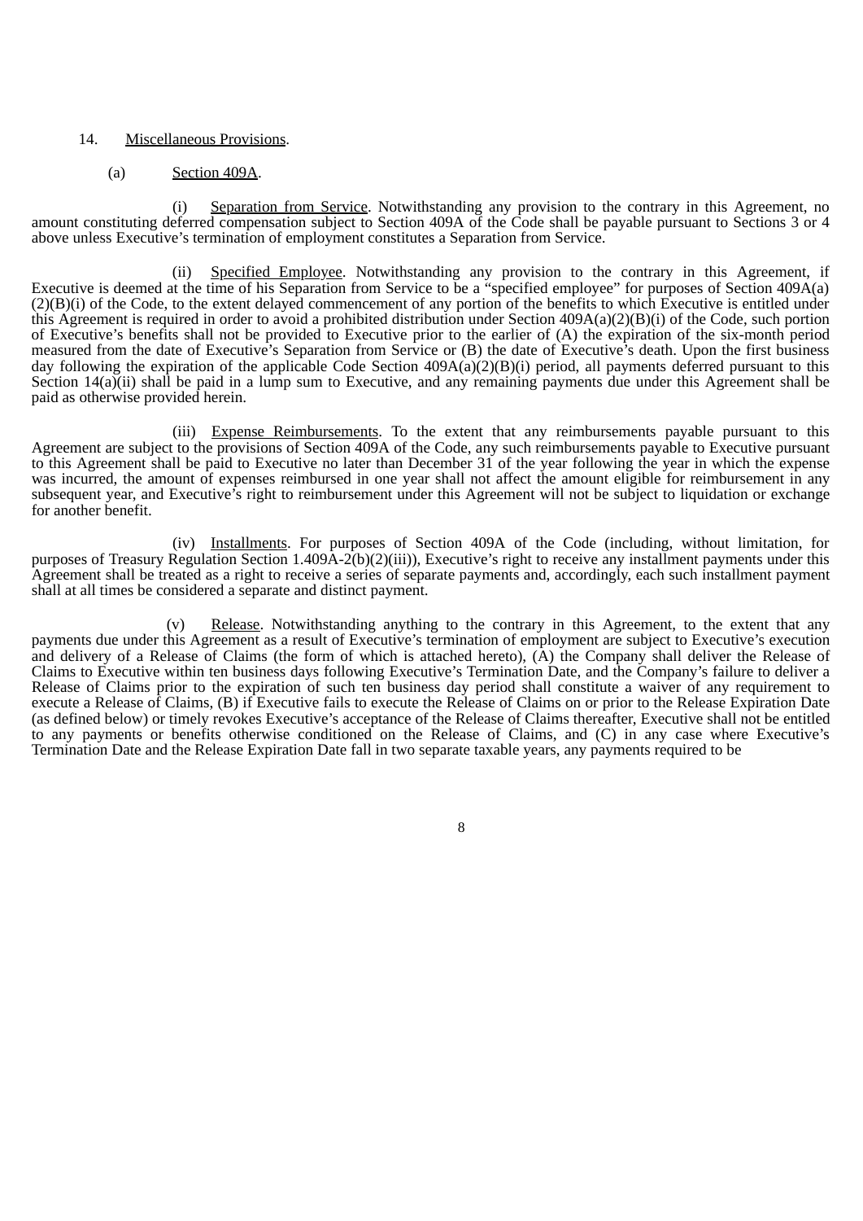14. Miscellaneous Provisions.

(a) Section 409A.

(i) Separation from Service. Notwithstanding any provision to the contrary in this Agreement, no amount constituting deferred compensation subject to Section 409A of the Code shall be payable pursuant to Sections 3 or 4 above unless Executive's termination of employment constitutes a Separation from Service.

(ii) Specified Employee. Notwithstanding any provision to the contrary in this Agreement, if Executive is deemed at the time of his Separation from Service to be a "specified employee" for purposes of Section 409A(a)(2)(B)(i) of the Code, to the extent delayed commencement of any portion of the benefits to which Executive is entitled under this Agreement is required in order to avoid a prohibited distribution under Section 409A(a)(2)(B)(i) of the Code, such portion of Executive's benefits shall not be provided to Executive prior to the earlier of (A) the expiration of the six-month period measured from the date of Executive's Separation from Service or (B) the date of Executive's death. Upon the first business day following the expiration of the applicable Code Section 409A(a)(2)(B)(i) period, all payments deferred pursuant to this Section 14(a)(ii) shall be paid in a lump sum to Executive, and any remaining payments due under this Agreement shall be paid as otherwise provided herein.

(iii) Expense Reimbursements. To the extent that any reimbursements payable pursuant to this Agreement are subject to the provisions of Section 409A of the Code, any such reimbursements payable to Executive pursuant to this Agreement shall be paid to Executive no later than December 31 of the year following the year in which the expense was incurred, the amount of expenses reimbursed in one year shall not affect the amount eligible for reimbursement in any subsequent year, and Executive's right to reimbursement under this Agreement will not be subject to liquidation or exchange for another benefit.

(iv) Installments. For purposes of Section 409A of the Code (including, without limitation, for purposes of Treasury Regulation Section 1.409A-2(b)(2)(iii)), Executive's right to receive any installment payments under this Agreement shall be treated as a right to receive a series of separate payments and, accordingly, each such installment payment shall at all times be considered a separate and distinct payment.

(v) Release. Notwithstanding anything to the contrary in this Agreement, to the extent that any payments due under this Agreement as a result of Executive's termination of employment are subject to Executive's execution and delivery of a Release of Claims (the form of which is attached hereto), (A) the Company shall deliver the Release of Claims to Executive within ten business days following Executive's Termination Date, and the Company's failure to deliver a Release of Claims prior to the expiration of such ten business day period shall constitute a waiver of any requirement to execute a Release of Claims, (B) if Executive fails to execute the Release of Claims on or prior to the Release Expiration Date (as defined below) or timely revokes Executive's acceptance of the Release of Claims thereafter, Executive shall not be entitled to any payments or benefits otherwise conditioned on the Release of Claims, and (C) in any case where Executive's Termination Date and the Release Expiration Date fall in two separate taxable years, any payments required to be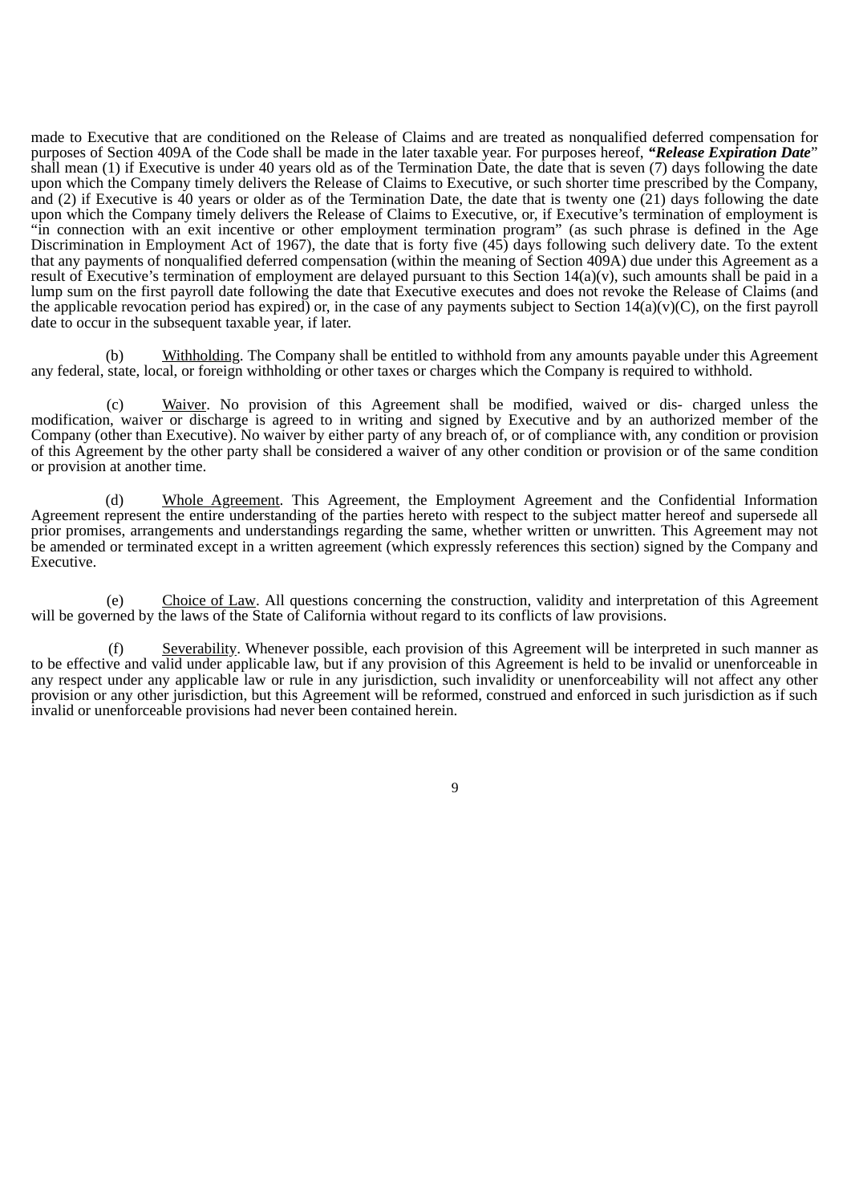made to Executive that are conditioned on the Release of Claims and are treated as nonqualified deferred compensation for purposes of Section 409A of the Code shall be made in the later taxable year. For purposes hereof, ***"Release Expiration Date"*** shall mean (1) if Executive is under 40 years old as of the Termination Date, the date that is seven (7) days following the date upon which the Company timely delivers the Release of Claims to Executive, or such shorter time prescribed by the Company, and (2) if Executive is 40 years or older as of the Termination Date, the date that is twenty one (21) days following the date upon which the Company timely delivers the Release of Claims to Executive, or, if Executive's termination of employment is "in connection with an exit incentive or other employment termination program" (as such phrase is defined in the Age Discrimination in Employment Act of 1967), the date that is forty five (45) days following such delivery date. To the extent that any payments of nonqualified deferred compensation (within the meaning of Section 409A) due under this Agreement as a result of Executive's termination of employment are delayed pursuant to this Section 14(a)(v), such amounts shall be paid in a lump sum on the first payroll date following the date that Executive executes and does not revoke the Release of Claims (and the applicable revocation period has expired) or, in the case of any payments subject to Section 14(a)(v)(C), on the first payroll date to occur in the subsequent taxable year, if later.

(b) Withholding. The Company shall be entitled to withhold from any amounts payable under this Agreement any federal, state, local, or foreign withholding or other taxes or charges which the Company is required to withhold.

(c) Waiver. No provision of this Agreement shall be modified, waived or dis- charged unless the modification, waiver or discharge is agreed to in writing and signed by Executive and by an authorized member of the Company (other than Executive). No waiver by either party of any breach of, or of compliance with, any condition or provision of this Agreement by the other party shall be considered a waiver of any other condition or provision or of the same condition or provision at another time.

(d) Whole Agreement. This Agreement, the Employment Agreement and the Confidential Information Agreement represent the entire understanding of the parties hereto with respect to the subject matter hereof and supersede all prior promises, arrangements and understandings regarding the same, whether written or unwritten. This Agreement may not be amended or terminated except in a written agreement (which expressly references this section) signed by the Company and Executive.

(e) Choice of Law. All questions concerning the construction, validity and interpretation of this Agreement will be governed by the laws of the State of California without regard to its conflicts of law provisions.

(f) Severability. Whenever possible, each provision of this Agreement will be interpreted in such manner as to be effective and valid under applicable law, but if any provision of this Agreement is held to be invalid or unenforceable in any respect under any applicable law or rule in any jurisdiction, such invalidity or unenforceability will not affect any other provision or any other jurisdiction, but this Agreement will be reformed, construed and enforced in such jurisdiction as if such invalid or unenforceable provisions had never been contained herein.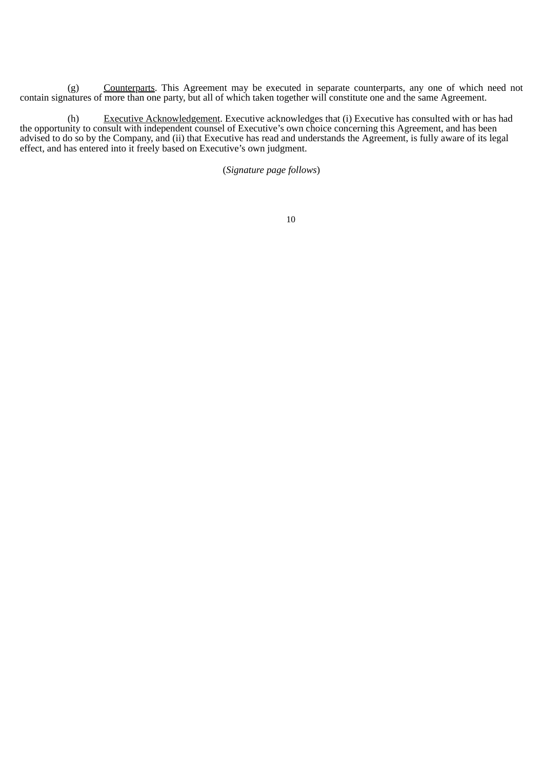(g) Counterparts. This Agreement may be executed in separate counterparts, any one of which need not contain signatures of more than one party, but all of which taken together will constitute one and the same Agreement.

(h) Executive Acknowledgement. Executive acknowledges that (i) Executive has consulted with or has had the opportunity to consult with independent counsel of Executive's own choice concerning this Agreement, and has been advised to do so by the Company, and (ii) that Executive has read and understands the Agreement, is fully aware of its legal effect, and has entered into it freely based on Executive's own judgment.

(*Signature page follows*)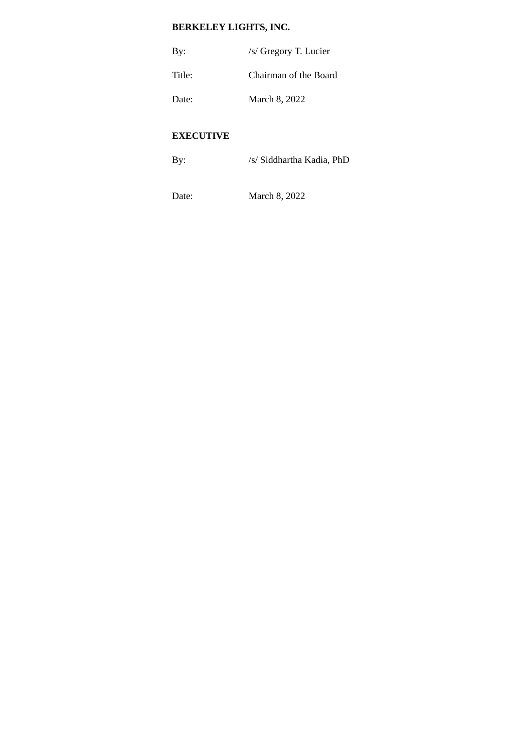**BERKELEY LIGHTS, INC.**

| | |
|---|---|
| By: | /s/ Gregory T. Lucier |
| Title: | Chairman of the Board |
| Date: | March 8, 2022 |

**EXECUTIVE**

| | |
|---|---|
| By: | /s/ Siddhartha Kadia, PhD |
| Date: | March 8, 2022 |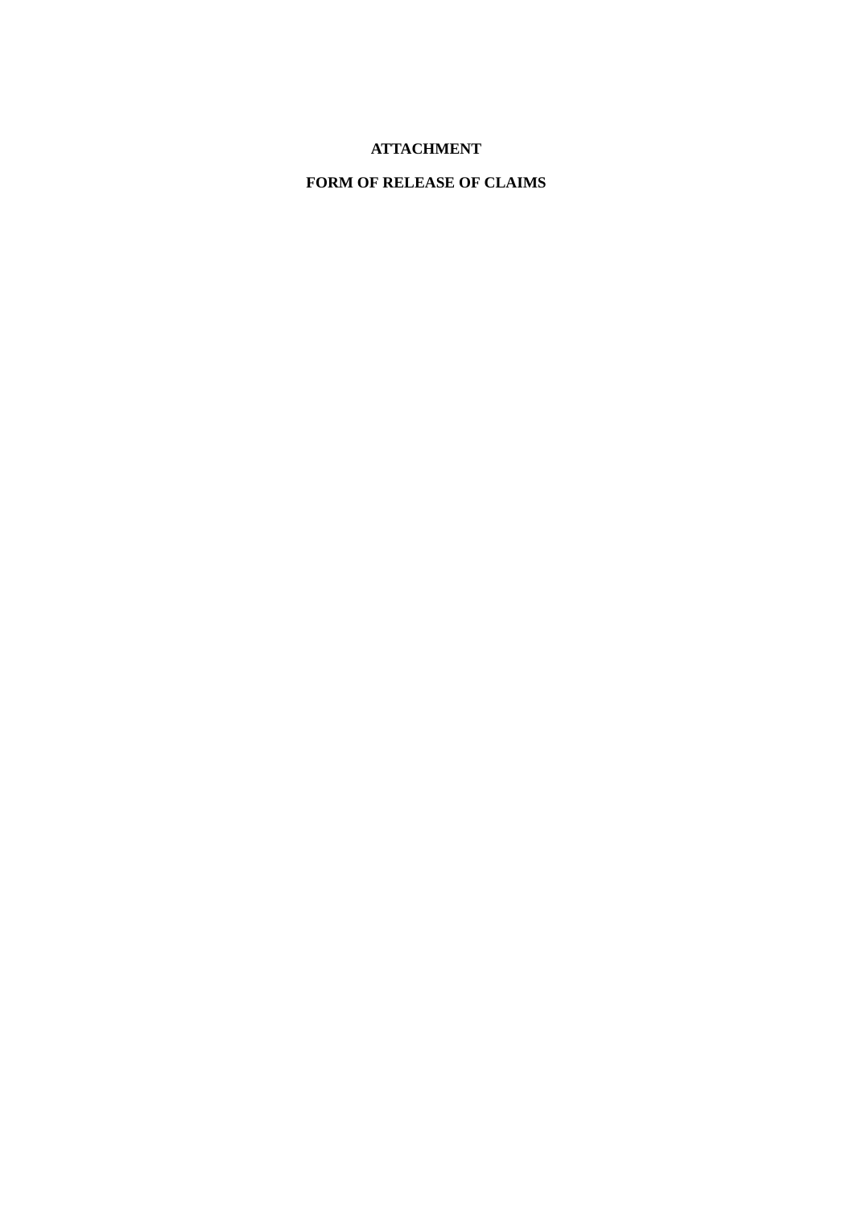**ATTACHMENT**

**FORM OF RELEASE OF CLAIMS**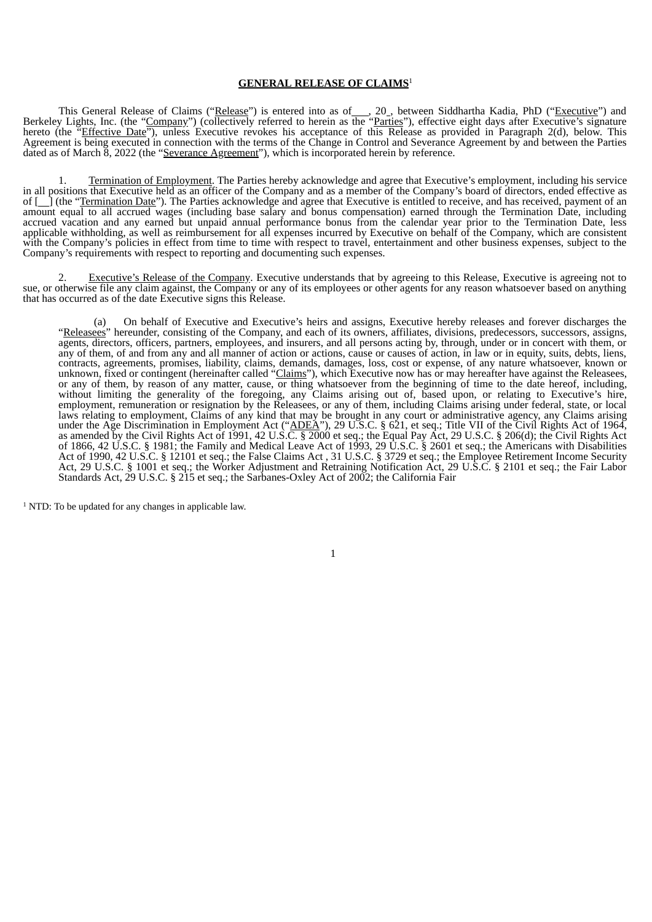**GENERAL RELEASE OF CLAIMS**[1]

This General Release of Claims ("Release") is entered into as of___, 20_, between Siddhartha Kadia, PhD ("Executive") and Berkeley Lights, Inc. (the "Company") (collectively referred to herein as the "Parties"), effective eight days after Executive's signature hereto (the "Effective Date"), unless Executive revokes his acceptance of this Release as provided in Paragraph 2(d), below. This Agreement is being executed in connection with the terms of the Change in Control and Severance Agreement by and between the Parties dated as of March 8, 2022 (the "Severance Agreement"), which is incorporated herein by reference.

1. Termination of Employment. The Parties hereby acknowledge and agree that Executive's employment, including his service in all positions that Executive held as an officer of the Company and as a member of the Company's board of directors, ended effective as of [__] (the "Termination Date"). The Parties acknowledge and agree that Executive is entitled to receive, and has received, payment of an amount equal to all accrued wages (including base salary and bonus compensation) earned through the Termination Date, including accrued vacation and any earned but unpaid annual performance bonus from the calendar year prior to the Termination Date, less applicable withholding, as well as reimbursement for all expenses incurred by Executive on behalf of the Company, which are consistent with the Company's policies in effect from time to time with respect to travel, entertainment and other business expenses, subject to the Company's requirements with respect to reporting and documenting such expenses.

2. Executive's Release of the Company. Executive understands that by agreeing to this Release, Executive is agreeing not to sue, or otherwise file any claim against, the Company or any of its employees or other agents for any reason whatsoever based on anything that has occurred as of the date Executive signs this Release.

(a) On behalf of Executive and Executive's heirs and assigns, Executive hereby releases and forever discharges the "Releasees" hereunder, consisting of the Company, and each of its owners, affiliates, divisions, predecessors, successors, assigns, agents, directors, officers, partners, employees, and insurers, and all persons acting by, through, under or in concert with them, or any of them, of and from any and all manner of action or actions, cause or causes of action, in law or in equity, suits, debts, liens, contracts, agreements, promises, liability, claims, demands, damages, loss, cost or expense, of any nature whatsoever, known or unknown, fixed or contingent (hereinafter called "Claims"), which Executive now has or may hereafter have against the Releasees, or any of them, by reason of any matter, cause, or thing whatsoever from the beginning of time to the date hereof, including, without limiting the generality of the foregoing, any Claims arising out of, based upon, or relating to Executive's hire, employment, remuneration or resignation by the Releasees, or any of them, including Claims arising under federal, state, or local laws relating to employment, Claims of any kind that may be brought in any court or administrative agency, any Claims arising under the Age Discrimination in Employment Act ("ADEA"), 29 U.S.C. § 621, et seq.; Title VII of the Civil Rights Act of 1964, as amended by the Civil Rights Act of 1991, 42 U.S.C. § 2000 et seq.; the Equal Pay Act, 29 U.S.C. § 206(d); the Civil Rights Act of 1866, 42 U.S.C. § 1981; the Family and Medical Leave Act of 1993, 29 U.S.C. § 2601 et seq.; the Americans with Disabilities Act of 1990, 42 U.S.C. § 12101 et seq.; the False Claims Act , 31 U.S.C. § 3729 et seq.; the Employee Retirement Income Security Act, 29 U.S.C. § 1001 et seq.; the Worker Adjustment and Retraining Notification Act, 29 U.S.C. § 2101 et seq.; the Fair Labor Standards Act, 29 U.S.C. § 215 et seq.; the Sarbanes-Oxley Act of 2002; the California Fair

[1] NTD: To be updated for any changes in applicable law.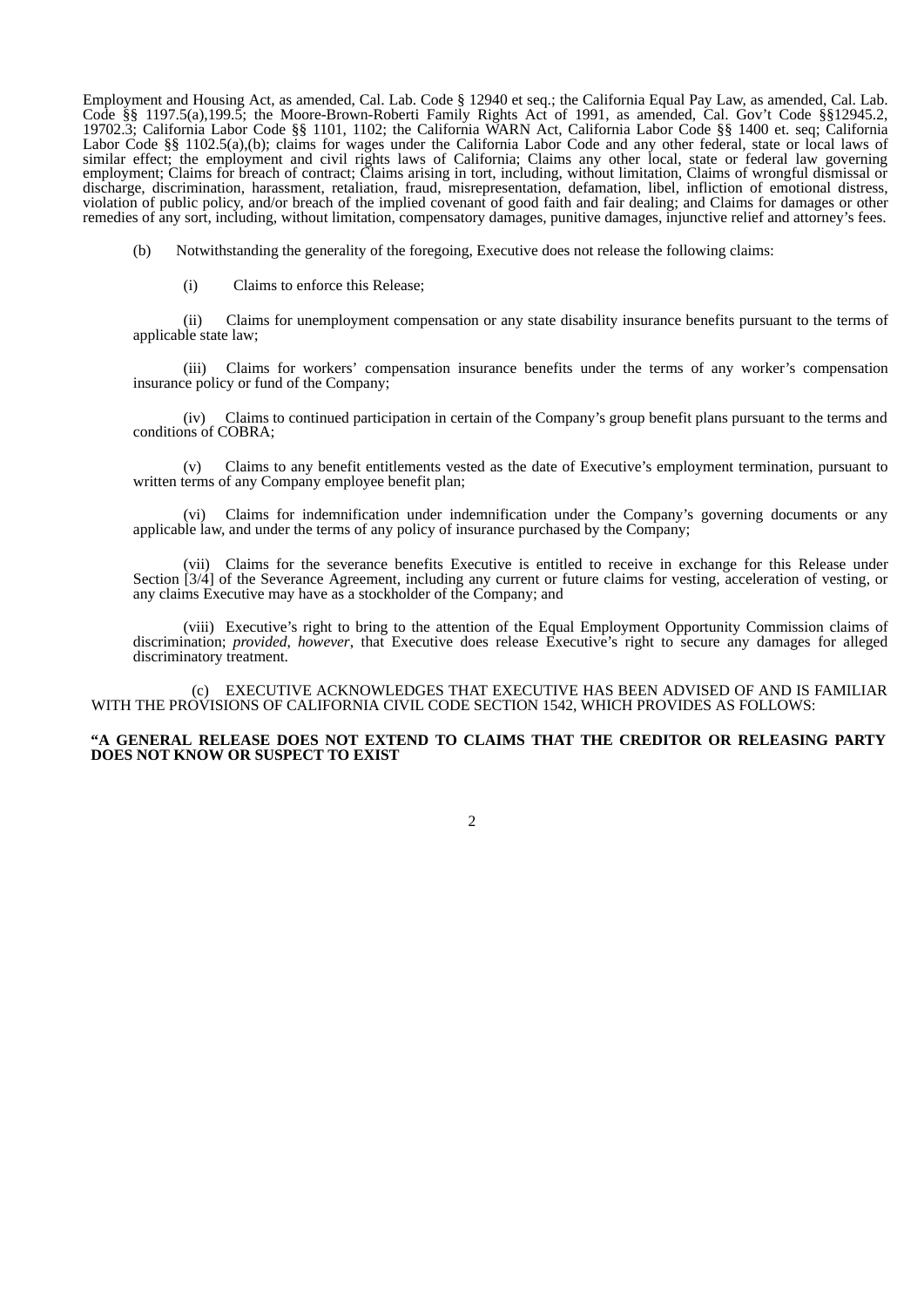Employment and Housing Act, as amended, Cal. Lab. Code § 12940 et seq.; the California Equal Pay Law, as amended, Cal. Lab. Code §§ 1197.5(a),199.5; the Moore-Brown-Roberti Family Rights Act of 1991, as amended, Cal. Gov't Code §§12945.2, 19702.3; California Labor Code §§ 1101, 1102; the California WARN Act, California Labor Code §§ 1400 et. seq; California Labor Code §§ 1102.5(a),(b); claims for wages under the California Labor Code and any other federal, state or local laws of similar effect; the employment and civil rights laws of California; Claims any other local, state or federal law governing employment; Claims for breach of contract; Claims arising in tort, including, without limitation, Claims of wrongful dismissal or discharge, discrimination, harassment, retaliation, fraud, misrepresentation, defamation, libel, infliction of emotional distress, violation of public policy, and/or breach of the implied covenant of good faith and fair dealing; and Claims for damages or other remedies of any sort, including, without limitation, compensatory damages, punitive damages, injunctive relief and attorney's fees.

(b) Notwithstanding the generality of the foregoing, Executive does not release the following claims:

(i) Claims to enforce this Release;

(ii) Claims for unemployment compensation or any state disability insurance benefits pursuant to the terms of applicable state law;

(iii) Claims for workers' compensation insurance benefits under the terms of any worker's compensation insurance policy or fund of the Company;

(iv) Claims to continued participation in certain of the Company's group benefit plans pursuant to the terms and conditions of COBRA;

(v) Claims to any benefit entitlements vested as the date of Executive's employment termination, pursuant to written terms of any Company employee benefit plan;

(vi) Claims for indemnification under indemnification under the Company's governing documents or any applicable law, and under the terms of any policy of insurance purchased by the Company;

(vii) Claims for the severance benefits Executive is entitled to receive in exchange for this Release under Section [3/4] of the Severance Agreement, including any current or future claims for vesting, acceleration of vesting, or any claims Executive may have as a stockholder of the Company; and

(viii) Executive's right to bring to the attention of the Equal Employment Opportunity Commission claims of discrimination; *provided, however*, that Executive does release Executive's right to secure any damages for alleged discriminatory treatment.

(c) EXECUTIVE ACKNOWLEDGES THAT EXECUTIVE HAS BEEN ADVISED OF AND IS FAMILIAR WITH THE PROVISIONS OF CALIFORNIA CIVIL CODE SECTION 1542, WHICH PROVIDES AS FOLLOWS:

**"A GENERAL RELEASE DOES NOT EXTEND TO CLAIMS THAT THE CREDITOR OR RELEASING PARTY DOES NOT KNOW OR SUSPECT TO EXIST**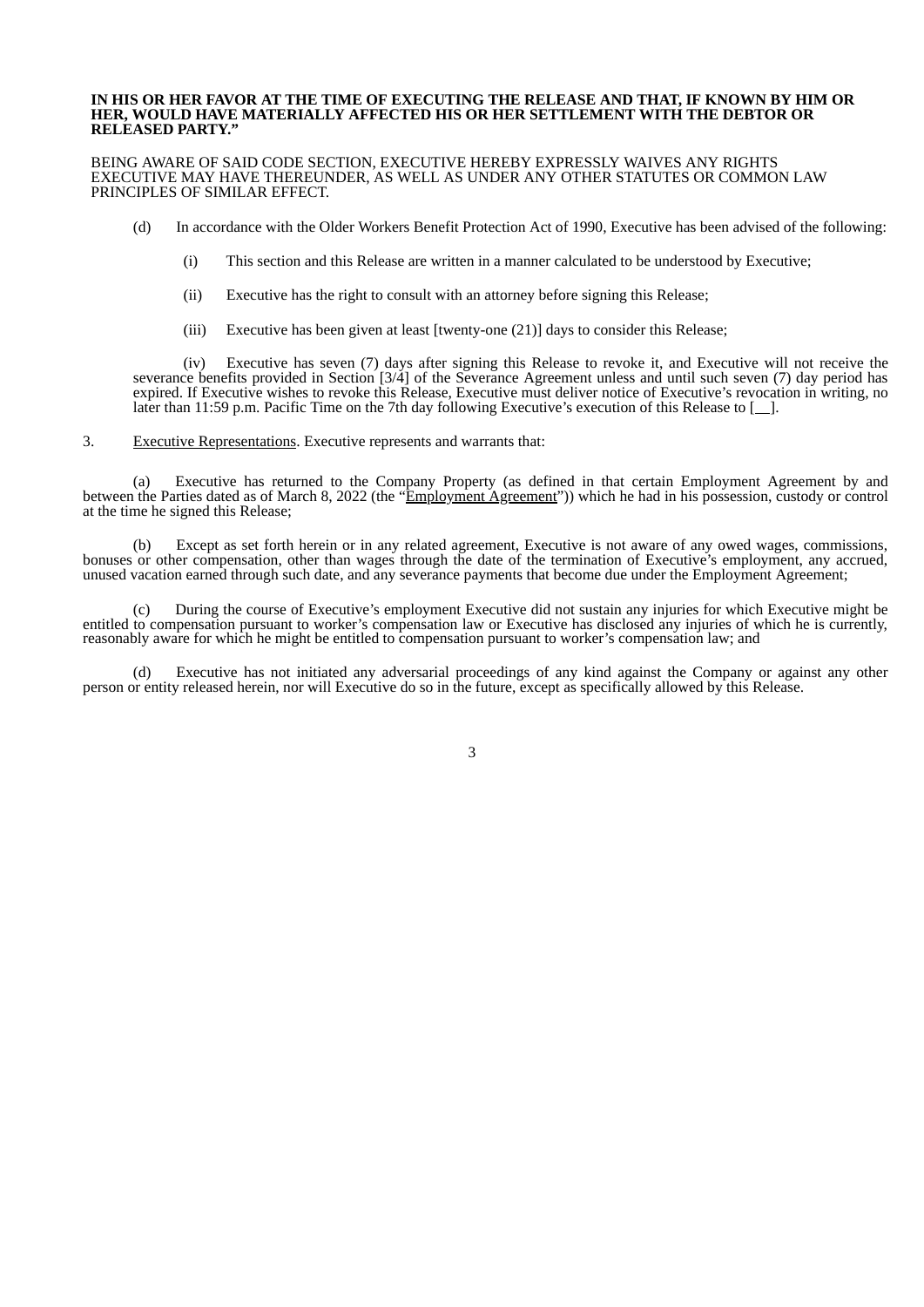**IN HIS OR HER FAVOR AT THE TIME OF EXECUTING THE RELEASE AND THAT, IF KNOWN BY HIM OR HER, WOULD HAVE MATERIALLY AFFECTED HIS OR HER SETTLEMENT WITH THE DEBTOR OR RELEASED PARTY."**

BEING AWARE OF SAID CODE SECTION, EXECUTIVE HEREBY EXPRESSLY WAIVES ANY RIGHTS EXECUTIVE MAY HAVE THEREUNDER, AS WELL AS UNDER ANY OTHER STATUTES OR COMMON LAW PRINCIPLES OF SIMILAR EFFECT.

(d) In accordance with the Older Workers Benefit Protection Act of 1990, Executive has been advised of the following:

(i) This section and this Release are written in a manner calculated to be understood by Executive;

(ii) Executive has the right to consult with an attorney before signing this Release;

(iii) Executive has been given at least [twenty-one (21)] days to consider this Release;

(iv) Executive has seven (7) days after signing this Release to revoke it, and Executive will not receive the severance benefits provided in Section [3/4] of the Severance Agreement unless and until such seven (7) day period has expired. If Executive wishes to revoke this Release, Executive must deliver notice of Executive's revocation in writing, no later than 11:59 p.m. Pacific Time on the 7th day following Executive's execution of this Release to [__].

3. Executive Representations. Executive represents and warrants that:

(a) Executive has returned to the Company Property (as defined in that certain Employment Agreement by and between the Parties dated as of March 8, 2022 (the "Employment Agreement")) which he had in his possession, custody or control at the time he signed this Release;

(b) Except as set forth herein or in any related agreement, Executive is not aware of any owed wages, commissions, bonuses or other compensation, other than wages through the date of the termination of Executive's employment, any accrued, unused vacation earned through such date, and any severance payments that become due under the Employment Agreement;

(c) During the course of Executive's employment Executive did not sustain any injuries for which Executive might be entitled to compensation pursuant to worker's compensation law or Executive has disclosed any injuries of which he is currently, reasonably aware for which he might be entitled to compensation pursuant to worker's compensation law; and

(d) Executive has not initiated any adversarial proceedings of any kind against the Company or against any other person or entity released herein, nor will Executive do so in the future, except as specifically allowed by this Release.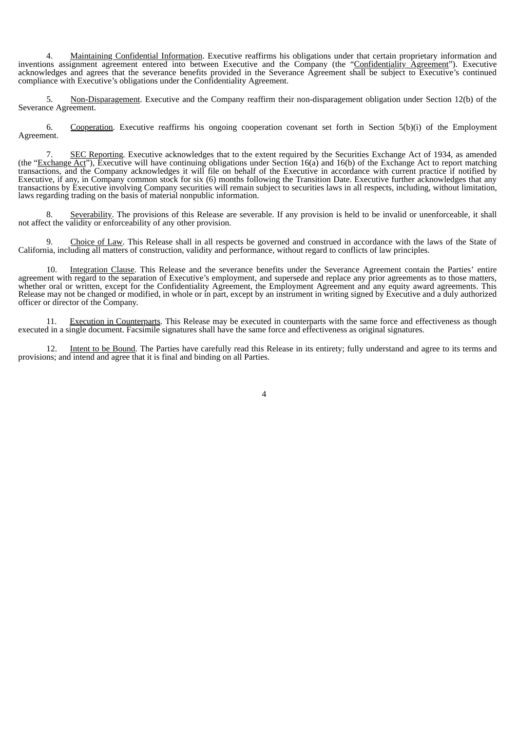4. Maintaining Confidential Information. Executive reaffirms his obligations under that certain proprietary information and inventions assignment agreement entered into between Executive and the Company (the "Confidentiality Agreement"). Executive acknowledges and agrees that the severance benefits provided in the Severance Agreement shall be subject to Executive's continued compliance with Executive's obligations under the Confidentiality Agreement.

5. Non-Disparagement. Executive and the Company reaffirm their non-disparagement obligation under Section 12(b) of the Severance Agreement.

6. Cooperation. Executive reaffirms his ongoing cooperation covenant set forth in Section 5(b)(i) of the Employment Agreement.

7. SEC Reporting. Executive acknowledges that to the extent required by the Securities Exchange Act of 1934, as amended (the "Exchange Act"), Executive will have continuing obligations under Section 16(a) and 16(b) of the Exchange Act to report matching transactions, and the Company acknowledges it will file on behalf of the Executive in accordance with current practice if notified by Executive, if any, in Company common stock for six (6) months following the Transition Date. Executive further acknowledges that any transactions by Executive involving Company securities will remain subject to securities laws in all respects, including, without limitation, laws regarding trading on the basis of material nonpublic information.

8. Severability. The provisions of this Release are severable. If any provision is held to be invalid or unenforceable, it shall not affect the validity or enforceability of any other provision.

9. Choice of Law. This Release shall in all respects be governed and construed in accordance with the laws of the State of California, including all matters of construction, validity and performance, without regard to conflicts of law principles.

10. Integration Clause. This Release and the severance benefits under the Severance Agreement contain the Parties' entire agreement with regard to the separation of Executive's employment, and supersede and replace any prior agreements as to those matters, whether oral or written, except for the Confidentiality Agreement, the Employment Agreement and any equity award agreements. This Release may not be changed or modified, in whole or in part, except by an instrument in writing signed by Executive and a duly authorized officer or director of the Company.

11. Execution in Counterparts. This Release may be executed in counterparts with the same force and effectiveness as though executed in a single document. Facsimile signatures shall have the same force and effectiveness as original signatures.

12. Intent to be Bound. The Parties have carefully read this Release in its entirety; fully understand and agree to its terms and provisions; and intend and agree that it is final and binding on all Parties.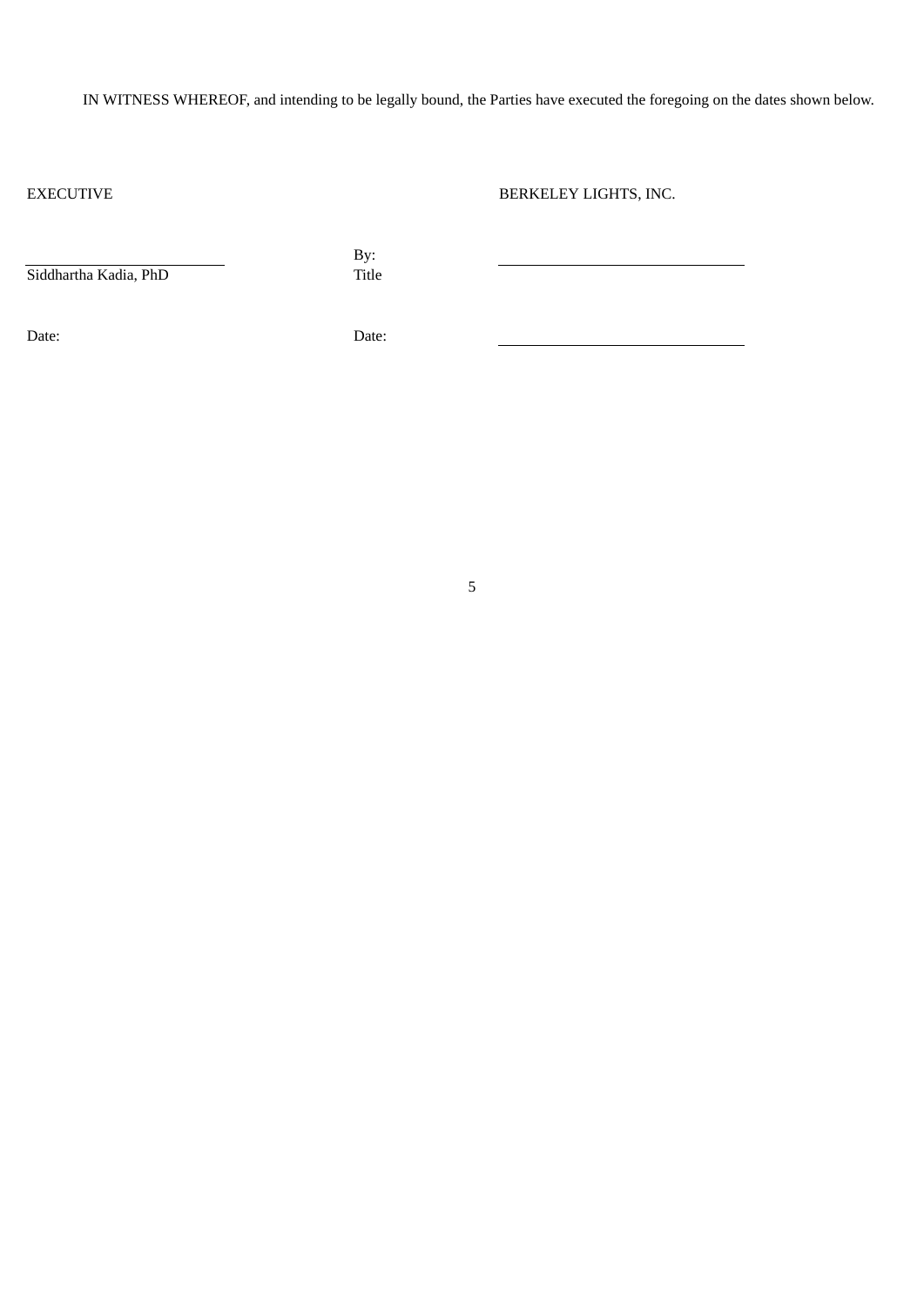IN WITNESS WHEREOF, and intending to be legally bound, the Parties have executed the foregoing on the dates shown below.

| EXECUTIVE | | BERKELEY LIGHTS, INC. |
|---|---|---|
| \_\_\_\_\_\_\_\_\_\_\_\_\_\_\_\_\_\_\_\_\_\_\_\_ | By: | \_\_\_\_\_\_\_\_\_\_\_\_\_\_\_\_\_\_\_\_\_\_\_\_\_\_\_\_\_\_ |
| Siddhartha Kadia, PhD | Title | |
| Date: | Date: | \_\_\_\_\_\_\_\_\_\_\_\_\_\_\_\_\_\_\_\_\_\_\_\_\_\_\_\_\_\_ |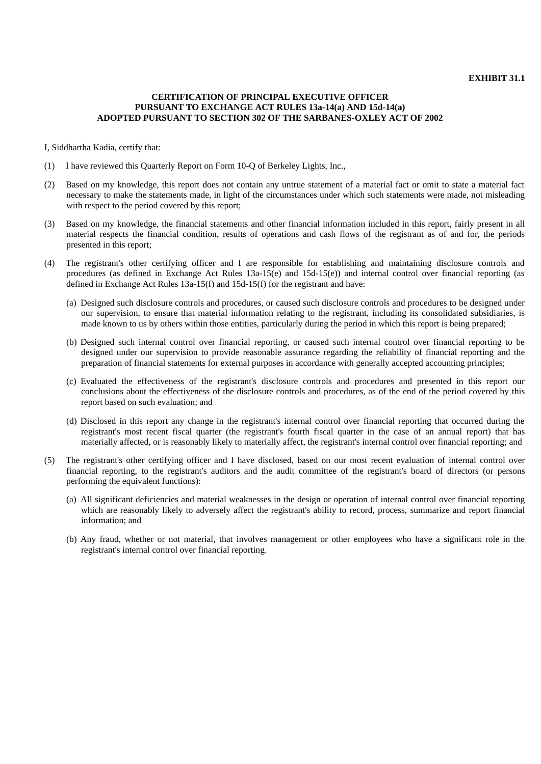**EXHIBIT 31.1**

**CERTIFICATION OF PRINCIPAL EXECUTIVE OFFICER**
**PURSUANT TO EXCHANGE ACT RULES 13a-14(a) AND 15d-14(a)**
**ADOPTED PURSUANT TO SECTION 302 OF THE SARBANES-OXLEY ACT OF 2002**

I, Siddhartha Kadia, certify that:

(1) I have reviewed this Quarterly Report on Form 10-Q of Berkeley Lights, Inc.,

(2) Based on my knowledge, this report does not contain any untrue statement of a material fact or omit to state a material fact necessary to make the statements made, in light of the circumstances under which such statements were made, not misleading with respect to the period covered by this report;

(3) Based on my knowledge, the financial statements and other financial information included in this report, fairly present in all material respects the financial condition, results of operations and cash flows of the registrant as of and for, the periods presented in this report;

(4) The registrant's other certifying officer and I are responsible for establishing and maintaining disclosure controls and procedures (as defined in Exchange Act Rules 13a-15(e) and 15d-15(e)) and internal control over financial reporting (as defined in Exchange Act Rules 13a-15(f) and 15d-15(f) for the registrant and have:

(a) Designed such disclosure controls and procedures, or caused such disclosure controls and procedures to be designed under our supervision, to ensure that material information relating to the registrant, including its consolidated subsidiaries, is made known to us by others within those entities, particularly during the period in which this report is being prepared;

(b) Designed such internal control over financial reporting, or caused such internal control over financial reporting to be designed under our supervision to provide reasonable assurance regarding the reliability of financial reporting and the preparation of financial statements for external purposes in accordance with generally accepted accounting principles;

(c) Evaluated the effectiveness of the registrant's disclosure controls and procedures and presented in this report our conclusions about the effectiveness of the disclosure controls and procedures, as of the end of the period covered by this report based on such evaluation; and

(d) Disclosed in this report any change in the registrant's internal control over financial reporting that occurred during the registrant's most recent fiscal quarter (the registrant's fourth fiscal quarter in the case of an annual report) that has materially affected, or is reasonably likely to materially affect, the registrant's internal control over financial reporting; and

(5) The registrant's other certifying officer and I have disclosed, based on our most recent evaluation of internal control over financial reporting, to the registrant's auditors and the audit committee of the registrant's board of directors (or persons performing the equivalent functions):

(a) All significant deficiencies and material weaknesses in the design or operation of internal control over financial reporting which are reasonably likely to adversely affect the registrant's ability to record, process, summarize and report financial information; and

(b) Any fraud, whether or not material, that involves management or other employees who have a significant role in the registrant's internal control over financial reporting.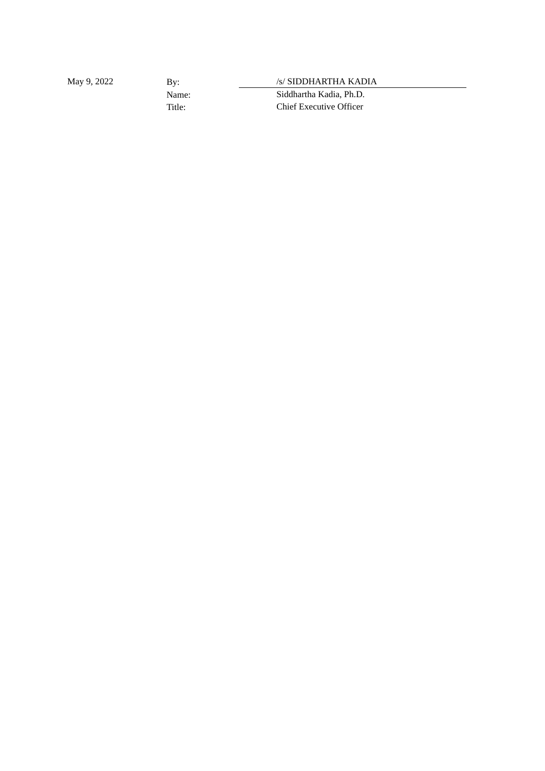| May 9, 2022 | By: | /s/ SIDDHARTHA KADIA |
|---|---|---|
| | Name: | Siddhartha Kadia, Ph.D. |
| | Title: | Chief Executive Officer |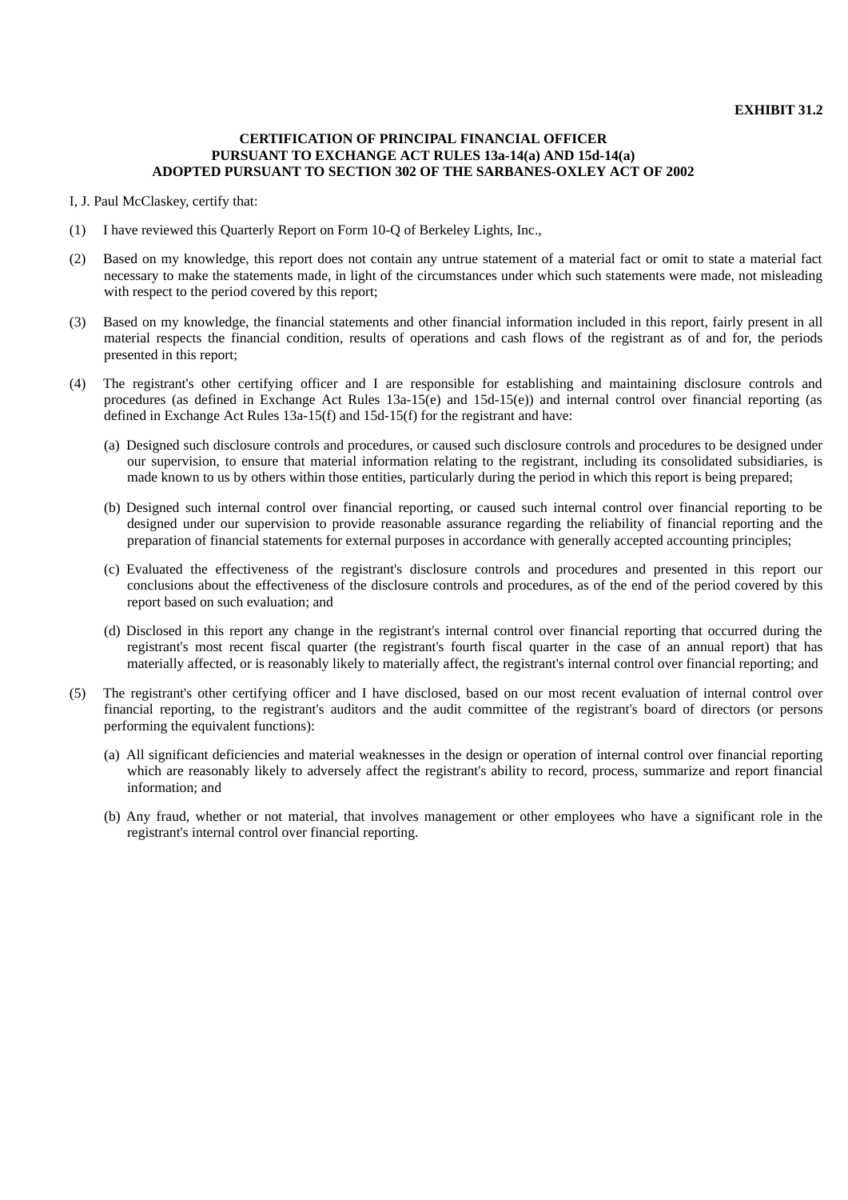**EXHIBIT 31.2**

**CERTIFICATION OF PRINCIPAL FINANCIAL OFFICER PURSUANT TO EXCHANGE ACT RULES 13a-14(a) AND 15d-14(a) ADOPTED PURSUANT TO SECTION 302 OF THE SARBANES-OXLEY ACT OF 2002**

I, J. Paul McClaskey, certify that:

(1) I have reviewed this Quarterly Report on Form 10-Q of Berkeley Lights, Inc.,

(2) Based on my knowledge, this report does not contain any untrue statement of a material fact or omit to state a material fact necessary to make the statements made, in light of the circumstances under which such statements were made, not misleading with respect to the period covered by this report;

(3) Based on my knowledge, the financial statements and other financial information included in this report, fairly present in all material respects the financial condition, results of operations and cash flows of the registrant as of and for, the periods presented in this report;

(4) The registrant's other certifying officer and I are responsible for establishing and maintaining disclosure controls and procedures (as defined in Exchange Act Rules 13a-15(e) and 15d-15(e)) and internal control over financial reporting (as defined in Exchange Act Rules 13a-15(f) and 15d-15(f) for the registrant and have:

(a) Designed such disclosure controls and procedures, or caused such disclosure controls and procedures to be designed under our supervision, to ensure that material information relating to the registrant, including its consolidated subsidiaries, is made known to us by others within those entities, particularly during the period in which this report is being prepared;

(b) Designed such internal control over financial reporting, or caused such internal control over financial reporting to be designed under our supervision to provide reasonable assurance regarding the reliability of financial reporting and the preparation of financial statements for external purposes in accordance with generally accepted accounting principles;

(c) Evaluated the effectiveness of the registrant's disclosure controls and procedures and presented in this report our conclusions about the effectiveness of the disclosure controls and procedures, as of the end of the period covered by this report based on such evaluation; and

(d) Disclosed in this report any change in the registrant's internal control over financial reporting that occurred during the registrant's most recent fiscal quarter (the registrant's fourth fiscal quarter in the case of an annual report) that has materially affected, or is reasonably likely to materially affect, the registrant's internal control over financial reporting; and

(5) The registrant's other certifying officer and I have disclosed, based on our most recent evaluation of internal control over financial reporting, to the registrant's auditors and the audit committee of the registrant's board of directors (or persons performing the equivalent functions):

(a) All significant deficiencies and material weaknesses in the design or operation of internal control over financial reporting which are reasonably likely to adversely affect the registrant's ability to record, process, summarize and report financial information; and

(b) Any fraud, whether or not material, that involves management or other employees who have a significant role in the registrant's internal control over financial reporting.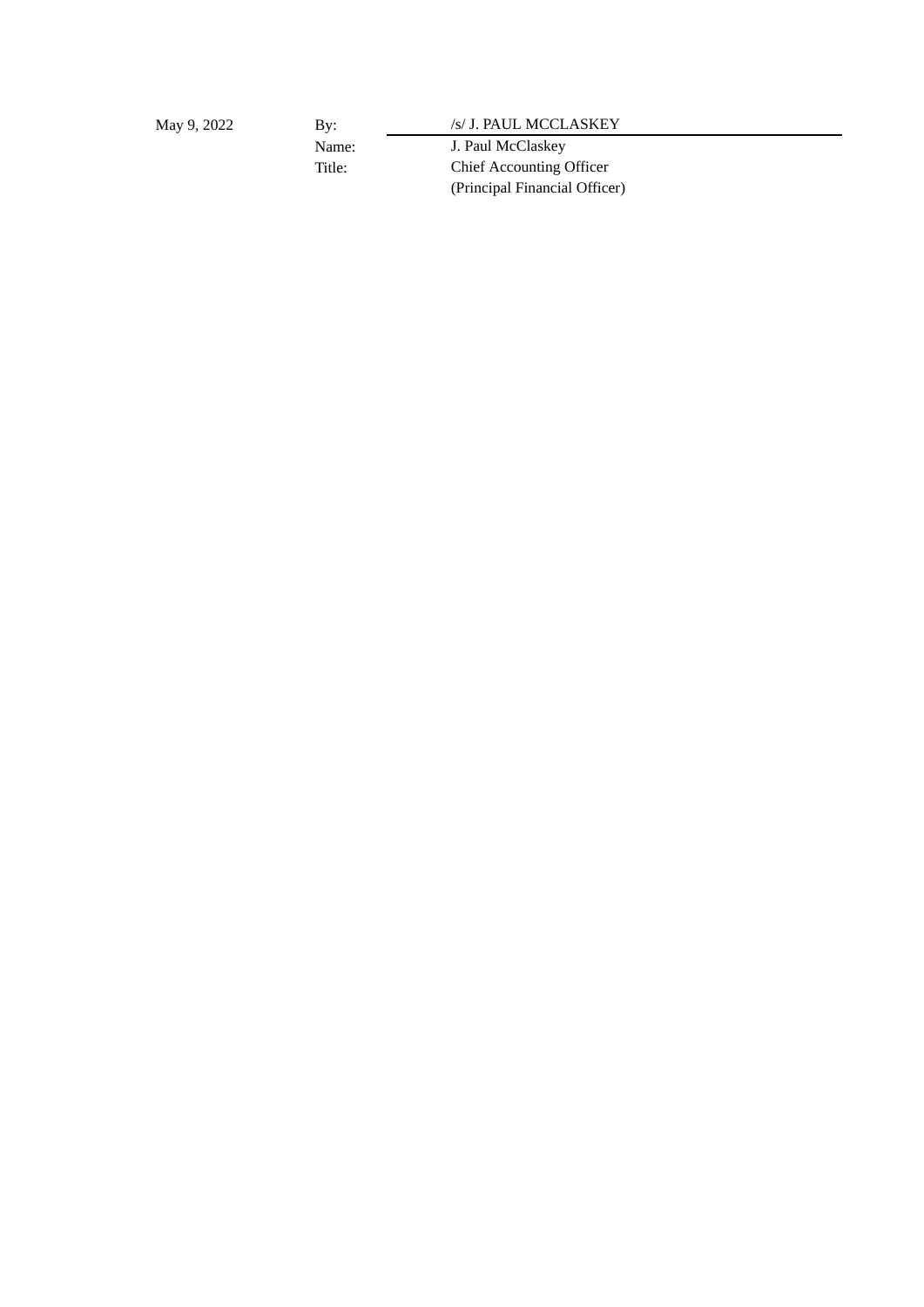| | | |
|---|---|---|
| May 9, 2022 | By: | /s/ J. PAUL MCCLASKEY |
| | Name: | J. Paul McClaskey |
| | Title: | Chief Accounting Officer<br>(Principal Financial Officer) |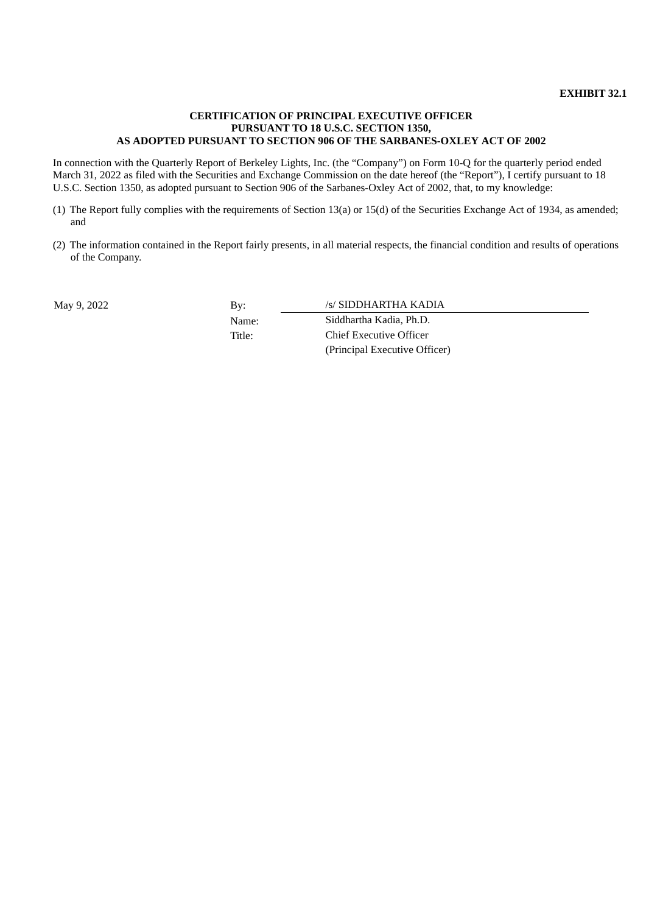**EXHIBIT 32.1**

**CERTIFICATION OF PRINCIPAL EXECUTIVE OFFICER**
**PURSUANT TO 18 U.S.C. SECTION 1350,**
**AS ADOPTED PURSUANT TO SECTION 906 OF THE SARBANES-OXLEY ACT OF 2002**

In connection with the Quarterly Report of Berkeley Lights, Inc. (the "Company") on Form 10-Q for the quarterly period ended March 31, 2022 as filed with the Securities and Exchange Commission on the date hereof (the "Report"), I certify pursuant to 18 U.S.C. Section 1350, as adopted pursuant to Section 906 of the Sarbanes-Oxley Act of 2002, that, to my knowledge:

(1) The Report fully complies with the requirements of Section 13(a) or 15(d) of the Securities Exchange Act of 1934, as amended; and

(2) The information contained in the Report fairly presents, in all material respects, the financial condition and results of operations of the Company.

| | | |
|---|---|---|
| May 9, 2022 | By: | /s/ SIDDHARTHA KADIA |
| | Name: | Siddhartha Kadia, Ph.D. |
| | Title: | Chief Executive Officer |
| | | (Principal Executive Officer) |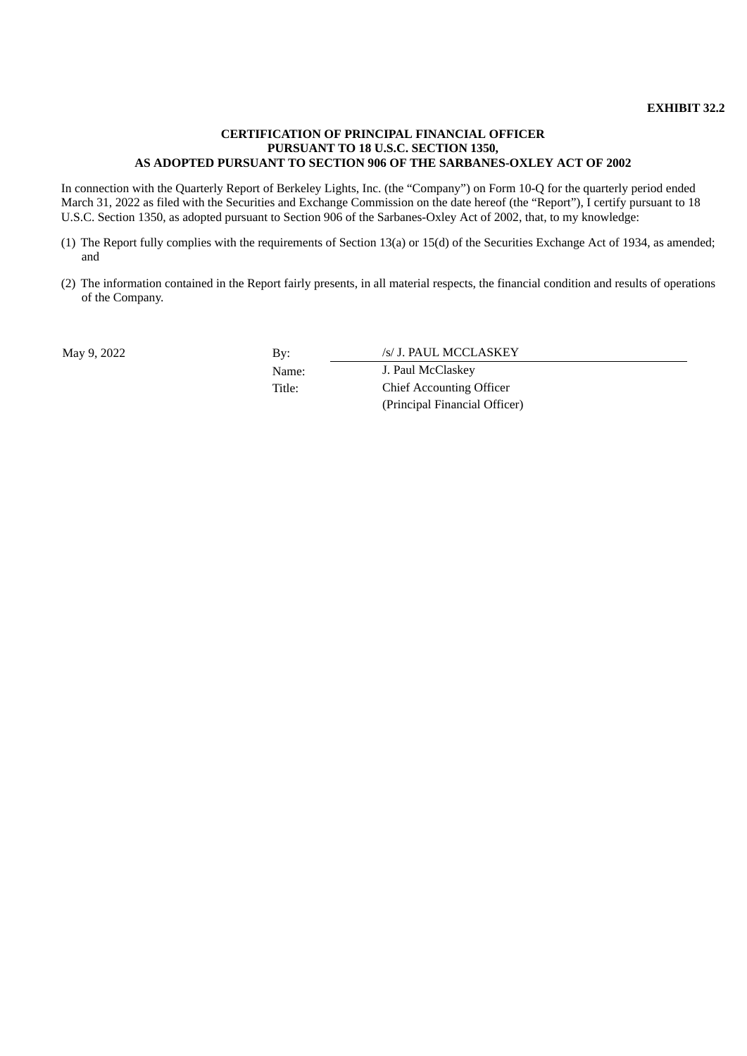**EXHIBIT 32.2**

**CERTIFICATION OF PRINCIPAL FINANCIAL OFFICER**
**PURSUANT TO 18 U.S.C. SECTION 1350,**
**AS ADOPTED PURSUANT TO SECTION 906 OF THE SARBANES-OXLEY ACT OF 2002**

In connection with the Quarterly Report of Berkeley Lights, Inc. (the "Company") on Form 10-Q for the quarterly period ended March 31, 2022 as filed with the Securities and Exchange Commission on the date hereof (the "Report"), I certify pursuant to 18 U.S.C. Section 1350, as adopted pursuant to Section 906 of the Sarbanes-Oxley Act of 2002, that, to my knowledge:

(1) The Report fully complies with the requirements of Section 13(a) or 15(d) of the Securities Exchange Act of 1934, as amended; and

(2) The information contained in the Report fairly presents, in all material respects, the financial condition and results of operations of the Company.

| | | |
|---|---|---|
| May 9, 2022 | By: | /s/ J. PAUL MCCLASKEY |
| | Name: | J. Paul McClaskey |
| | Title: | Chief Accounting Officer<br>(Principal Financial Officer) |